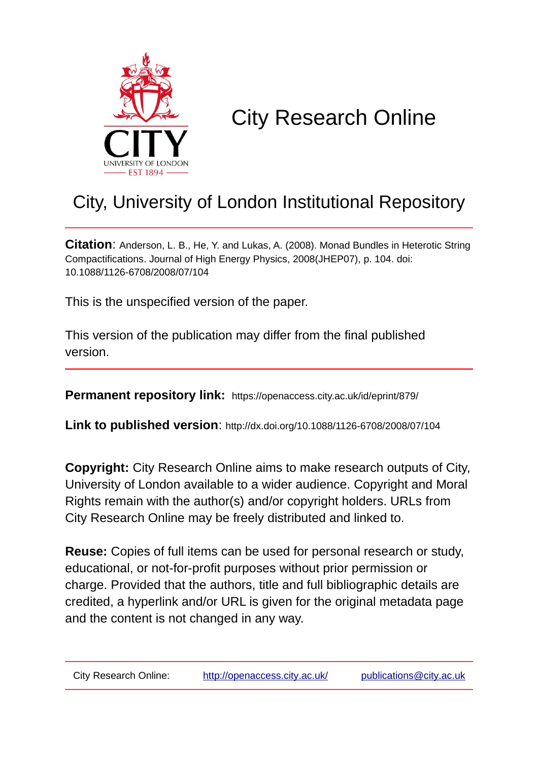# City Research Online

## City, University of London Institutional Repository

**Citation**: Anderson, L. B., He, Y. and Lukas, A. (2008). Monad Bundles in Heterotic String Compactifications. Journal of High Energy Physics, 2008(JHEP07), p. 104. doi: 10.1088/1126-6708/2008/07/104

This is the unspecified version of the paper.

This version of the publication may differ from the final published version.

**Permanent repository link:** https://openaccess.city.ac.uk/id/eprint/879/

**Link to published version**: http://dx.doi.org/10.1088/1126-6708/2008/07/104

**Copyright:** City Research Online aims to make research outputs of City, University of London available to a wider audience. Copyright and Moral Rights remain with the author(s) and/or copyright holders. URLs from City Research Online may be freely distributed and linked to.

**Reuse:** Copies of full items can be used for personal research or study, educational, or not-for-profit purposes without prior permission or charge. Provided that the authors, title and full bibliographic details are credited, a hyperlink and/or URL is given for the original metadata page and the content is not changed in any way.

City Research Online: http://openaccess.city.ac.uk/ publications@city.ac.uk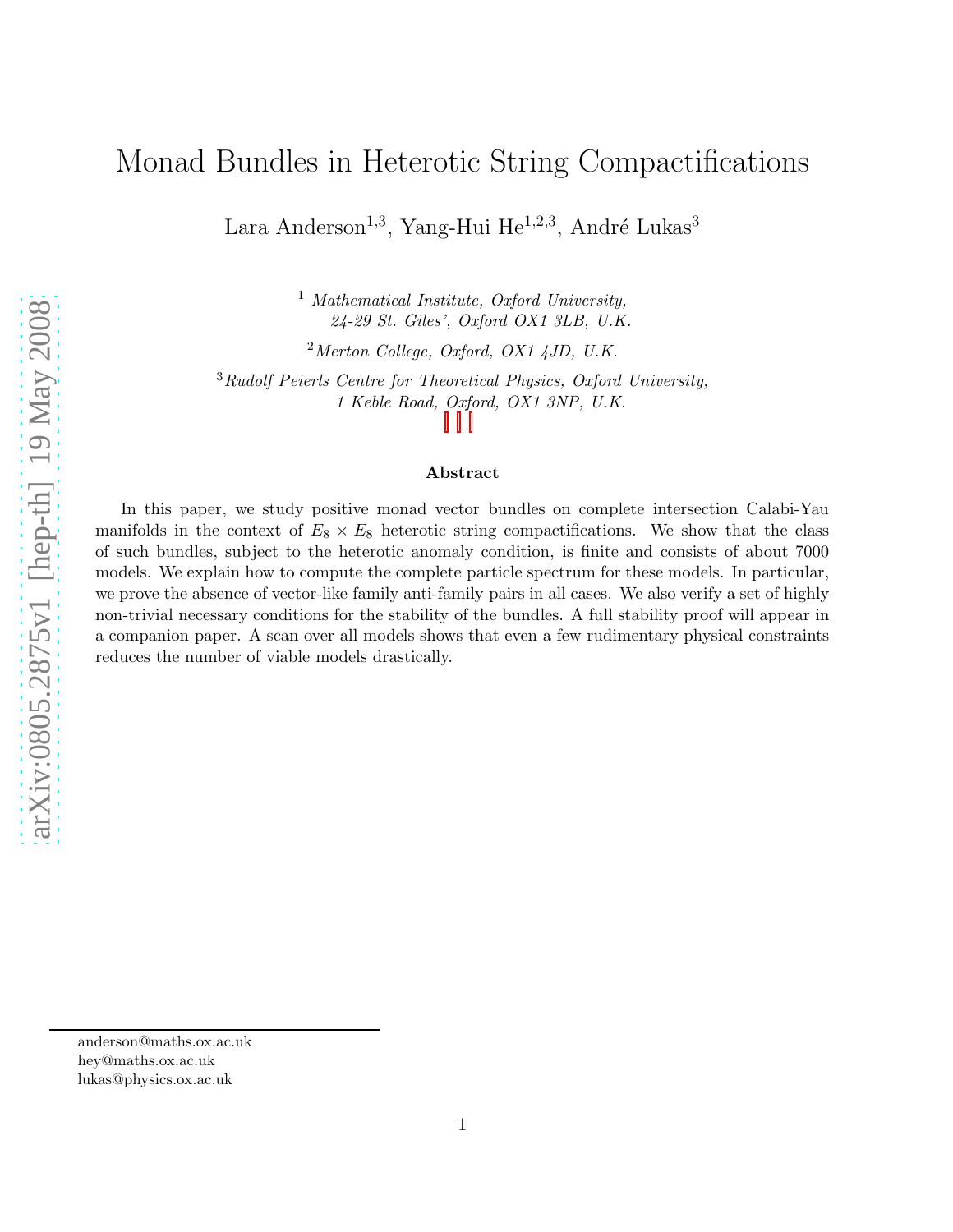# Monad Bundles in Heterotic String Compactifications

Lara Anderson[1,3], Yang-Hui He[1,2,3], André Lukas[3]

[1] *Mathematical Institute, Oxford University, 24-29 St. Giles', Oxford OX1 3LB, U.K.*

[2] *Merton College, Oxford, OX1 4JD, U.K.*

[3] *Rudolf Peierls Centre for Theoretical Physics, Oxford University, 1 Keble Road, Oxford, OX1 3NP, U.K.*

### Abstract

In this paper, we study positive monad vector bundles on complete intersection Calabi-Yau manifolds in the context of $E_8 \times E_8$ heterotic string compactifications. We show that the class of such bundles, subject to the heterotic anomaly condition, is finite and consists of about 7000 models. We explain how to compute the complete particle spectrum for these models. In particular, we prove the absence of vector-like family anti-family pairs in all cases. We also verify a set of highly non-trivial necessary conditions for the stability of the bundles. A full stability proof will appear in a companion paper. A scan over all models shows that even a few rudimentary physical constraints reduces the number of viable models drastically.

anderson@maths.ox.ac.uk
hey@maths.ox.ac.uk
lukas@physics.ox.ac.uk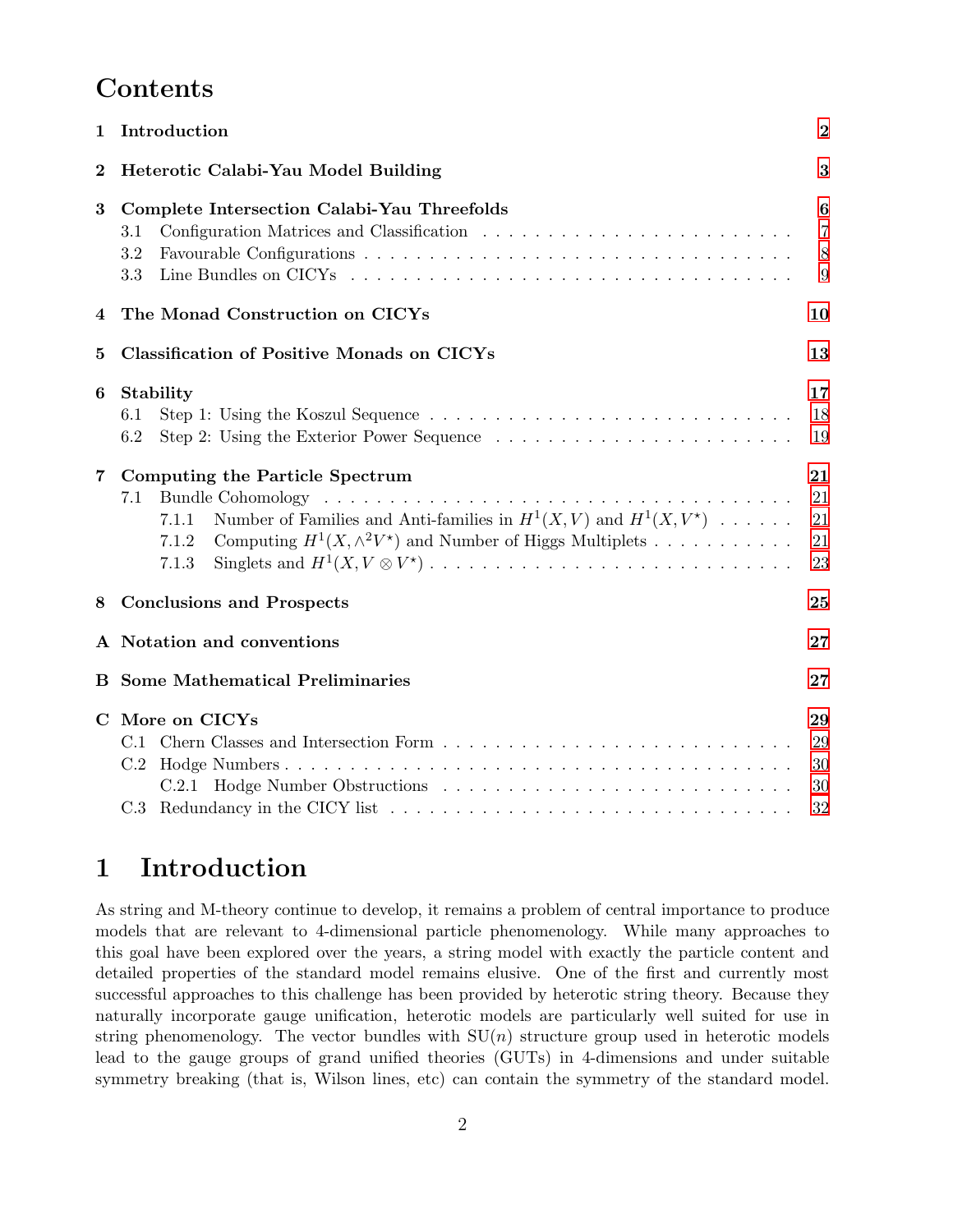# Contents

| | | |
|---|---|---|
| **1** | **Introduction** | **2** |
| **2** | **Heterotic Calabi-Yau Model Building** | **3** |
| **3** | **Complete Intersection Calabi-Yau Threefolds** | **6** |
| | 3.1 Configuration Matrices and Classification | 7 |
| | 3.2 Favourable Configurations | 8 |
| | 3.3 Line Bundles on CICYs | 9 |
| **4** | **The Monad Construction on CICYs** | **10** |
| **5** | **Classification of Positive Monads on CICYs** | **13** |
| **6** | **Stability** | **17** |
| | 6.1 Step 1: Using the Koszul Sequence | 18 |
| | 6.2 Step 2: Using the Exterior Power Sequence | 19 |
| **7** | **Computing the Particle Spectrum** | **21** |
| | 7.1 Bundle Cohomology | 21 |
| | 7.1.1 Number of Families and Anti-families in $H^1(X,V)$ and $H^1(X,V^\star)$ | 21 |
| | 7.1.2 Computing $H^1(X,\wedge^2 V^\star)$ and Number of Higgs Multiplets | 21 |
| | 7.1.3 Singlets and $H^1(X,V\otimes V^\star)$ | 23 |
| **8** | **Conclusions and Prospects** | **25** |
| **A** | **Notation and conventions** | **27** |
| **B** | **Some Mathematical Preliminaries** | **27** |
| **C** | **More on CICYs** | **29** |
| | C.1 Chern Classes and Intersection Form | 29 |
| | C.2 Hodge Numbers | 30 |
| | C.2.1 Hodge Number Obstructions | 30 |
| | C.3 Redundancy in the CICY list | 32 |

# 1 Introduction

As string and M-theory continue to develop, it remains a problem of central importance to produce models that are relevant to 4-dimensional particle phenomenology. While many approaches to this goal have been explored over the years, a string model with exactly the particle content and detailed properties of the standard model remains elusive. One of the first and currently most successful approaches to this challenge has been provided by heterotic string theory. Because they naturally incorporate gauge unification, heterotic models are particularly well suited for use in string phenomenology. The vector bundles with $\mathrm{SU}(n)$ structure group used in heterotic models lead to the gauge groups of grand unified theories (GUTs) in 4-dimensions and under suitable symmetry breaking (that is, Wilson lines, etc) can contain the symmetry of the standard model.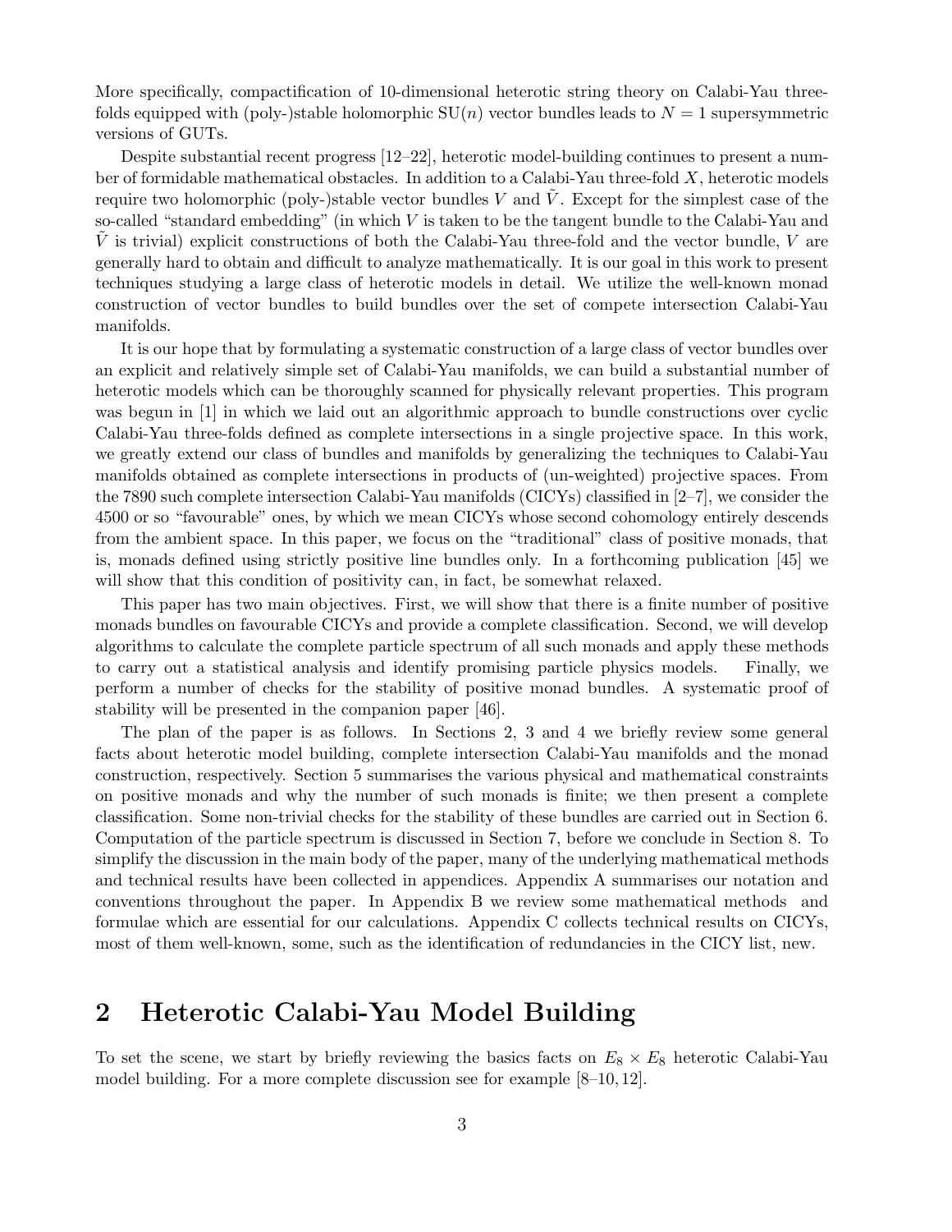More specifically, compactification of 10-dimensional heterotic string theory on Calabi-Yau three-folds equipped with (poly-)stable holomorphic $\mathrm{SU}(n)$ vector bundles leads to $N = 1$ supersymmetric versions of GUTs.

Despite substantial recent progress [12–22], heterotic model-building continues to present a number of formidable mathematical obstacles. In addition to a Calabi-Yau three-fold $X$, heterotic models require two holomorphic (poly-)stable vector bundles $V$ and $\tilde{V}$. Except for the simplest case of the so-called "standard embedding" (in which $V$ is taken to be the tangent bundle to the Calabi-Yau and $\tilde{V}$ is trivial) explicit constructions of both the Calabi-Yau three-fold and the vector bundle, $V$ are generally hard to obtain and difficult to analyze mathematically. It is our goal in this work to present techniques studying a large class of heterotic models in detail. We utilize the well-known monad construction of vector bundles to build bundles over the set of compete intersection Calabi-Yau manifolds.

It is our hope that by formulating a systematic construction of a large class of vector bundles over an explicit and relatively simple set of Calabi-Yau manifolds, we can build a substantial number of heterotic models which can be thoroughly scanned for physically relevant properties. This program was begun in [1] in which we laid out an algorithmic approach to bundle constructions over cyclic Calabi-Yau three-folds defined as complete intersections in a single projective space. In this work, we greatly extend our class of bundles and manifolds by generalizing the techniques to Calabi-Yau manifolds obtained as complete intersections in products of (un-weighted) projective spaces. From the 7890 such complete intersection Calabi-Yau manifolds (CICYs) classified in [2–7], we consider the 4500 or so "favourable" ones, by which we mean CICYs whose second cohomology entirely descends from the ambient space. In this paper, we focus on the "traditional" class of positive monads, that is, monads defined using strictly positive line bundles only. In a forthcoming publication [45] we will show that this condition of positivity can, in fact, be somewhat relaxed.

This paper has two main objectives. First, we will show that there is a finite number of positive monads bundles on favourable CICYs and provide a complete classification. Second, we will develop algorithms to calculate the complete particle spectrum of all such monads and apply these methods to carry out a statistical analysis and identify promising particle physics models. Finally, we perform a number of checks for the stability of positive monad bundles. A systematic proof of stability will be presented in the companion paper [46].

The plan of the paper is as follows. In Sections 2, 3 and 4 we briefly review some general facts about heterotic model building, complete intersection Calabi-Yau manifolds and the monad construction, respectively. Section 5 summarises the various physical and mathematical constraints on positive monads and why the number of such monads is finite; we then present a complete classification. Some non-trivial checks for the stability of these bundles are carried out in Section 6. Computation of the particle spectrum is discussed in Section 7, before we conclude in Section 8. To simplify the discussion in the main body of the paper, many of the underlying mathematical methods and technical results have been collected in appendices. Appendix A summarises our notation and conventions throughout the paper. In Appendix B we review some mathematical methods and formulae which are essential for our calculations. Appendix C collects technical results on CICYs, most of them well-known, some, such as the identification of redundancies in the CICY list, new.

## 2 Heterotic Calabi-Yau Model Building

To set the scene, we start by briefly reviewing the basics facts on $E_8 \times E_8$ heterotic Calabi-Yau model building. For a more complete discussion see for example [8–10, 12].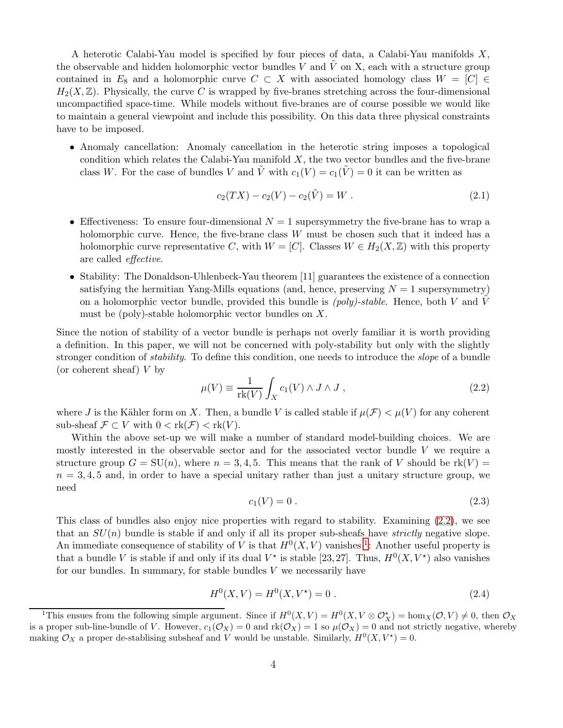A heterotic Calabi-Yau model is specified by four pieces of data, a Calabi-Yau manifolds $X$, the observable and hidden holomorphic vector bundles $V$ and $\tilde{V}$ on X, each with a structure group contained in $E_8$ and a holomorphic curve $C \subset X$ with associated homology class $W = [C] \in H_2(X, \mathbb{Z})$. Physically, the curve $C$ is wrapped by five-branes stretching across the four-dimensional uncompactified space-time. While models without five-branes are of course possible we would like to maintain a general viewpoint and include this possibility. On this data three physical constraints have to be imposed.

- Anomaly cancellation: Anomaly cancellation in the heterotic string imposes a topological condition which relates the Calabi-Yau manifold $X$, the two vector bundles and the five-brane class $W$. For the case of bundles $V$ and $\tilde{V}$ with $c_1(V) = c_1(\tilde{V}) = 0$ it can be written as

$$c_2(TX) - c_2(V) - c_2(\tilde{V}) = W \ . \tag{2.1}$$

- Effectiveness: To ensure four-dimensional $N = 1$ supersymmetry the five-brane has to wrap a holomorphic curve. Hence, the five-brane class $W$ must be chosen such that it indeed has a holomorphic curve representative $C$, with $W = [C]$. Classes $W \in H_2(X, \mathbb{Z})$ with this property are called *effective*.
- Stability: The Donaldson-Uhlenbeck-Yau theorem [11] guarantees the existence of a connection satisfying the hermitian Yang-Mills equations (and, hence, preserving $N = 1$ supersymmetry) on a holomorphic vector bundle, provided this bundle is *(poly)-stable*. Hence, both $V$ and $\tilde{V}$ must be (poly)-stable holomorphic vector bundles on $X$.

Since the notion of stability of a vector bundle is perhaps not overly familiar it is worth providing a definition. In this paper, we will not be concerned with poly-stability but only with the slightly stronger condition of *stability*. To define this condition, one needs to introduce the *slope* of a bundle (or coherent sheaf) $V$ by

$$\mu(V) \equiv \frac{1}{\text{rk}(V)} \int_X c_1(V) \wedge J \wedge J \ , \tag{2.2}$$

where $J$ is the Kähler form on $X$. Then, a bundle $V$ is called stable if $\mu(\mathcal{F}) < \mu(V)$ for any coherent sub-sheaf $\mathcal{F} \subset V$ with $0 < \text{rk}(\mathcal{F}) < \text{rk}(V)$.

Within the above set-up we will make a number of standard model-building choices. We are mostly interested in the observable sector and for the associated vector bundle $V$ we require a structure group $G = \text{SU}(n)$, where $n = 3, 4, 5$. This means that the rank of $V$ should be $\text{rk}(V) = n = 3, 4, 5$ and, in order to have a special unitary rather than just a unitary structure group, we need

$$c_1(V) = 0 \ . \tag{2.3}$$

This class of bundles also enjoy nice properties with regard to stability. Examining (2.2), we see that an $SU(n)$ bundle is stable if and only if all its proper sub-sheafs have *strictly* negative slope. An immediate consequence of stability of $V$ is that $H^0(X, V)$ vanishes [1]. Another useful property is that a bundle $V$ is stable if and only if its dual $V^\star$ is stable [23, 27]. Thus, $H^0(X, V^\star)$ also vanishes for our bundles. In summary, for stable bundles $V$ we necessarily have

$$H^0(X, V) = H^0(X, V^\star) = 0 \ . \tag{2.4}$$

[1] This ensues from the following simple argument. Since if $H^0(X, V) = H^0(X, V \otimes \mathcal{O}_X^\star) = \text{hom}_X(\mathcal{O}, V) \neq 0$, then $\mathcal{O}_X$ is a proper sub-line-bundle of $V$. However, $c_1(\mathcal{O}_X) = 0$ and $\text{rk}(\mathcal{O}_X) = 1$ so $\mu(\mathcal{O}_X) = 0$ and not strictly negative, whereby making $\mathcal{O}_X$ a proper de-stablising subsheaf and $V$ would be unstable. Similarly, $H^0(X, V^\star) = 0$.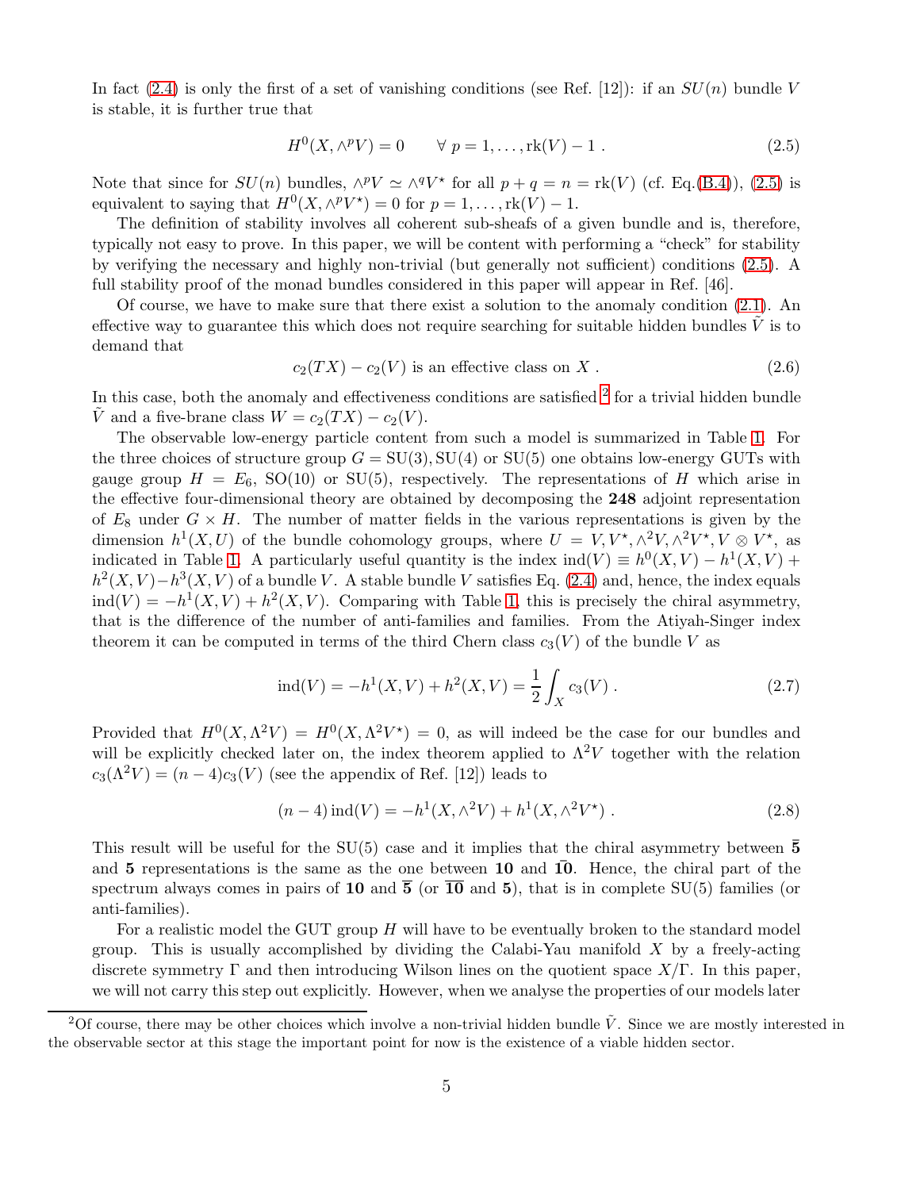In fact (2.4) is only the first of a set of vanishing conditions (see Ref. [12]): if an $SU(n)$ bundle $V$ is stable, it is further true that

$$H^0(X, \wedge^p V) = 0 \qquad \forall \; p = 1, \ldots, \mathrm{rk}(V) - 1 \; . \tag{2.5}$$

Note that since for $SU(n)$ bundles, $\wedge^p V \simeq \wedge^q V^\star$ for all $p + q = n = \mathrm{rk}(V)$ (cf. Eq.(B.4)), (2.5) is equivalent to saying that $H^0(X, \wedge^p V^\star) = 0$ for $p = 1, \ldots, \mathrm{rk}(V) - 1$.

The definition of stability involves all coherent sub-sheafs of a given bundle and is, therefore, typically not easy to prove. In this paper, we will be content with performing a "check" for stability by verifying the necessary and highly non-trivial (but generally not sufficient) conditions (2.5). A full stability proof of the monad bundles considered in this paper will appear in Ref. [46].

Of course, we have to make sure that there exist a solution to the anomaly condition (2.1). An effective way to guarantee this which does not require searching for suitable hidden bundles $\tilde{V}$ is to demand that

$$c_2(TX) - c_2(V) \text{ is an effective class on } X \; . \tag{2.6}$$

In this case, both the anomaly and effectiveness conditions are satisfied [2] for a trivial hidden bundle $\tilde{V}$ and a five-brane class $W = c_2(TX) - c_2(V)$.

The observable low-energy particle content from such a model is summarized in Table 1. For the three choices of structure group $G = \mathrm{SU}(3), \mathrm{SU}(4)$ or $\mathrm{SU}(5)$ one obtains low-energy GUTs with gauge group $H = E_6$, $\mathrm{SO}(10)$ or $\mathrm{SU}(5)$, respectively. The representations of $H$ which arise in the effective four-dimensional theory are obtained by decomposing the **248** adjoint representation of $E_8$ under $G \times H$. The number of matter fields in the various representations is given by the dimension $h^1(X, U)$ of the bundle cohomology groups, where $U = V, V^\star, \wedge^2 V, \wedge^2 V^\star, V \otimes V^\star$, as indicated in Table 1. A particularly useful quantity is the index $\mathrm{ind}(V) \equiv h^0(X, V) - h^1(X, V) + h^2(X, V) - h^3(X, V)$ of a bundle $V$. A stable bundle $V$ satisfies Eq. (2.4) and, hence, the index equals $\mathrm{ind}(V) = -h^1(X, V) + h^2(X, V)$. Comparing with Table 1, this is precisely the chiral asymmetry, that is the difference of the number of anti-families and families. From the Atiyah-Singer index theorem it can be computed in terms of the third Chern class $c_3(V)$ of the bundle $V$ as

$$\mathrm{ind}(V) = -h^1(X, V) + h^2(X, V) = \frac{1}{2} \int_X c_3(V) \; . \tag{2.7}$$

Provided that $H^0(X, \Lambda^2 V) = H^0(X, \Lambda^2 V^\star) = 0$, as will indeed be the case for our bundles and will be explicitly checked later on, the index theorem applied to $\Lambda^2 V$ together with the relation $c_3(\Lambda^2 V) = (n-4) c_3(V)$ (see the appendix of Ref. [12]) leads to

$$(n-4)\, \mathrm{ind}(V) = -h^1(X, \wedge^2 V) + h^1(X, \wedge^2 V^\star) \; . \tag{2.8}$$

This result will be useful for the SU(5) case and it implies that the chiral asymmetry between $\bar{\mathbf{5}}$ and $\mathbf{5}$ representations is the same as the one between $\mathbf{10}$ and $\bar{\mathbf{10}}$. Hence, the chiral part of the spectrum always comes in pairs of $\mathbf{10}$ and $\bar{\mathbf{5}}$ (or $\overline{\mathbf{10}}$ and $\mathbf{5}$), that is in complete SU(5) families (or anti-families).

For a realistic model the GUT group $H$ will have to be eventually broken to the standard model group. This is usually accomplished by dividing the Calabi-Yau manifold $X$ by a freely-acting discrete symmetry $\Gamma$ and then introducing Wilson lines on the quotient space $X/\Gamma$. In this paper, we will not carry this step out explicitly. However, when we analyse the properties of our models later

[2] Of course, there may be other choices which involve a non-trivial hidden bundle $\tilde{V}$. Since we are mostly interested in the observable sector at this stage the important point for now is the existence of a viable hidden sector.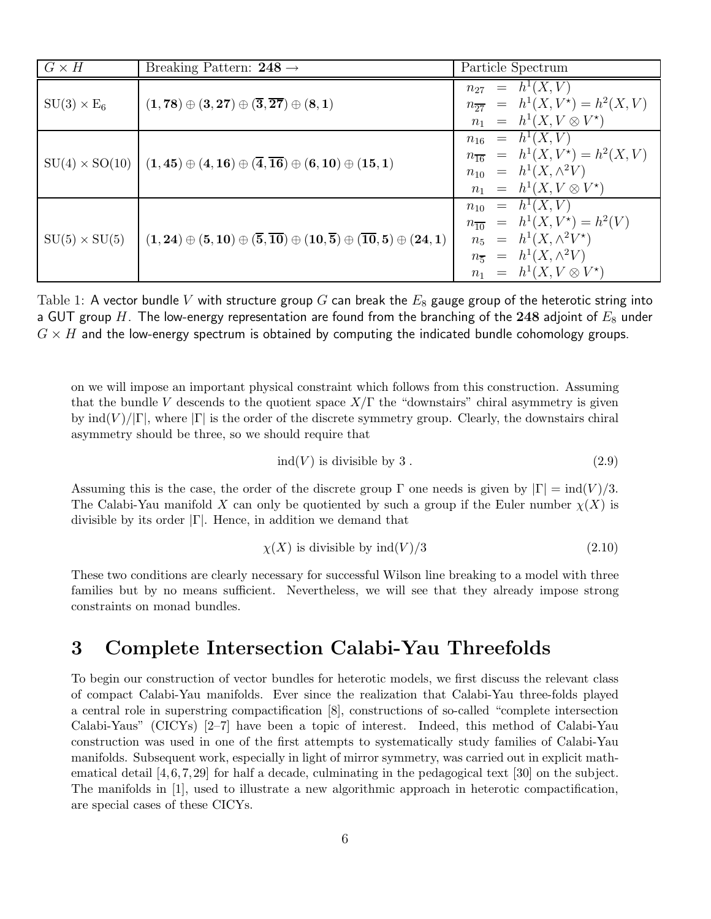| $G \times H$ | Breaking Pattern: $\mathbf{248} \to$ | Particle Spectrum |
|---|---|---|
| $\mathrm{SU}(3) \times \mathrm{E}_6$ | $(\mathbf{1}, \mathbf{78}) \oplus (\mathbf{3}, \mathbf{27}) \oplus (\overline{\mathbf{3}}, \overline{\mathbf{27}}) \oplus (\mathbf{8}, \mathbf{1})$ | $n_{27} = h^1(X, V)$ <br> $n_{\overline{27}} = h^1(X, V^\star) = h^2(X, V)$ <br> $n_1 = h^1(X, V \otimes V^\star)$ |
| $\mathrm{SU}(4) \times \mathrm{SO}(10)$ | $(\mathbf{1}, \mathbf{45}) \oplus (\mathbf{4}, \mathbf{16}) \oplus (\overline{\mathbf{4}}, \overline{\mathbf{16}}) \oplus (\mathbf{6}, \mathbf{10}) \oplus (\mathbf{15}, \mathbf{1})$ | $n_{16} = h^1(X, V)$ <br> $n_{\overline{16}} = h^1(X, V^\star) = h^2(X, V)$ <br> $n_{10} = h^1(X, \wedge^2 V)$ <br> $n_1 = h^1(X, V \otimes V^\star)$ |
| $\mathrm{SU}(5) \times \mathrm{SU}(5)$ | $(\mathbf{1}, \mathbf{24}) \oplus (\mathbf{5}, \mathbf{10}) \oplus (\overline{\mathbf{5}}, \overline{\mathbf{10}}) \oplus (\mathbf{10}, \overline{\mathbf{5}}) \oplus (\overline{\mathbf{10}}, \mathbf{5}) \oplus (\mathbf{24}, \mathbf{1})$ | $n_{10} = h^1(X, V)$ <br> $n_{\overline{10}} = h^1(X, V^\star) = h^2(V)$ <br> $n_5 = h^1(X, \wedge^2 V^\star)$ <br> $n_{\overline{5}} = h^1(X, \wedge^2 V)$ <br> $n_1 = h^1(X, V \otimes V^\star)$ |

Table 1: A vector bundle $V$ with structure group $G$ can break the $E_8$ gauge group of the heterotic string into a GUT group $H$. The low-energy representation are found from the branching of the $\mathbf{248}$ adjoint of $E_8$ under $G \times H$ and the low-energy spectrum is obtained by computing the indicated bundle cohomology groups.

on we will impose an important physical constraint which follows from this construction. Assuming that the bundle $V$ descends to the quotient space $X/\Gamma$ the "downstairs" chiral asymmetry is given by $\mathrm{ind}(V)/|\Gamma|$, where $|\Gamma|$ is the order of the discrete symmetry group. Clearly, the downstairs chiral asymmetry should be three, so we should require that

$$\mathrm{ind}(V) \text{ is divisible by } 3\,. \tag{2.9}$$

Assuming this is the case, the order of the discrete group $\Gamma$ one needs is given by $|\Gamma| = \mathrm{ind}(V)/3$. The Calabi-Yau manifold $X$ can only be quotiented by such a group if the Euler number $\chi(X)$ is divisible by its order $|\Gamma|$. Hence, in addition we demand that

$$\chi(X) \text{ is divisible by } \mathrm{ind}(V)/3 \tag{2.10}$$

These two conditions are clearly necessary for successful Wilson line breaking to a model with three families but by no means sufficient. Nevertheless, we will see that they already impose strong constraints on monad bundles.

# 3 Complete Intersection Calabi-Yau Threefolds

To begin our construction of vector bundles for heterotic models, we first discuss the relevant class of compact Calabi-Yau manifolds. Ever since the realization that Calabi-Yau three-folds played a central role in superstring compactification [8], constructions of so-called "complete intersection Calabi-Yaus" (CICYs) [2–7] have been a topic of interest. Indeed, this method of Calabi-Yau construction was used in one of the first attempts to systematically study families of Calabi-Yau manifolds. Subsequent work, especially in light of mirror symmetry, was carried out in explicit mathematical detail [4,6,7,29] for half a decade, culminating in the pedagogical text [30] on the subject. The manifolds in [1], used to illustrate a new algorithmic approach in heterotic compactification, are special cases of these CICYs.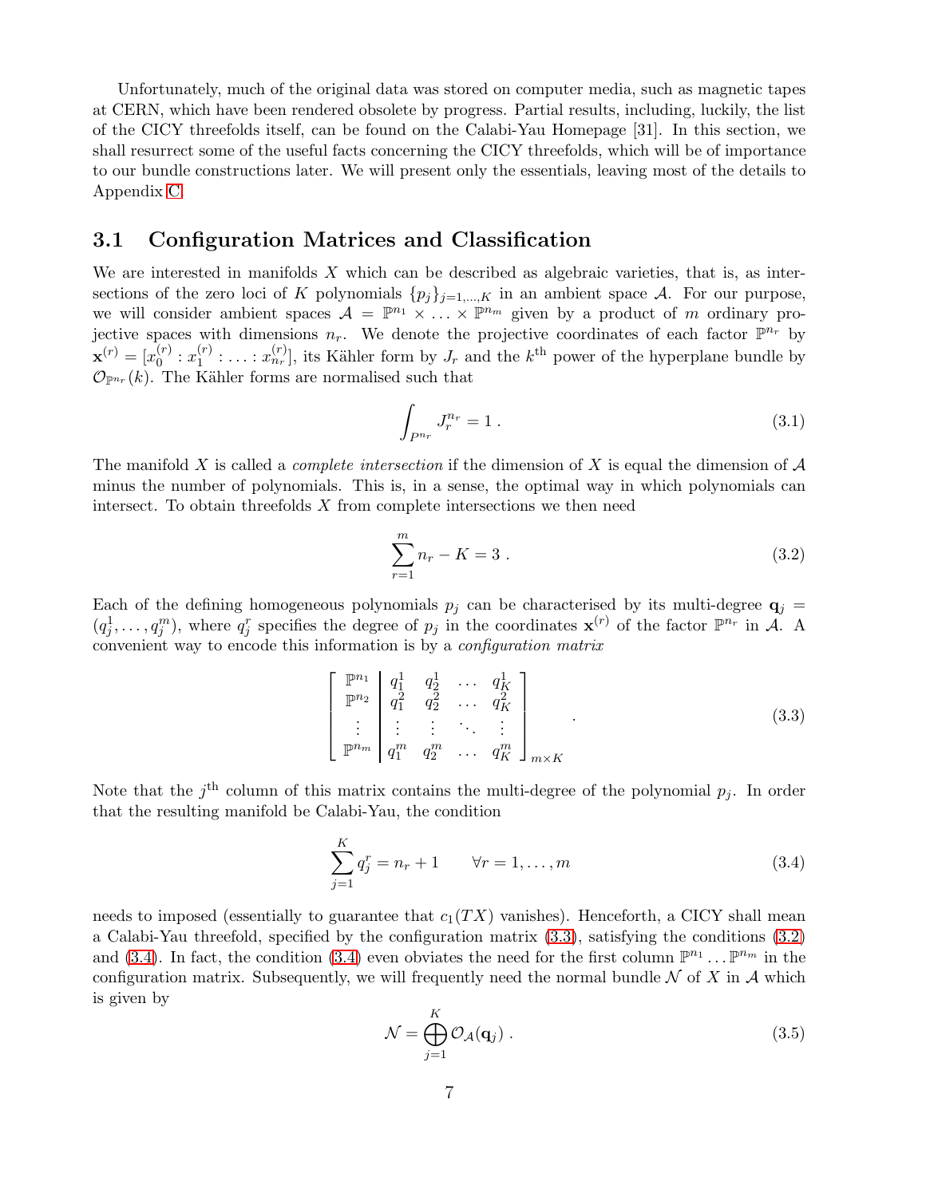Unfortunately, much of the original data was stored on computer media, such as magnetic tapes at CERN, which have been rendered obsolete by progress. Partial results, including, luckily, the list of the CICY threefolds itself, can be found on the Calabi-Yau Homepage [31]. In this section, we shall resurrect some of the useful facts concerning the CICY threefolds, which will be of importance to our bundle constructions later. We will present only the essentials, leaving most of the details to Appendix C.

## 3.1 Configuration Matrices and Classification

We are interested in manifolds $X$ which can be described as algebraic varieties, that is, as intersections of the zero loci of $K$ polynomials $\{p_j\}_{j=1,\ldots,K}$ in an ambient space $\mathcal{A}$. For our purpose, we will consider ambient spaces $\mathcal{A} = \mathbb{P}^{n_1} \times \ldots \times \mathbb{P}^{n_m}$ given by a product of $m$ ordinary projective spaces with dimensions $n_r$. We denote the projective coordinates of each factor $\mathbb{P}^{n_r}$ by $\mathbf{x}^{(r)} = [x_0^{(r)} : x_1^{(r)} : \ldots : x_{n_r}^{(r)}]$, its Kähler form by $J_r$ and the $k^{\text{th}}$ power of the hyperplane bundle by $\mathcal{O}_{\mathbb{P}^{n_r}}(k)$. The Kähler forms are normalised such that

$$\int_{P^{n_r}} J_r^{n_r} = 1 \; . \tag{3.1}$$

The manifold $X$ is called a *complete intersection* if the dimension of $X$ is equal the dimension of $\mathcal{A}$ minus the number of polynomials. This is, in a sense, the optimal way in which polynomials can intersect. To obtain threefolds $X$ from complete intersections we then need

$$\sum_{r=1}^{m} n_r - K = 3 \; . \tag{3.2}$$

Each of the defining homogeneous polynomials $p_j$ can be characterised by its multi-degree $\mathbf{q}_j = (q_j^1, \ldots, q_j^m)$, where $q_j^r$ specifies the degree of $p_j$ in the coordinates $\mathbf{x}^{(r)}$ of the factor $\mathbb{P}^{n_r}$ in $\mathcal{A}$. A convenient way to encode this information is by a *configuration matrix*

$$\left[\begin{array}{c|cccc} \mathbb{P}^{n_1} & q_1^1 & q_2^1 & \ldots & q_K^1 \\ \mathbb{P}^{n_2} & q_1^2 & q_2^2 & \ldots & q_K^2 \\ \vdots & \vdots & \vdots & \ddots & \vdots \\ \mathbb{P}^{n_m} & q_1^m & q_2^m & \ldots & q_K^m \end{array}\right]_{m \times K} . \tag{3.3}$$

Note that the $j^{\text{th}}$ column of this matrix contains the multi-degree of the polynomial $p_j$. In order that the resulting manifold be Calabi-Yau, the condition

$$\sum_{j=1}^{K} q_j^r = n_r + 1 \qquad \forall r = 1, \ldots, m \tag{3.4}$$

needs to imposed (essentially to guarantee that $c_1(TX)$ vanishes). Henceforth, a CICY shall mean a Calabi-Yau threefold, specified by the configuration matrix (3.3), satisfying the conditions (3.2) and (3.4). In fact, the condition (3.4) even obviates the need for the first column $\mathbb{P}^{n_1} \ldots \mathbb{P}^{n_m}$ in the configuration matrix. Subsequently, we will frequently need the normal bundle $\mathcal{N}$ of $X$ in $\mathcal{A}$ which is given by

$$\mathcal{N} = \bigoplus_{j=1}^{K} \mathcal{O}_{\mathcal{A}}(\mathbf{q}_j) \; . \tag{3.5}$$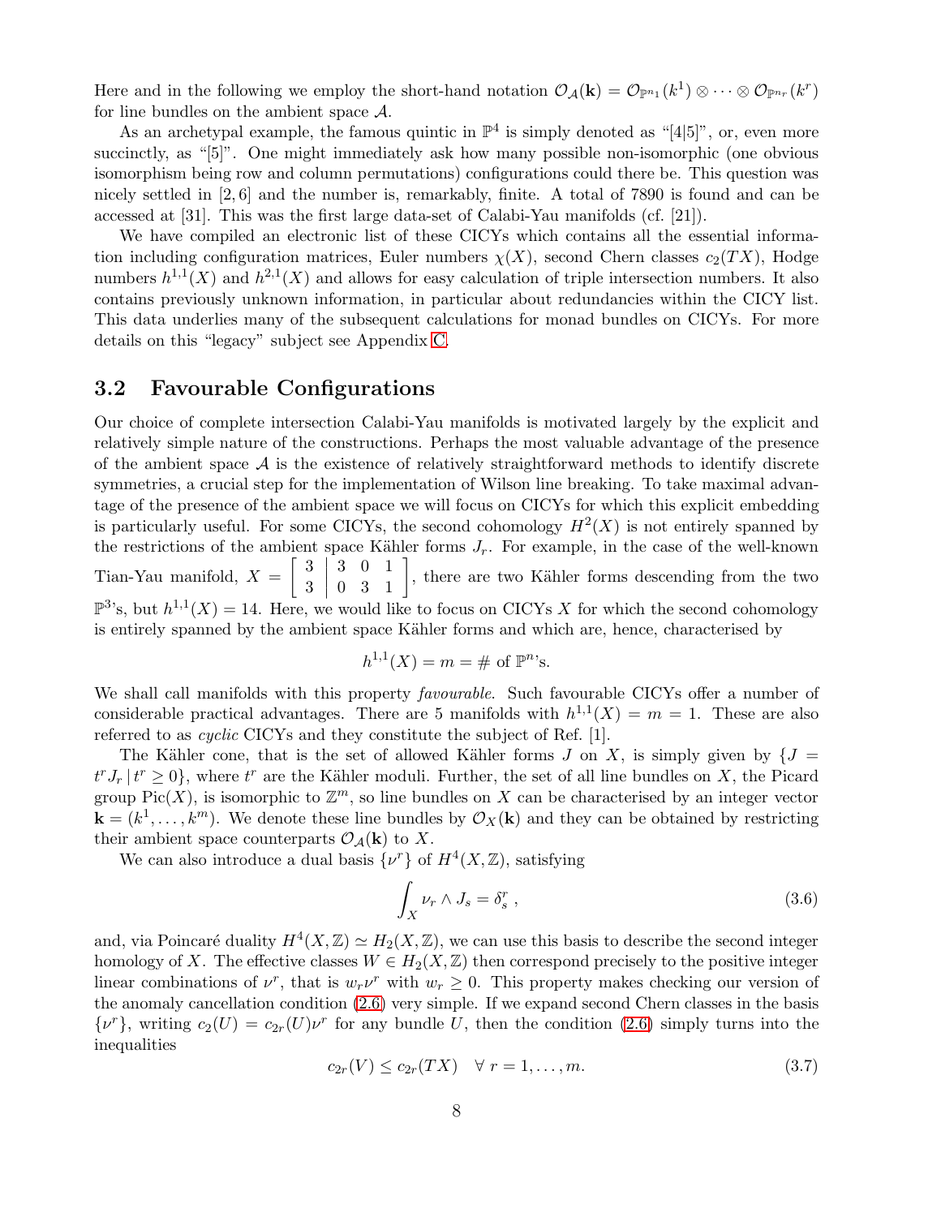Here and in the following we employ the short-hand notation $\mathcal{O}_{\mathcal{A}}(\mathbf{k}) = \mathcal{O}_{\mathbb{P}^{n_1}}(k^1) \otimes \cdots \otimes \mathcal{O}_{\mathbb{P}^{n_r}}(k^r)$ for line bundles on the ambient space $\mathcal{A}$.

As an archetypal example, the famous quintic in $\mathbb{P}^4$ is simply denoted as "[4|5]", or, even more succinctly, as "[5]". One might immediately ask how many possible non-isomorphic (one obvious isomorphism being row and column permutations) configurations could there be. This question was nicely settled in [2, 6] and the number is, remarkably, finite. A total of 7890 is found and can be accessed at [31]. This was the first large data-set of Calabi-Yau manifolds (cf. [21]).

We have compiled an electronic list of these CICYs which contains all the essential information including configuration matrices, Euler numbers $\chi(X)$, second Chern classes $c_2(TX)$, Hodge numbers $h^{1,1}(X)$ and $h^{2,1}(X)$ and allows for easy calculation of triple intersection numbers. It also contains previously unknown information, in particular about redundancies within the CICY list. This data underlies many of the subsequent calculations for monad bundles on CICYs. For more details on this "legacy" subject see Appendix C.

## 3.2 Favourable Configurations

Our choice of complete intersection Calabi-Yau manifolds is motivated largely by the explicit and relatively simple nature of the constructions. Perhaps the most valuable advantage of the presence of the ambient space $\mathcal{A}$ is the existence of relatively straightforward methods to identify discrete symmetries, a crucial step for the implementation of Wilson line breaking. To take maximal advantage of the presence of the ambient space we will focus on CICYs for which this explicit embedding is particularly useful. For some CICYs, the second cohomology $H^2(X)$ is not entirely spanned by the restrictions of the ambient space Kähler forms $J_r$. For example, in the case of the well-known Tian-Yau manifold, $X = \left[\begin{array}{c|ccc} 3 & 3 & 0 & 1 \\ 3 & 0 & 3 & 1 \end{array}\right]$, there are two Kähler forms descending from the two $\mathbb{P}^3$'s, but $h^{1,1}(X) = 14$. Here, we would like to focus on CICYs $X$ for which the second cohomology is entirely spanned by the ambient space Kähler forms and which are, hence, characterised by

$$h^{1,1}(X) = m = \# \text{ of } \mathbb{P}^n\text{'s}.$$

We shall call manifolds with this property *favourable*. Such favourable CICYs offer a number of considerable practical advantages. There are 5 manifolds with $h^{1,1}(X) = m = 1$. These are also referred to as *cyclic* CICYs and they constitute the subject of Ref. [1].

The Kähler cone, that is the set of allowed Kähler forms $J$ on $X$, is simply given by $\{J = t^r J_r \,|\, t^r \geq 0\}$, where $t^r$ are the Kähler moduli. Further, the set of all line bundles on $X$, the Picard group $\text{Pic}(X)$, is isomorphic to $\mathbb{Z}^m$, so line bundles on $X$ can be characterised by an integer vector $\mathbf{k} = (k^1, \ldots, k^m)$. We denote these line bundles by $\mathcal{O}_X(\mathbf{k})$ and they can be obtained by restricting their ambient space counterparts $\mathcal{O}_{\mathcal{A}}(\mathbf{k})$ to $X$.

We can also introduce a dual basis $\{\nu^r\}$ of $H^4(X, \mathbb{Z})$, satisfying

$$\int_X \nu_r \wedge J_s = \delta^r_s\,, \tag{3.6}$$

and, via Poincaré duality $H^4(X, \mathbb{Z}) \simeq H_2(X, \mathbb{Z})$, we can use this basis to describe the second integer homology of $X$. The effective classes $W \in H_2(X, \mathbb{Z})$ then correspond precisely to the positive integer linear combinations of $\nu^r$, that is $w_r \nu^r$ with $w_r \geq 0$. This property makes checking our version of the anomaly cancellation condition (2.6) very simple. If we expand second Chern classes in the basis $\{\nu^r\}$, writing $c_2(U) = c_{2r}(U)\nu^r$ for any bundle $U$, then the condition (2.6) simply turns into the inequalities

$$c_{2r}(V) \leq c_{2r}(TX) \quad \forall\, r = 1, \ldots, m. \tag{3.7}$$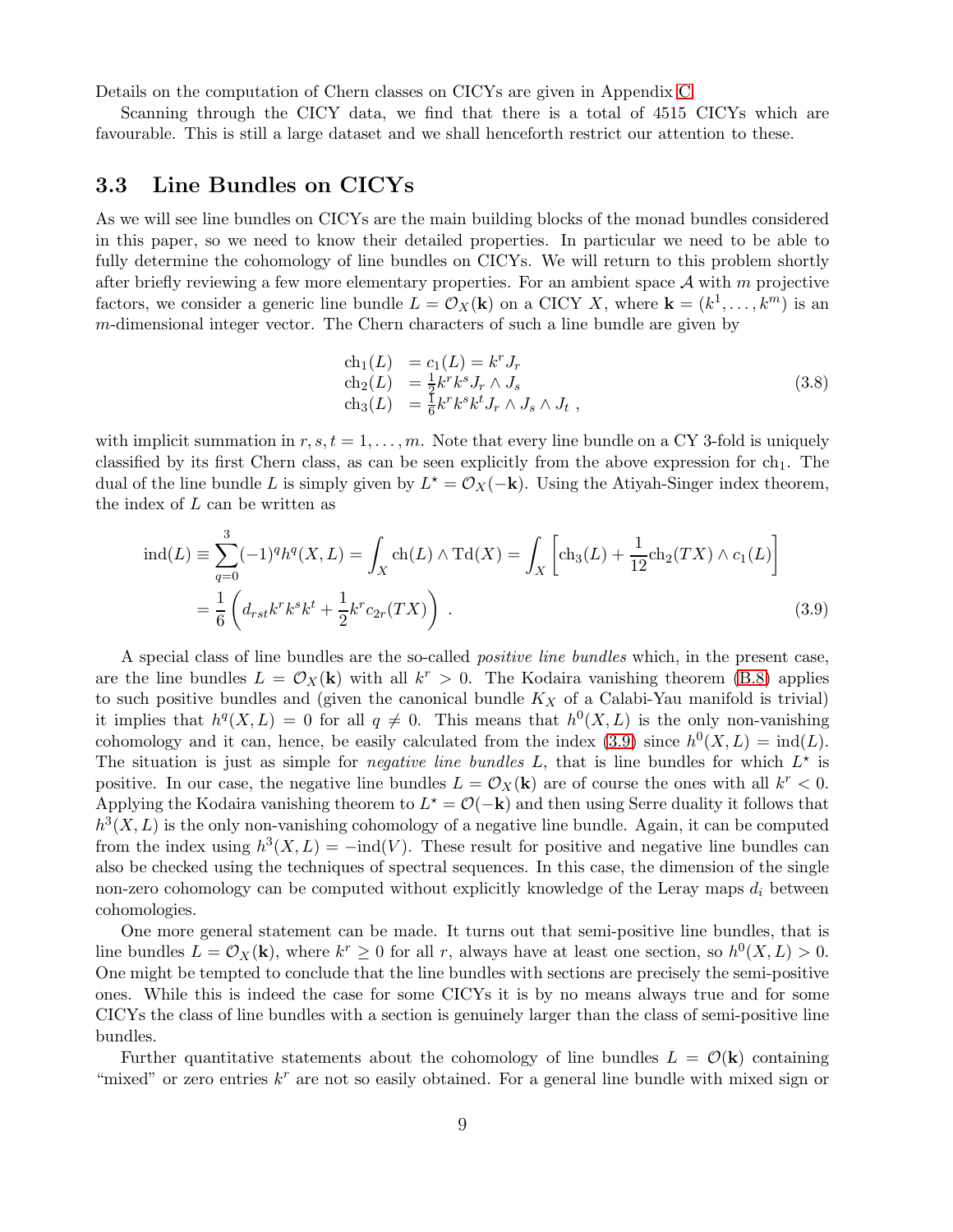Details on the computation of Chern classes on CICYs are given in Appendix C.

Scanning through the CICY data, we find that there is a total of 4515 CICYs which are favourable. This is still a large dataset and we shall henceforth restrict our attention to these.

### 3.3 Line Bundles on CICYs

As we will see line bundles on CICYs are the main building blocks of the monad bundles considered in this paper, so we need to know their detailed properties. In particular we need to be able to fully determine the cohomology of line bundles on CICYs. We will return to this problem shortly after briefly reviewing a few more elementary properties. For an ambient space $\mathcal{A}$ with $m$ projective factors, we consider a generic line bundle $L = \mathcal{O}_X(\mathbf{k})$ on a CICY $X$, where $\mathbf{k} = (k^1, \ldots, k^m)$ is an $m$-dimensional integer vector. The Chern characters of such a line bundle are given by

$$
\begin{array}{ll}
\mathrm{ch}_1(L) & = c_1(L) = k^r J_r \\
\mathrm{ch}_2(L) & = \frac{1}{2} k^r k^s J_r \wedge J_s \\
\mathrm{ch}_3(L) & = \frac{1}{6} k^r k^s k^t J_r \wedge J_s \wedge J_t \ ,
\end{array}
\tag{3.8}
$$

with implicit summation in $r, s, t = 1, \ldots, m$. Note that every line bundle on a CY 3-fold is uniquely classified by its first Chern class, as can be seen explicitly from the above expression for $\mathrm{ch}_1$. The dual of the line bundle $L$ is simply given by $L^\star = \mathcal{O}_X(-\mathbf{k})$. Using the Atiyah-Singer index theorem, the index of $L$ can be written as

$$
\begin{aligned}
\mathrm{ind}(L) \equiv \sum_{q=0}^{3} (-1)^q h^q(X, L) &= \int_X \mathrm{ch}(L) \wedge \mathrm{Td}(X) = \int_X \left[ \mathrm{ch}_3(L) + \frac{1}{12} \mathrm{ch}_2(TX) \wedge c_1(L) \right] \\
&= \frac{1}{6} \left( d_{rst} k^r k^s k^t + \frac{1}{2} k^r c_{2r}(TX) \right) \ .
\end{aligned}
\tag{3.9}
$$

A special class of line bundles are the so-called *positive line bundles* which, in the present case, are the line bundles $L = \mathcal{O}_X(\mathbf{k})$ with all $k^r > 0$. The Kodaira vanishing theorem (B.8) applies to such positive bundles and (given the canonical bundle $K_X$ of a Calabi-Yau manifold is trivial) it implies that $h^q(X, L) = 0$ for all $q \neq 0$. This means that $h^0(X, L)$ is the only non-vanishing cohomology and it can, hence, be easily calculated from the index (3.9) since $h^0(X, L) = \mathrm{ind}(L)$. The situation is just as simple for *negative line bundles* $L$, that is line bundles for which $L^\star$ is positive. In our case, the negative line bundles $L = \mathcal{O}_X(\mathbf{k})$ are of course the ones with all $k^r < 0$. Applying the Kodaira vanishing theorem to $L^\star = \mathcal{O}(-\mathbf{k})$ and then using Serre duality it follows that $h^3(X, L)$ is the only non-vanishing cohomology of a negative line bundle. Again, it can be computed from the index using $h^3(X, L) = -\mathrm{ind}(V)$. These result for positive and negative line bundles can also be checked using the techniques of spectral sequences. In this case, the dimension of the single non-zero cohomology can be computed without explicitly knowledge of the Leray maps $d_i$ between cohomologies.

One more general statement can be made. It turns out that semi-positive line bundles, that is line bundles $L = \mathcal{O}_X(\mathbf{k})$, where $k^r \geq 0$ for all $r$, always have at least one section, so $h^0(X, L) > 0$. One might be tempted to conclude that the line bundles with sections are precisely the semi-positive ones. While this is indeed the case for some CICYs it is by no means always true and for some CICYs the class of line bundles with a section is genuinely larger than the class of semi-positive line bundles.

Further quantitative statements about the cohomology of line bundles $L = \mathcal{O}(\mathbf{k})$ containing "mixed" or zero entries $k^r$ are not so easily obtained. For a general line bundle with mixed sign or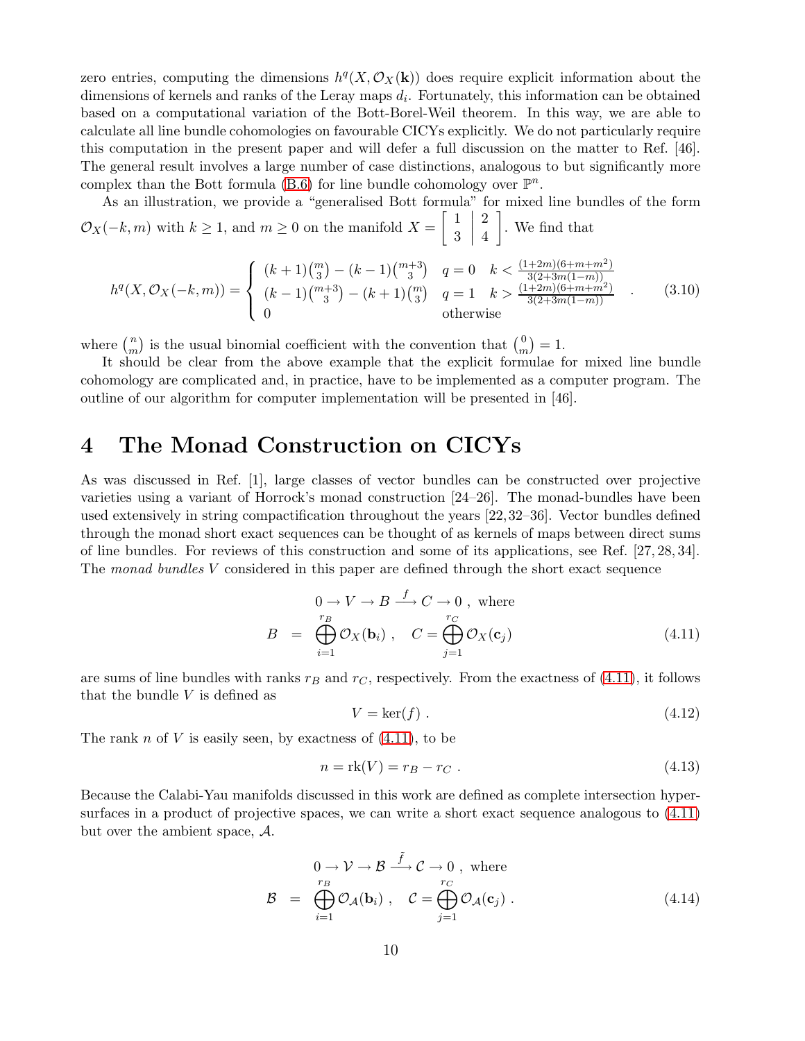zero entries, computing the dimensions $h^q(X, \mathcal{O}_X(\mathbf{k}))$ does require explicit information about the dimensions of kernels and ranks of the Leray maps $d_i$. Fortunately, this information can be obtained based on a computational variation of the Bott-Borel-Weil theorem. In this way, we are able to calculate all line bundle cohomologies on favourable CICYs explicitly. We do not particularly require this computation in the present paper and will defer a full discussion on the matter to Ref. [46]. The general result involves a large number of case distinctions, analogous to but significantly more complex than the Bott formula (B.6) for line bundle cohomology over $\mathbb{P}^n$.

As an illustration, we provide a "generalised Bott formula" for mixed line bundles of the form $\mathcal{O}_X(-k, m)$ with $k \geq 1$, and $m \geq 0$ on the manifold $X = \left[\begin{array}{c|c} 1 & 2 \\ 3 & 4 \end{array}\right]$. We find that

$$
h^q(X, \mathcal{O}_X(-k, m)) = \begin{cases} (k+1)\binom{m}{3} - (k-1)\binom{m+3}{3} & q = 0 \quad k < \frac{(1+2m)(6+m+m^2)}{3(2+3m(1-m))} \\ (k-1)\binom{m+3}{3} - (k+1)\binom{m}{3} & q = 1 \quad k > \frac{(1+2m)(6+m+m^2)}{3(2+3m(1-m))} \\ 0 & \text{otherwise} \end{cases} \quad . \tag{3.10}
$$

where $\binom{n}{m}$ is the usual binomial coefficient with the convention that $\binom{0}{m} = 1$.

It should be clear from the above example that the explicit formulae for mixed line bundle cohomology are complicated and, in practice, have to be implemented as a computer program. The outline of our algorithm for computer implementation will be presented in [46].

# 4 The Monad Construction on CICYs

As was discussed in Ref. [1], large classes of vector bundles can be constructed over projective varieties using a variant of Horrock's monad construction [24–26]. The monad-bundles have been used extensively in string compactification throughout the years [22, 32–36]. Vector bundles defined through the monad short exact sequences can be thought of as kernels of maps between direct sums of line bundles. For reviews of this construction and some of its applications, see Ref. [27, 28, 34]. The *monad bundles* $V$ considered in this paper are defined through the short exact sequence

$$
\begin{aligned}
&0 \to V \to B \xrightarrow{f} C \to 0 \ , \text{ where} \\
B \ &= \ \bigoplus_{i=1}^{r_B} \mathcal{O}_X(\mathbf{b}_i) \ , \quad C = \bigoplus_{j=1}^{r_C} \mathcal{O}_X(\mathbf{c}_j)
\end{aligned} \tag{4.11}
$$

are sums of line bundles with ranks $r_B$ and $r_C$, respectively. From the exactness of (4.11), it follows that the bundle $V$ is defined as

$$
V = \ker(f) \ . \tag{4.12}
$$

The rank $n$ of $V$ is easily seen, by exactness of (4.11), to be

$$
n = \text{rk}(V) = r_B - r_C \ . \tag{4.13}
$$

Because the Calabi-Yau manifolds discussed in this work are defined as complete intersection hypersurfaces in a product of projective spaces, we can write a short exact sequence analogous to (4.11) but over the ambient space, $\mathcal{A}$.

$$
\begin{aligned}
&0 \to \mathcal{V} \to \mathcal{B} \xrightarrow{\tilde{f}} \mathcal{C} \to 0 \ , \text{ where} \\
\mathcal{B} \ &= \ \bigoplus_{i=1}^{r_B} \mathcal{O}_{\mathcal{A}}(\mathbf{b}_i) \ , \quad \mathcal{C} = \bigoplus_{j=1}^{r_C} \mathcal{O}_{\mathcal{A}}(\mathbf{c}_j) \ .
\end{aligned} \tag{4.14}
$$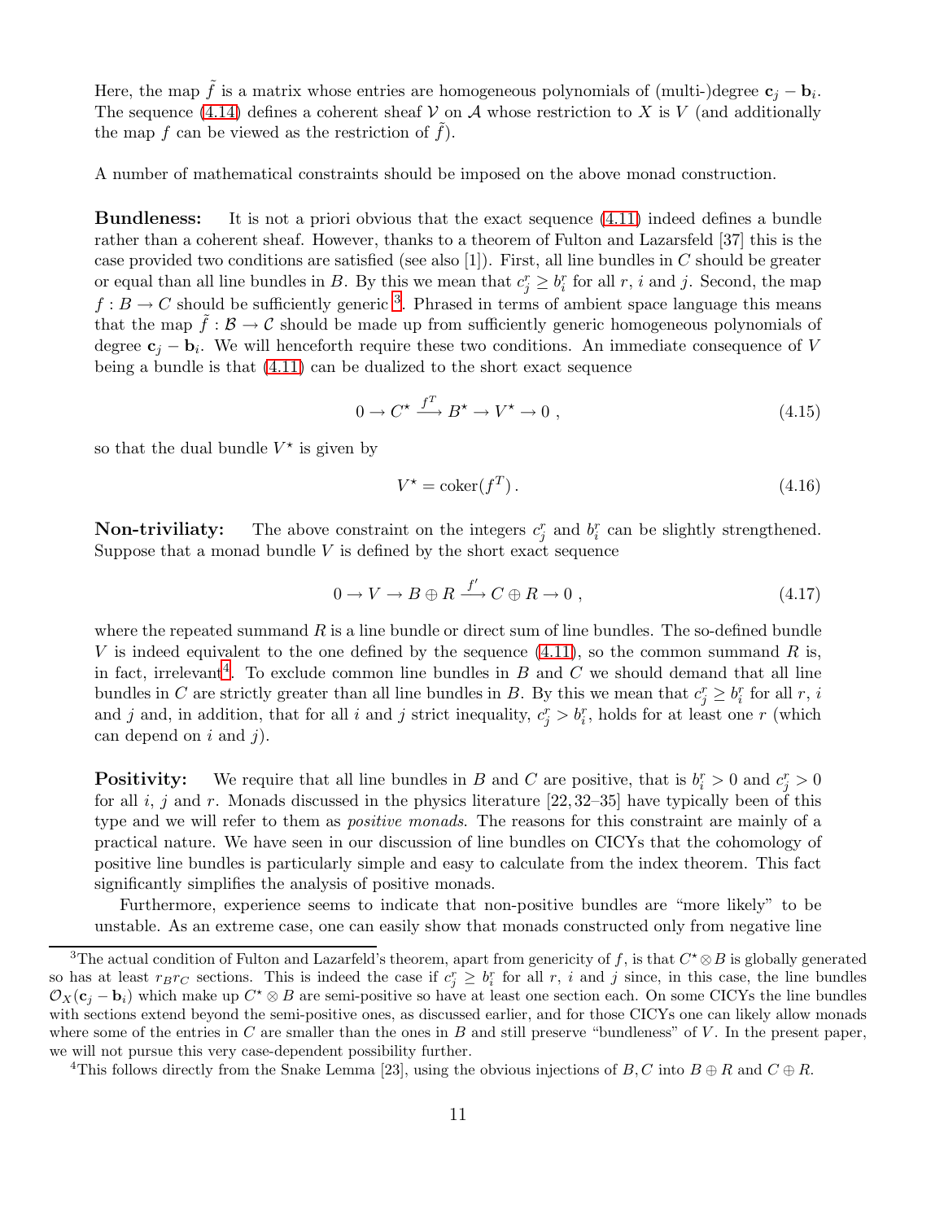Here, the map $\tilde{f}$ is a matrix whose entries are homogeneous polynomials of (multi-)degree $\mathbf{c}_j - \mathbf{b}_i$. The sequence (4.14) defines a coherent sheaf $\mathcal{V}$ on $\mathcal{A}$ whose restriction to $X$ is $V$ (and additionally the map $f$ can be viewed as the restriction of $\tilde{f}$).

A number of mathematical constraints should be imposed on the above monad construction.

**Bundleness:** It is not a priori obvious that the exact sequence (4.11) indeed defines a bundle rather than a coherent sheaf. However, thanks to a theorem of Fulton and Lazarsfeld [37] this is the case provided two conditions are satisfied (see also [1]). First, all line bundles in $C$ should be greater or equal than all line bundles in $B$. By this we mean that $c_j^r \geq b_i^r$ for all $r$, $i$ and $j$. Second, the map $f : B \to C$ should be sufficiently generic [3]. Phrased in terms of ambient space language this means that the map $\tilde{f} : \mathcal{B} \to \mathcal{C}$ should be made up from sufficiently generic homogeneous polynomials of degree $\mathbf{c}_j - \mathbf{b}_i$. We will henceforth require these two conditions. An immediate consequence of $V$ being a bundle is that (4.11) can be dualized to the short exact sequence

$$0 \to C^\star \xrightarrow{f^T} B^\star \to V^\star \to 0 \ , \tag{4.15}$$

so that the dual bundle $V^\star$ is given by

$$V^\star = \mathrm{coker}(f^T) \,. \tag{4.16}$$

**Non-triviliaty:** The above constraint on the integers $c_j^r$ and $b_i^r$ can be slightly strengthened. Suppose that a monad bundle $V$ is defined by the short exact sequence

$$0 \to V \to B \oplus R \xrightarrow{f'} C \oplus R \to 0 \ , \tag{4.17}$$

where the repeated summand $R$ is a line bundle or direct sum of line bundles. The so-defined bundle $V$ is indeed equivalent to the one defined by the sequence (4.11), so the common summand $R$ is, in fact, irrelevant[4]. To exclude common line bundles in $B$ and $C$ we should demand that all line bundles in $C$ are strictly greater than all line bundles in $B$. By this we mean that $c_j^r \geq b_i^r$ for all $r$, $i$ and $j$ and, in addition, that for all $i$ and $j$ strict inequality, $c_j^r > b_i^r$, holds for at least one $r$ (which can depend on $i$ and $j$).

**Positivity:** We require that all line bundles in $B$ and $C$ are positive, that is $b_i^r > 0$ and $c_j^r > 0$ for all $i$, $j$ and $r$. Monads discussed in the physics literature [22, 32–35] have typically been of this type and we will refer to them as *positive monads*. The reasons for this constraint are mainly of a practical nature. We have seen in our discussion of line bundles on CICYs that the cohomology of positive line bundles is particularly simple and easy to calculate from the index theorem. This fact significantly simplifies the analysis of positive monads.

Furthermore, experience seems to indicate that non-positive bundles are "more likely" to be unstable. As an extreme case, one can easily show that monads constructed only from negative line

---

[3] The actual condition of Fulton and Lazarfeld's theorem, apart from genericity of $f$, is that $C^\star \otimes B$ is globally generated so has at least $r_B r_C$ sections. This is indeed the case if $c_j^r \geq b_i^r$ for all $r$, $i$ and $j$ since, in this case, the line bundles $\mathcal{O}_X(\mathbf{c}_j - \mathbf{b}_i)$ which make up $C^\star \otimes B$ are semi-positive so have at least one section each. On some CICYs the line bundles with sections extend beyond the semi-positive ones, as discussed earlier, and for those CICYs one can likely allow monads where some of the entries in $C$ are smaller than the ones in $B$ and still preserve "bundleness" of $V$. In the present paper, we will not pursue this very case-dependent possibility further.

[4] This follows directly from the Snake Lemma [23], using the obvious injections of $B, C$ into $B \oplus R$ and $C \oplus R$.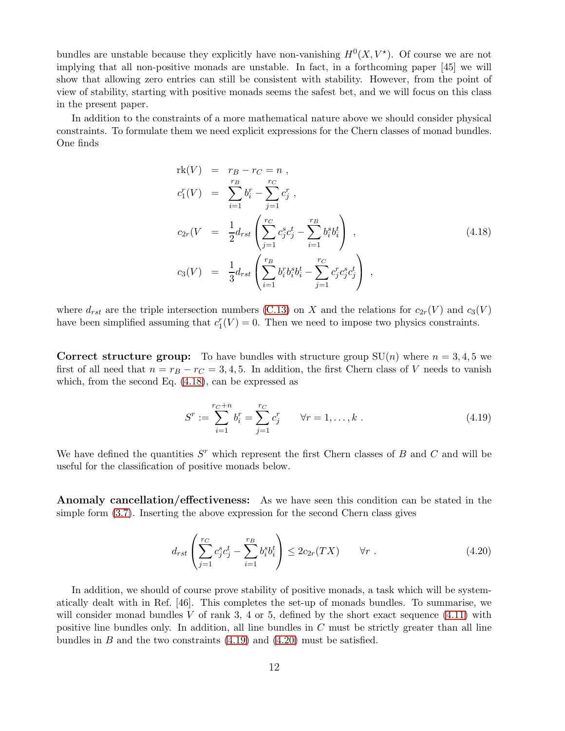bundles are unstable because they explicitly have non-vanishing $H^0(X, V^\star)$. Of course we are not implying that all non-positive monads are unstable. In fact, in a forthcoming paper [45] we will show that allowing zero entries can still be consistent with stability. However, from the point of view of stability, starting with positive monads seems the safest bet, and we will focus on this class in the present paper.

In addition to the constraints of a more mathematical nature above we should consider physical constraints. To formulate them we need explicit expressions for the Chern classes of monad bundles. One finds

$$
\begin{aligned}
\mathrm{rk}(V) &= r_B - r_C = n \;, \\
c_1^r(V) &= \sum_{i=1}^{r_B} b_i^r - \sum_{j=1}^{r_C} c_j^r \;, \\
c_{2r}(V &= \frac{1}{2} d_{rst} \left( \sum_{j=1}^{r_C} c_j^s c_j^t - \sum_{i=1}^{r_B} b_i^s b_i^t \right) \;, \\
c_3(V) &= \frac{1}{3} d_{rst} \left( \sum_{i=1}^{r_B} b_i^r b_i^s b_i^t - \sum_{j=1}^{r_C} c_j^r c_j^s c_j^t \right) \;,
\end{aligned}
\tag{4.18}
$$

where $d_{rst}$ are the triple intersection numbers (C.13) on $X$ and the relations for $c_{2r}(V)$ and $c_3(V)$ have been simplified assuming that $c_1^r(V) = 0$. Then we need to impose two physics constraints.

**Correct structure group:** To have bundles with structure group $\mathrm{SU}(n)$ where $n = 3, 4, 5$ we first of all need that $n = r_B - r_C = 3, 4, 5$. In addition, the first Chern class of $V$ needs to vanish which, from the second Eq. (4.18), can be expressed as

$$
S^r := \sum_{i=1}^{r_C+n} b_i^r = \sum_{j=1}^{r_C} c_j^r \qquad \forall r = 1, \ldots, k \;. \tag{4.19}
$$

We have defined the quantities $S^r$ which represent the first Chern classes of $B$ and $C$ and will be useful for the classification of positive monads below.

**Anomaly cancellation/effectiveness:** As we have seen this condition can be stated in the simple form (3.7). Inserting the above expression for the second Chern class gives

$$
d_{rst} \left( \sum_{j=1}^{r_C} c_j^s c_j^t - \sum_{i=1}^{r_B} b_i^s b_i^t \right) \leq 2 c_{2r}(TX) \qquad \forall r \;. \tag{4.20}
$$

In addition, we should of course prove stability of positive monads, a task which will be systematically dealt with in Ref. [46]. This completes the set-up of monads bundles. To summarise, we will consider monad bundles $V$ of rank 3, 4 or 5, defined by the short exact sequence (4.11) with positive line bundles only. In addition, all line bundles in $C$ must be strictly greater than all line bundles in $B$ and the two constraints (4.19) and (4.20) must be satisfied.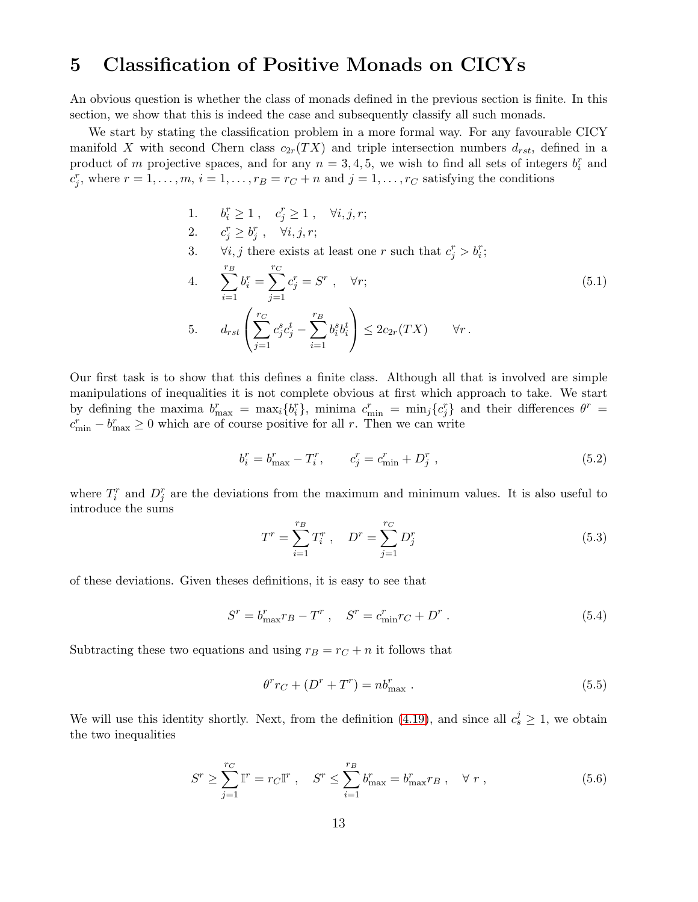# 5 Classification of Positive Monads on CICYs

An obvious question is whether the class of monads defined in the previous section is finite. In this section, we show that this is indeed the case and subsequently classify all such monads.

We start by stating the classification problem in a more formal way. For any favourable CICY manifold $X$ with second Chern class $c_{2r}(TX)$ and triple intersection numbers $d_{rst}$, defined in a product of $m$ projective spaces, and for any $n = 3, 4, 5$, we wish to find all sets of integers $b_i^r$ and $c_j^r$, where $r = 1, \ldots, m$, $i = 1, \ldots, r_B = r_C + n$ and $j = 1, \ldots, r_C$ satisfying the conditions

$$
\begin{array}{ll}
1. & b_i^r \geq 1\,, \quad c_j^r \geq 1\,, \quad \forall i, j, r; \\
2. & c_j^r \geq b_j^r\,, \quad \forall i, j, r; \\
3. & \forall i, j \text{ there exists at least one } r \text{ such that } c_j^r > b_i^r; \\
4. & \displaystyle\sum_{i=1}^{r_B} b_i^r = \sum_{j=1}^{r_C} c_j^r = S^r\,, \quad \forall r; \\
5. & \displaystyle d_{rst}\left(\sum_{j=1}^{r_C} c_j^s c_j^t - \sum_{i=1}^{r_B} b_i^s b_i^t\right) \leq 2c_{2r}(TX) \qquad \forall r\,.
\end{array}
\tag{5.1}
$$

Our first task is to show that this defines a finite class. Although all that is involved are simple manipulations of inequalities it is not complete obvious at first which approach to take. We start by defining the maxima $b_{\max}^r = \max_i\{b_i^r\}$, minima $c_{\min}^r = \min_j\{c_j^r\}$ and their differences $\theta^r = c_{\min}^r - b_{\max}^r \geq 0$ which are of course positive for all $r$. Then we can write

$$
b_i^r = b_{\max}^r - T_i^r, \qquad c_j^r = c_{\min}^r + D_j^r\,, \tag{5.2}
$$

where $T_i^r$ and $D_j^r$ are the deviations from the maximum and minimum values. It is also useful to introduce the sums

$$
T^r = \sum_{i=1}^{r_B} T_i^r\,, \quad D^r = \sum_{j=1}^{r_C} D_j^r \tag{5.3}
$$

of these deviations. Given theses definitions, it is easy to see that

$$
S^r = b_{\max}^r r_B - T^r\,, \quad S^r = c_{\min}^r r_C + D^r\,. \tag{5.4}
$$

Subtracting these two equations and using $r_B = r_C + n$ it follows that

$$
\theta^r r_C + (D^r + T^r) = n b_{\max}^r\,. \tag{5.5}
$$

We will use this identity shortly. Next, from the definition (4.19), and since all $c_s^j \geq 1$, we obtain the two inequalities

$$
S^r \geq \sum_{j=1}^{r_C} \mathbb{I}^r = r_C \mathbb{I}^r\,, \quad S^r \leq \sum_{i=1}^{r_B} b_{\max}^r = b_{\max}^r r_B\,, \quad \forall\; r\,, \tag{5.6}
$$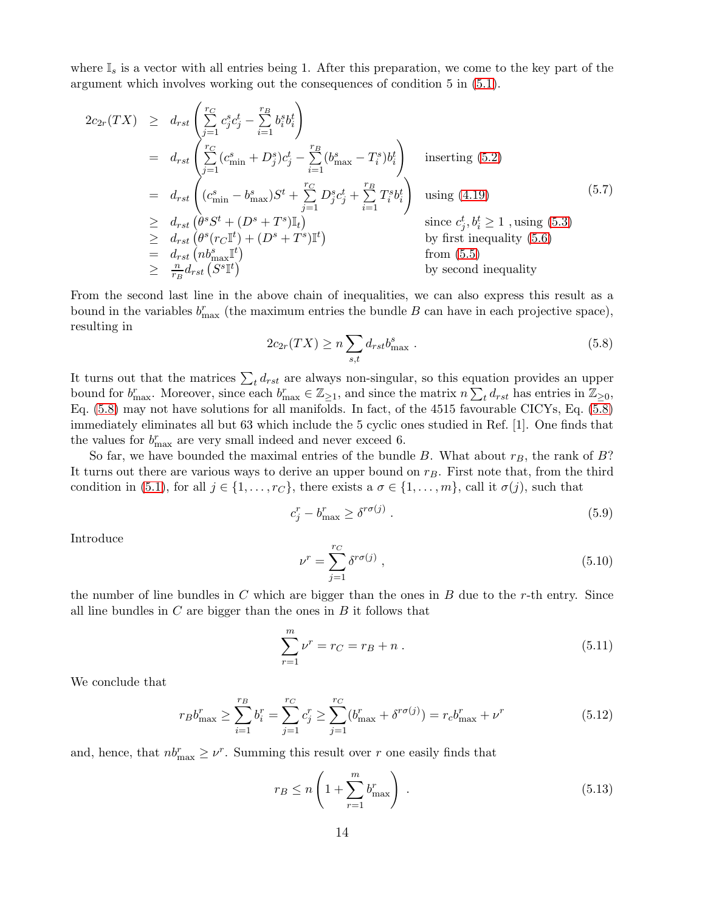where $\mathbb{I}_s$ is a vector with all entries being 1. After this preparation, we come to the key part of the argument which involves working out the consequences of condition 5 in (5.1).

$$
\begin{aligned}
2c_{2r}(TX) &\geq d_{rst}\left(\sum_{j=1}^{r_C} c_j^s c_j^t - \sum_{i=1}^{r_B} b_i^s b_i^t\right) \\
&= d_{rst}\left(\sum_{j=1}^{r_C} (c_{\min}^s + D_j^s) c_j^t - \sum_{i=1}^{r_B} (b_{\max}^s - T_i^s) b_i^t\right) && \text{inserting (5.2)} \\
&= d_{rst}\left((c_{\min}^s - b_{\max}^s) S^t + \sum_{j=1}^{r_C} D_j^s c_j^t + \sum_{i=1}^{r_B} T_i^s b_i^t\right) && \text{using (4.19)} \\
&\geq d_{rst}\left(\theta^s S^t + (D^s + T^s)\mathbb{I}_t\right) && \text{since } c_j^t, b_i^t \geq 1 \text{ , using (5.3)} \\
&\geq d_{rst}\left(\theta^s (r_C \mathbb{I}^t) + (D^s + T^s)\mathbb{I}^t\right) && \text{by first inequality (5.6)} \\
&= d_{rst}\left(n b_{\max}^s \mathbb{I}^t\right) && \text{from (5.5)} \\
&\geq \frac{n}{r_B} d_{rst}\left(S^s \mathbb{I}^t\right) && \text{by second inequality}
\end{aligned}
\tag{5.7}
$$

From the second last line in the above chain of inequalities, we can also express this result as a bound in the variables $b_{\max}^r$ (the maximum entries the bundle $B$ can have in each projective space), resulting in

$$
2c_{2r}(TX) \geq n \sum_{s,t} d_{rst} b_{\max}^s \; . \tag{5.8}
$$

It turns out that the matrices $\sum_t d_{rst}$ are always non-singular, so this equation provides an upper bound for $b_{\max}^r$. Moreover, since each $b_{\max}^r \in \mathbb{Z}_{\geq 1}$, and since the matrix $n \sum_t d_{rst}$ has entries in $\mathbb{Z}_{\geq 0}$, Eq. (5.8) may not have solutions for all manifolds. In fact, of the 4515 favourable CICYs, Eq. (5.8) immediately eliminates all but 63 which include the 5 cyclic ones studied in Ref. [1]. One finds that the values for $b_{\max}^r$ are very small indeed and never exceed 6.

So far, we have bounded the maximal entries of the bundle $B$. What about $r_B$, the rank of $B$? It turns out there are various ways to derive an upper bound on $r_B$. First note that, from the third condition in (5.1), for all $j \in \{1, \ldots, r_C\}$, there exists a $\sigma \in \{1, \ldots, m\}$, call it $\sigma(j)$, such that

$$
c_j^r - b_{\max}^r \geq \delta^{r\sigma(j)} \; . \tag{5.9}
$$

Introduce

$$
\nu^r = \sum_{j=1}^{r_C} \delta^{r\sigma(j)} \; , \tag{5.10}
$$

the number of line bundles in $C$ which are bigger than the ones in $B$ due to the $r$-th entry. Since all line bundles in $C$ are bigger than the ones in $B$ it follows that

$$
\sum_{r=1}^{m} \nu^r = r_C = r_B + n \; . \tag{5.11}
$$

We conclude that

$$
r_B b_{\max}^r \geq \sum_{i=1}^{r_B} b_i^r = \sum_{j=1}^{r_C} c_j^r \geq \sum_{j=1}^{r_C} (b_{\max}^r + \delta^{r\sigma(j)}) = r_c b_{\max}^r + \nu^r \tag{5.12}
$$

and, hence, that $n b_{\max}^r \geq \nu^r$. Summing this result over $r$ one easily finds that

$$
r_B \leq n\left(1 + \sum_{r=1}^{m} b_{\max}^r\right) \; . \tag{5.13}
$$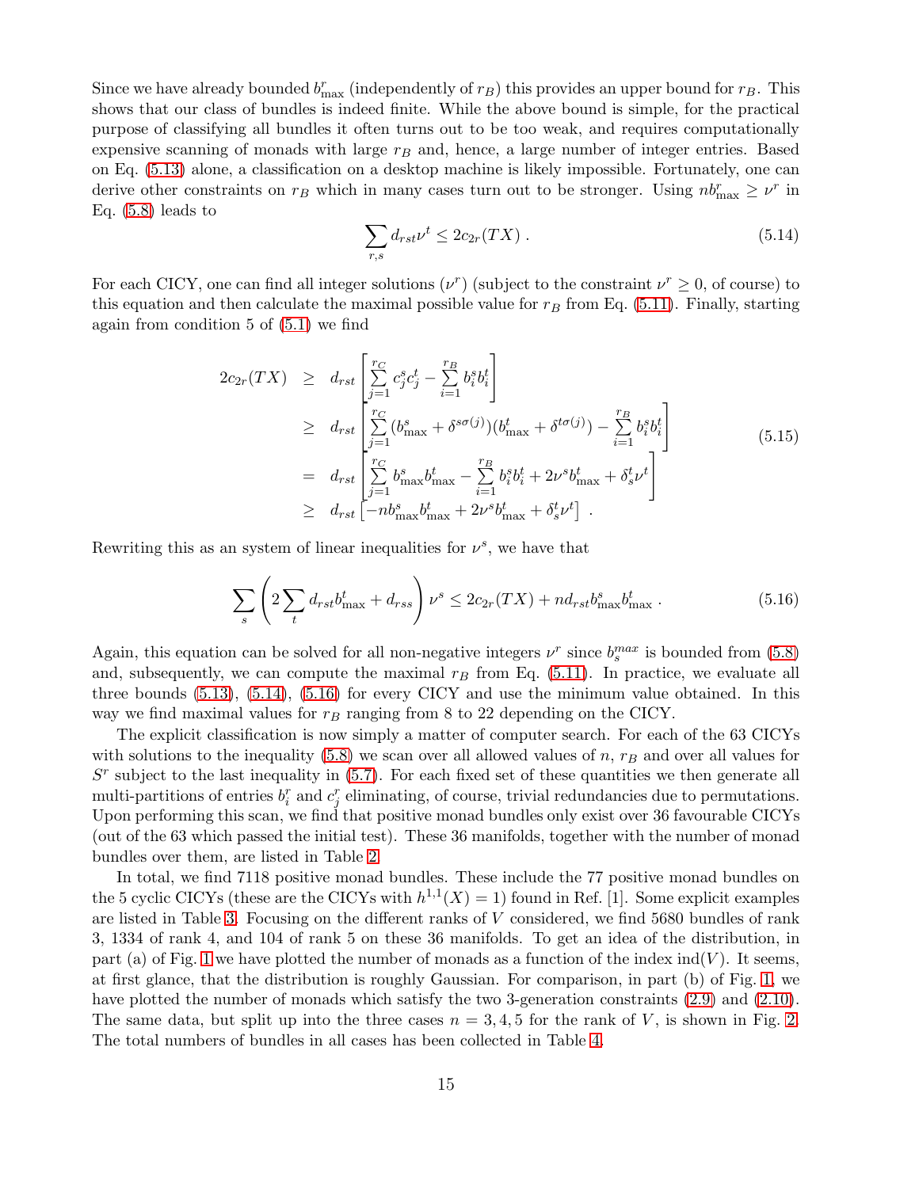Since we have already bounded $b^r_{\max}$ (independently of $r_B$) this provides an upper bound for $r_B$. This shows that our class of bundles is indeed finite. While the above bound is simple, for the practical purpose of classifying all bundles it often turns out to be too weak, and requires computationally expensive scanning of monads with large $r_B$ and, hence, a large number of integer entries. Based on Eq. (5.13) alone, a classification on a desktop machine is likely impossible. Fortunately, one can derive other constraints on $r_B$ which in many cases turn out to be stronger. Using $nb^r_{\max} \geq \nu^r$ in Eq. (5.8) leads to

$$\sum_{r,s} d_{rst}\nu^t \leq 2c_{2r}(TX) \; . \tag{5.14}$$

For each CICY, one can find all integer solutions $(\nu^r)$ (subject to the constraint $\nu^r \geq 0$, of course) to this equation and then calculate the maximal possible value for $r_B$ from Eq. (5.11). Finally, starting again from condition 5 of (5.1) we find

$$\begin{aligned}
2c_{2r}(TX) &\geq d_{rst}\left[\sum_{j=1}^{r_C} c^s_j c^t_j - \sum_{i=1}^{r_B} b^s_i b^t_i\right] \\
&\geq d_{rst}\left[\sum_{j=1}^{r_C} (b^s_{\max} + \delta^{s\sigma(j)})(b^t_{\max} + \delta^{t\sigma(j)}) - \sum_{i=1}^{r_B} b^s_i b^t_i\right] \\
&= d_{rst}\left[\sum_{j=1}^{r_C} b^s_{\max} b^t_{\max} - \sum_{i=1}^{r_B} b^s_i b^t_i + 2\nu^s b^t_{\max} + \delta^t_s \nu^t\right] \\
&\geq d_{rst}\left[-nb^s_{\max} b^t_{\max} + 2\nu^s b^t_{\max} + \delta^t_s \nu^t\right] \; .
\end{aligned} \tag{5.15}$$

Rewriting this as an system of linear inequalities for $\nu^s$, we have that

$$\sum_s \left(2\sum_t d_{rst} b^t_{\max} + d_{rss}\right)\nu^s \leq 2c_{2r}(TX) + nd_{rst} b^s_{\max} b^t_{\max} \; . \tag{5.16}$$

Again, this equation can be solved for all non-negative integers $\nu^r$ since $b^{max}_s$ is bounded from (5.8) and, subsequently, we can compute the maximal $r_B$ from Eq. (5.11). In practice, we evaluate all three bounds (5.13), (5.14), (5.16) for every CICY and use the minimum value obtained. In this way we find maximal values for $r_B$ ranging from 8 to 22 depending on the CICY.

The explicit classification is now simply a matter of computer search. For each of the 63 CICYs with solutions to the inequality (5.8) we scan over all allowed values of $n$, $r_B$ and over all values for $S^r$ subject to the last inequality in (5.7). For each fixed set of these quantities we then generate all multi-partitions of entries $b^r_i$ and $c^r_j$ eliminating, of course, trivial redundancies due to permutations. Upon performing this scan, we find that positive monad bundles only exist over 36 favourable CICYs (out of the 63 which passed the initial test). These 36 manifolds, together with the number of monad bundles over them, are listed in Table 2.

In total, we find 7118 positive monad bundles. These include the 77 positive monad bundles on the 5 cyclic CICYs (these are the CICYs with $h^{1,1}(X) = 1$) found in Ref. [1]. Some explicit examples are listed in Table 3. Focusing on the different ranks of $V$ considered, we find 5680 bundles of rank 3, 1334 of rank 4, and 104 of rank 5 on these 36 manifolds. To get an idea of the distribution, in part (a) of Fig. 1 we have plotted the number of monads as a function of the index $\text{ind}(V)$. It seems, at first glance, that the distribution is roughly Gaussian. For comparison, in part (b) of Fig. 1, we have plotted the number of monads which satisfy the two 3-generation constraints (2.9) and (2.10). The same data, but split up into the three cases $n = 3, 4, 5$ for the rank of $V$, is shown in Fig. 2. The total numbers of bundles in all cases has been collected in Table 4.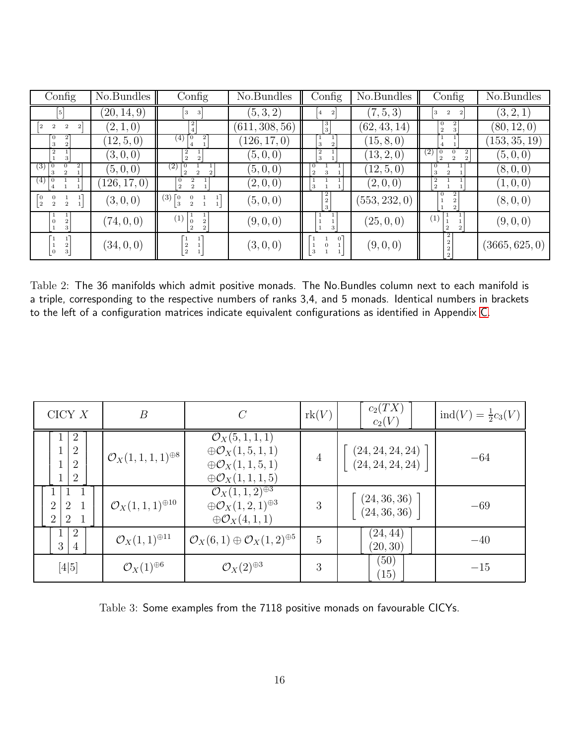| Config | No.Bundles | Config | No.Bundles | Config | No.Bundles | Config | No.Bundles |
|---|---|---|---|---|---|---|---|
| $\begin{bmatrix}5\end{bmatrix}$ | $(20,14,9)$ | $\begin{bmatrix}3 & 3\end{bmatrix}$ | $(5,3,2)$ | $\begin{bmatrix}4 & 2\end{bmatrix}$ | $(7,5,3)$ | $\begin{bmatrix}3 & 2 & 2\end{bmatrix}$ | $(3,2,1)$ |
| $\begin{bmatrix}2 & 2 & 2 & 2\end{bmatrix}$ | $(2,1,0)$ | $\begin{bmatrix}2\\4\end{bmatrix}$ | $(611,308,56)$ | $\begin{bmatrix}3\\3\end{bmatrix}$ | $(62,43,14)$ | $\begin{bmatrix}0 & 2\\2 & 3\end{bmatrix}$ | $(80,12,0)$ |
| $\begin{bmatrix}0 & 2\\3 & 2\end{bmatrix}$ | $(12,5,0)$ | (4) $\begin{bmatrix}0 & 2\\4 & 1\end{bmatrix}$ | $(126,17,0)$ | $\begin{bmatrix}1 & 1\\3 & 2\end{bmatrix}$ | $(15,8,0)$ | $\begin{bmatrix}1 & 1\\4 & 1\end{bmatrix}$ | $(153,35,19)$ |
| $\begin{bmatrix}2 & 1\\1 & 3\end{bmatrix}$ | $(3,0,0)$ | $\begin{bmatrix}2 & 1\\2 & 2\end{bmatrix}$ | $(5,0,0)$ | $\begin{bmatrix}2 & 1\\3 & 1\end{bmatrix}$ | $(13,2,0)$ | (2) $\begin{bmatrix}0 & 0 & 2\\2 & 2 & 2\end{bmatrix}$ | $(5,0,0)$ |
| (3) $\begin{bmatrix}0 & 0 & 2\\3 & 2 & 1\end{bmatrix}$ | $(5,0,0)$ | (2) $\begin{bmatrix}0 & 1 & 1\\2 & 2 & 2\end{bmatrix}$ | $(5,0,0)$ | $\begin{bmatrix}0 & 1 & 1\\2 & 3 & 1\end{bmatrix}$ | $(12,5,0)$ | $\begin{bmatrix}0 & 1 & 1\\3 & 2 & 1\end{bmatrix}$ | $(8,0,0)$ |
| (4) $\begin{bmatrix}0 & 1 & 1\\4 & 1 & 1\end{bmatrix}$ | $(126,17,0)$ | $\begin{bmatrix}0 & 2 & 1\\2 & 2 & 1\end{bmatrix}$ | $(2,0,0)$ | $\begin{bmatrix}1 & 1 & 1\\3 & 1 & 1\end{bmatrix}$ | $(2,0,0)$ | $\begin{bmatrix}2 & 1 & 1\\2 & 1 & 1\end{bmatrix}$ | $(1,0,0)$ |
| $\begin{bmatrix}0 & 0 & 1 & 1\\2 & 2 & 2 & 1\end{bmatrix}$ | $(3,0,0)$ | (3) $\begin{bmatrix}0 & 0 & 1 & 1\\3 & 2 & 1 & 1\end{bmatrix}$ | $(5,0,0)$ | $\begin{bmatrix}2\\2\\3\end{bmatrix}$ | $(553,232,0)$ | $\begin{bmatrix}0 & 2\\1 & 2\\1 & 2\end{bmatrix}$ | $(8,0,0)$ |
| $\begin{bmatrix}1 & 1\\0 & 2\\1 & 3\end{bmatrix}$ | $(74,0,0)$ | (1) $\begin{bmatrix}1 & 1\\0 & 2\\2 & 2\end{bmatrix}$ | $(9,0,0)$ | $\begin{bmatrix}1 & 1\\1 & 1\\1 & 3\end{bmatrix}$ | $(25,0,0)$ | (1) $\begin{bmatrix}1 & 1\\1 & 1\\2 & 2\end{bmatrix}$ | $(9,0,0)$ |
| $\begin{bmatrix}1 & 1\\1 & 2\\0 & 3\end{bmatrix}$ | $(34,0,0)$ | $\begin{bmatrix}1 & 1\\2 & 1\\2 & 1\end{bmatrix}$ | $(3,0,0)$ | $\begin{bmatrix}1 & 1 & 0\\1 & 0 & 1\\3 & 1 & 1\end{bmatrix}$ | $(9,0,0)$ | $\begin{bmatrix}2\\2\\2\\2\end{bmatrix}$ | $(3665,625,0)$ |

Table 2: The 36 manifolds which admit positive monads. The No.Bundles column next to each manifold is a triple, corresponding to the respective numbers of ranks 3,4, and 5 monads. Identical numbers in brackets to the left of a configuration matrices indicate equivalent configurations as identified in Appendix C.

| CICY $X$ | $B$ | $C$ | $\text{rk}(V)$ | $\begin{bmatrix}c_2(TX)\\ c_2(V)\end{bmatrix}$ | $\text{ind}(V)=\frac{1}{2}c_3(V)$ |
|---|---|---|---|---|---|
| $\left[\begin{array}{c\|c}1 & 2\\1 & 2\\1 & 2\\1 & 2\end{array}\right]$ | $\mathcal{O}_X(1,1,1,1)^{\oplus 8}$ | $\mathcal{O}_X(5,1,1,1)$ $\oplus\mathcal{O}_X(1,5,1,1)$ $\oplus\mathcal{O}_X(1,1,5,1)$ $\oplus\mathcal{O}_X(1,1,1,5)$ | 4 | $\begin{bmatrix}(24,24,24,24)\\(24,24,24,24)\end{bmatrix}$ | $-64$ |
| $\left[\begin{array}{c\|cc}1 & 1 & 1\\2 & 2 & 1\\2 & 2 & 1\end{array}\right]$ | $\mathcal{O}_X(1,1,1)^{\oplus 10}$ | $\mathcal{O}_X(1,1,2)^{\oplus 3}$ $\oplus\mathcal{O}_X(1,2,1)^{\oplus 3}$ $\oplus\mathcal{O}_X(4,1,1)$ | 3 | $\begin{bmatrix}(24,36,36)\\(24,36,36)\end{bmatrix}$ | $-69$ |
| $\left[\begin{array}{c\|c}1 & 2\\3 & 4\end{array}\right]$ | $\mathcal{O}_X(1,1)^{\oplus 11}$ | $\mathcal{O}_X(6,1)\oplus\mathcal{O}_X(1,2)^{\oplus 5}$ | 5 | $\begin{bmatrix}(24,44)\\(20,30)\end{bmatrix}$ | $-40$ |
| $[4\|5]$ | $\mathcal{O}_X(1)^{\oplus 6}$ | $\mathcal{O}_X(2)^{\oplus 3}$ | 3 | $\begin{bmatrix}(50)\\(15)\end{bmatrix}$ | $-15$ |

Table 3: Some examples from the 7118 positive monads on favourable CICYs.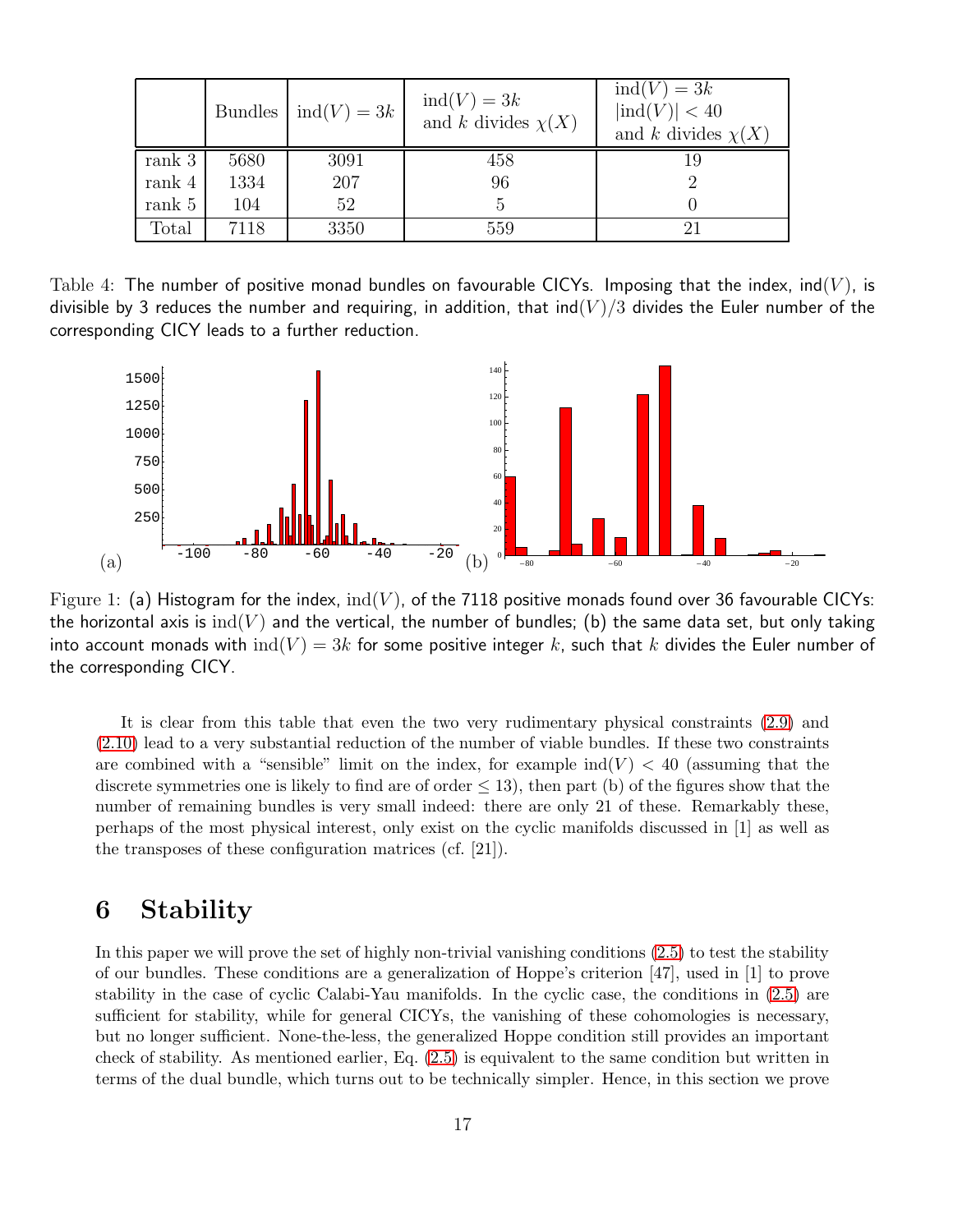|  | Bundles | $\text{ind}(V) = 3k$ | $\text{ind}(V) = 3k$ and $k$ divides $\chi(X)$ | $\text{ind}(V) = 3k$ $\lvert\text{ind}(V)\rvert < 40$ and $k$ divides $\chi(X)$ |
|---|---|---|---|---|
| rank 3 | 5680 | 3091 | 458 | 19 |
| rank 4 | 1334 | 207 | 96 | 2 |
| rank 5 | 104 | 52 | 5 | 0 |
| Total | 7118 | 3350 | 559 | 21 |

Table 4: The number of positive monad bundles on favourable CICYs. Imposing that the index, $\text{ind}(V)$, is divisible by 3 reduces the number and requiring, in addition, that $\text{ind}(V)/3$ divides the Euler number of the corresponding CICY leads to a further reduction.

Figure 1: (a) Histogram for the index, $\text{ind}(V)$, of the 7118 positive monads found over 36 favourable CICYs: the horizontal axis is $\text{ind}(V)$ and the vertical, the number of bundles; (b) the same data set, but only taking into account monads with $\text{ind}(V) = 3k$ for some positive integer $k$, such that $k$ divides the Euler number of the corresponding CICY.

It is clear from this table that even the two very rudimentary physical constraints (2.9) and (2.10) lead to a very substantial reduction of the number of viable bundles. If these two constraints are combined with a "sensible" limit on the index, for example $\text{ind}(V) < 40$ (assuming that the discrete symmetries one is likely to find are of order $\leq 13$), then part (b) of the figures show that the number of remaining bundles is very small indeed: there are only 21 of these. Remarkably these, perhaps of the most physical interest, only exist on the cyclic manifolds discussed in [1] as well as the transposes of these configuration matrices (cf. [21]).

# 6 Stability

In this paper we will prove the set of highly non-trivial vanishing conditions (2.5) to test the stability of our bundles. These conditions are a generalization of Hoppe's criterion [47], used in [1] to prove stability in the case of cyclic Calabi-Yau manifolds. In the cyclic case, the conditions in (2.5) are sufficient for stability, while for general CICYs, the vanishing of these cohomologies is necessary, but no longer sufficient. None-the-less, the generalized Hoppe condition still provides an important check of stability. As mentioned earlier, Eq. (2.5) is equivalent to the same condition but written in terms of the dual bundle, which turns out to be technically simpler. Hence, in this section we prove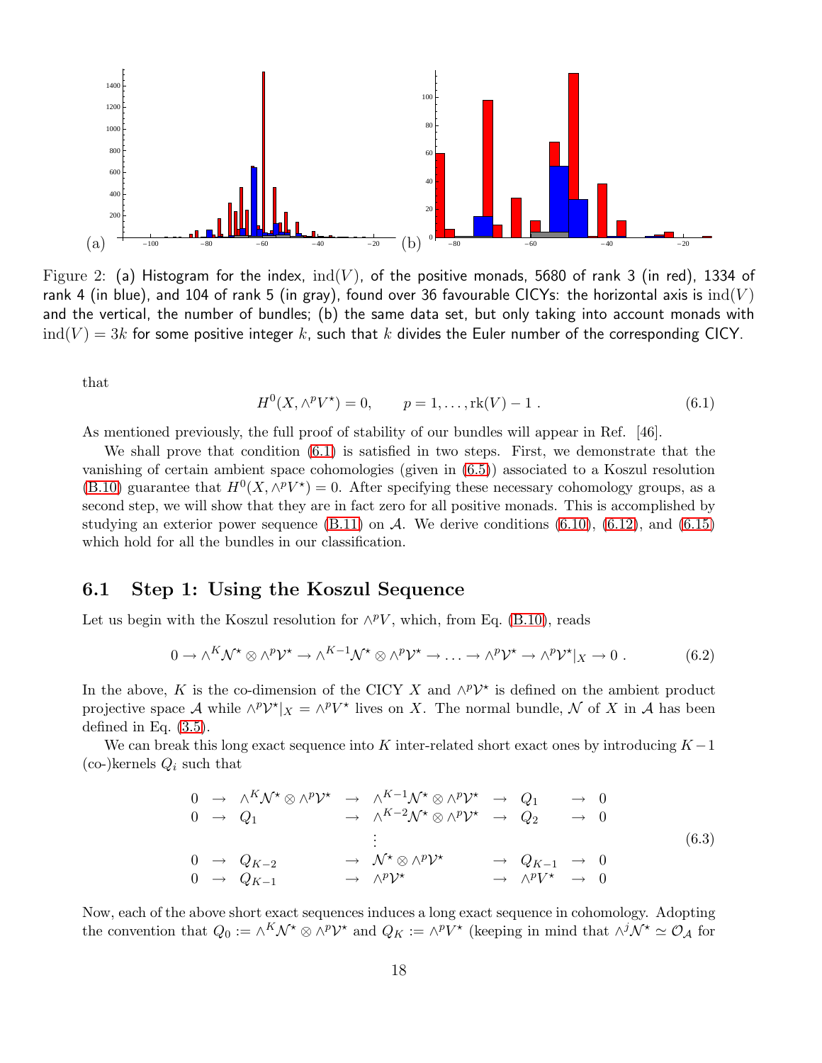Figure 2: (a) Histogram for the index, $\text{ind}(V)$, of the positive monads, 5680 of rank 3 (in red), 1334 of rank 4 (in blue), and 104 of rank 5 (in gray), found over 36 favourable CICYs: the horizontal axis is $\text{ind}(V)$ and the vertical, the number of bundles; (b) the same data set, but only taking into account monads with $\text{ind}(V) = 3k$ for some positive integer $k$, such that $k$ divides the Euler number of the corresponding CICY.

that

$$H^0(X, \wedge^p V^\star) = 0, \qquad p = 1, \ldots, \text{rk}(V) - 1 \ . \tag{6.1}$$

As mentioned previously, the full proof of stability of our bundles will appear in Ref. [46].

We shall prove that condition (6.1) is satisfied in two steps. First, we demonstrate that the vanishing of certain ambient space cohomologies (given in (6.5)) associated to a Koszul resolution (B.10) guarantee that $H^0(X, \wedge^p V^\star) = 0$. After specifying these necessary cohomology groups, as a second step, we will show that they are in fact zero for all positive monads. This is accomplished by studying an exterior power sequence (B.11) on $\mathcal{A}$. We derive conditions (6.10), (6.12), and (6.15) which hold for all the bundles in our classification.

## 6.1 Step 1: Using the Koszul Sequence

Let us begin with the Koszul resolution for $\wedge^p V$, which, from Eq. (B.10), reads

$$0 \to \wedge^K \mathcal{N}^\star \otimes \wedge^p \mathcal{V}^\star \to \wedge^{K-1} \mathcal{N}^\star \otimes \wedge^p \mathcal{V}^\star \to \ldots \to \wedge^p \mathcal{V}^\star \to \wedge^p \mathcal{V}^\star|_X \to 0 \ . \tag{6.2}$$

In the above, $K$ is the co-dimension of the CICY $X$ and $\wedge^p \mathcal{V}^\star$ is defined on the ambient product projective space $\mathcal{A}$ while $\wedge^p \mathcal{V}^\star|_X = \wedge^p V^\star$ lives on $X$. The normal bundle, $\mathcal{N}$ of $X$ in $\mathcal{A}$ has been defined in Eq. (3.5).

We can break this long exact sequence into $K$ inter-related short exact ones by introducing $K-1$ (co-)kernels $Q_i$ such that

$$\begin{array}{ccccccccc}
0 & \to & \wedge^K \mathcal{N}^\star \otimes \wedge^p \mathcal{V}^\star & \to & \wedge^{K-1} \mathcal{N}^\star \otimes \wedge^p \mathcal{V}^\star & \to & Q_1 & \to & 0 \\
0 & \to & Q_1 & \to & \wedge^{K-2} \mathcal{N}^\star \otimes \wedge^p \mathcal{V}^\star & \to & Q_2 & \to & 0 \\
 & & & & \vdots & & & & \\
0 & \to & Q_{K-2} & \to & \mathcal{N}^\star \otimes \wedge^p \mathcal{V}^\star & \to & Q_{K-1} & \to & 0 \\
0 & \to & Q_{K-1} & \to & \wedge^p \mathcal{V}^\star & \to & \wedge^p V^\star & \to & 0
\end{array} \tag{6.3}$$

Now, each of the above short exact sequences induces a long exact sequence in cohomology. Adopting the convention that $Q_0 := \wedge^K \mathcal{N}^\star \otimes \wedge^p \mathcal{V}^\star$ and $Q_K := \wedge^p V^\star$ (keeping in mind that $\wedge^j \mathcal{N}^\star \simeq \mathcal{O}_{\mathcal{A}}$ for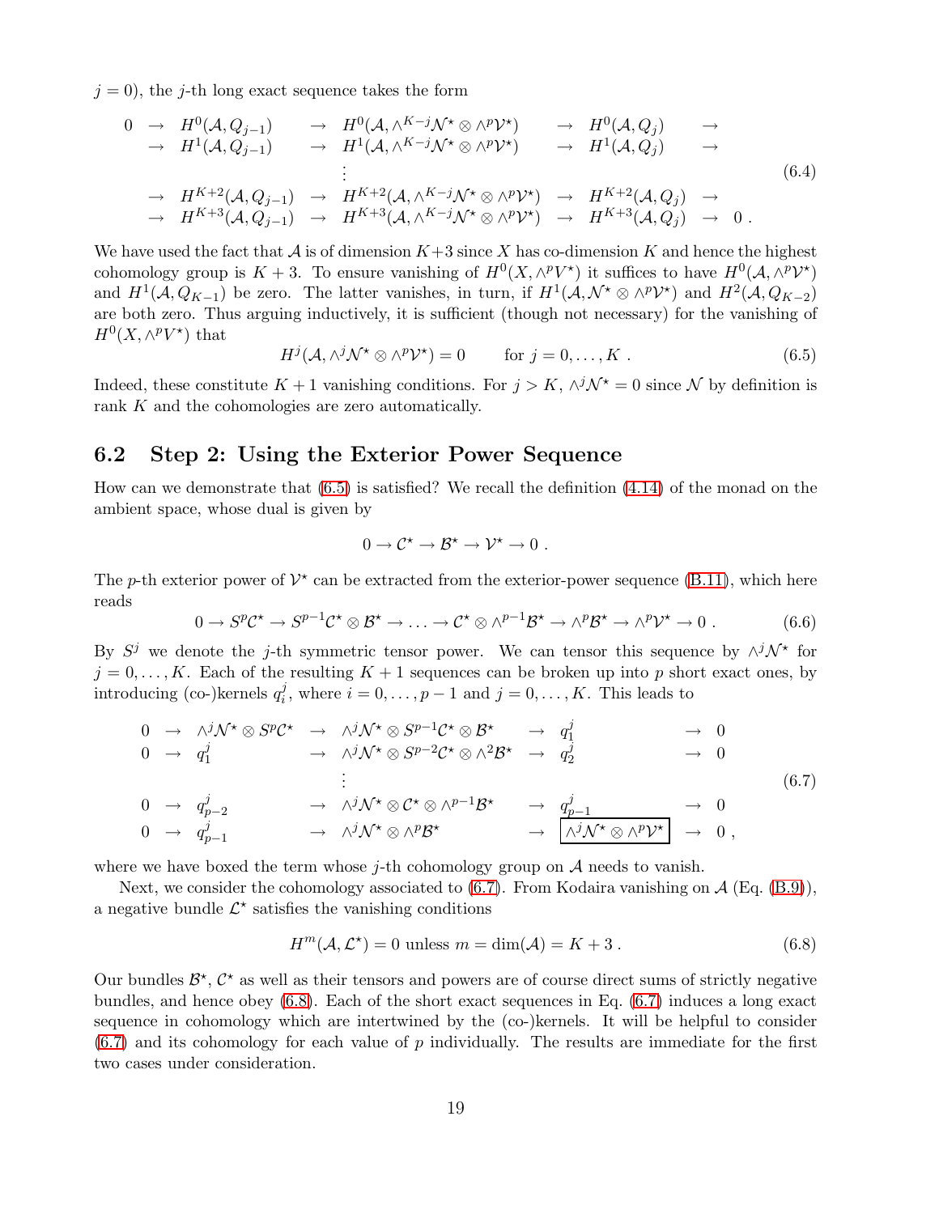$j = 0$), the $j$-th long exact sequence takes the form

$$
\begin{array}{lllllll}
0 & \to & H^0(\mathcal{A}, Q_{j-1}) & \to & H^0(\mathcal{A}, \wedge^{K-j}\mathcal{N}^\star \otimes \wedge^p \mathcal{V}^\star) & \to & H^0(\mathcal{A}, Q_j) & \to \\
 & \to & H^1(\mathcal{A}, Q_{j-1}) & \to & H^1(\mathcal{A}, \wedge^{K-j}\mathcal{N}^\star \otimes \wedge^p \mathcal{V}^\star) & \to & H^1(\mathcal{A}, Q_j) & \to \\
 & & & & \vdots & & & \\
 & \to & H^{K+2}(\mathcal{A}, Q_{j-1}) & \to & H^{K+2}(\mathcal{A}, \wedge^{K-j}\mathcal{N}^\star \otimes \wedge^p \mathcal{V}^\star) & \to & H^{K+2}(\mathcal{A}, Q_j) & \to \\
 & \to & H^{K+3}(\mathcal{A}, Q_{j-1}) & \to & H^{K+3}(\mathcal{A}, \wedge^{K-j}\mathcal{N}^\star \otimes \wedge^p \mathcal{V}^\star) & \to & H^{K+3}(\mathcal{A}, Q_j) & \to & 0 \ .
\end{array}
\tag{6.4}
$$

We have used the fact that $\mathcal{A}$ is of dimension $K+3$ since $X$ has co-dimension $K$ and hence the highest cohomology group is $K+3$. To ensure vanishing of $H^0(X, \wedge^p V^\star)$ it suffices to have $H^0(\mathcal{A}, \wedge^p \mathcal{V}^\star)$ and $H^1(\mathcal{A}, Q_{K-1})$ be zero. The latter vanishes, in turn, if $H^1(\mathcal{A}, \mathcal{N}^\star \otimes \wedge^p \mathcal{V}^\star)$ and $H^2(\mathcal{A}, Q_{K-2})$ are both zero. Thus arguing inductively, it is sufficient (though not necessary) for the vanishing of $H^0(X, \wedge^p V^\star)$ that

$$
H^j(\mathcal{A}, \wedge^j \mathcal{N}^\star \otimes \wedge^p \mathcal{V}^\star) = 0 \qquad \text{for } j = 0, \ldots, K \ . \tag{6.5}
$$

Indeed, these constitute $K+1$ vanishing conditions. For $j > K$, $\wedge^j \mathcal{N}^\star = 0$ since $\mathcal{N}$ by definition is rank $K$ and the cohomologies are zero automatically.

## 6.2 Step 2: Using the Exterior Power Sequence

How can we demonstrate that (6.5) is satisfied? We recall the definition (4.14) of the monad on the ambient space, whose dual is given by

$$
0 \to \mathcal{C}^\star \to \mathcal{B}^\star \to \mathcal{V}^\star \to 0 \ .
$$

The $p$-th exterior power of $\mathcal{V}^\star$ can be extracted from the exterior-power sequence (B.11), which here reads

$$
0 \to S^p \mathcal{C}^\star \to S^{p-1}\mathcal{C}^\star \otimes \mathcal{B}^\star \to \ldots \to \mathcal{C}^\star \otimes \wedge^{p-1}\mathcal{B}^\star \to \wedge^p \mathcal{B}^\star \to \wedge^p \mathcal{V}^\star \to 0 \ . \tag{6.6}
$$

By $S^j$ we denote the $j$-th symmetric tensor power. We can tensor this sequence by $\wedge^j \mathcal{N}^\star$ for $j = 0, \ldots, K$. Each of the resulting $K+1$ sequences can be broken up into $p$ short exact ones, by introducing (co-)kernels $q_i^j$, where $i = 0, \ldots, p-1$ and $j = 0, \ldots, K$. This leads to

$$
\begin{array}{lllllll}
0 & \to & \wedge^j \mathcal{N}^\star \otimes S^p \mathcal{C}^\star & \to & \wedge^j \mathcal{N}^\star \otimes S^{p-1}\mathcal{C}^\star \otimes \mathcal{B}^\star & \to & q_1^j & \to & 0 \\
0 & \to & q_1^j & \to & \wedge^j \mathcal{N}^\star \otimes S^{p-2}\mathcal{C}^\star \otimes \wedge^2 \mathcal{B}^\star & \to & q_2^j & \to & 0 \\
 & & & & \vdots & & & & \\
0 & \to & q_{p-2}^j & \to & \wedge^j \mathcal{N}^\star \otimes \mathcal{C}^\star \otimes \wedge^{p-1}\mathcal{B}^\star & \to & q_{p-1}^j & \to & 0 \\
0 & \to & q_{p-1}^j & \to & \wedge^j \mathcal{N}^\star \otimes \wedge^p \mathcal{B}^\star & \to & \boxed{\wedge^j \mathcal{N}^\star \otimes \wedge^p \mathcal{V}^\star} & \to & 0 \ ,
\end{array}
\tag{6.7}
$$

where we have boxed the term whose $j$-th cohomology group on $\mathcal{A}$ needs to vanish.

Next, we consider the cohomology associated to (6.7). From Kodaira vanishing on $\mathcal{A}$ (Eq. (B.9)), a negative bundle $\mathcal{L}^\star$ satisfies the vanishing conditions

$$
H^m(\mathcal{A}, \mathcal{L}^\star) = 0 \text{ unless } m = \dim(\mathcal{A}) = K+3 \ . \tag{6.8}
$$

Our bundles $\mathcal{B}^\star$, $\mathcal{C}^\star$ as well as their tensors and powers are of course direct sums of strictly negative bundles, and hence obey (6.8). Each of the short exact sequences in Eq. (6.7) induces a long exact sequence in cohomology which are intertwined by the (co-)kernels. It will be helpful to consider (6.7) and its cohomology for each value of $p$ individually. The results are immediate for the first two cases under consideration.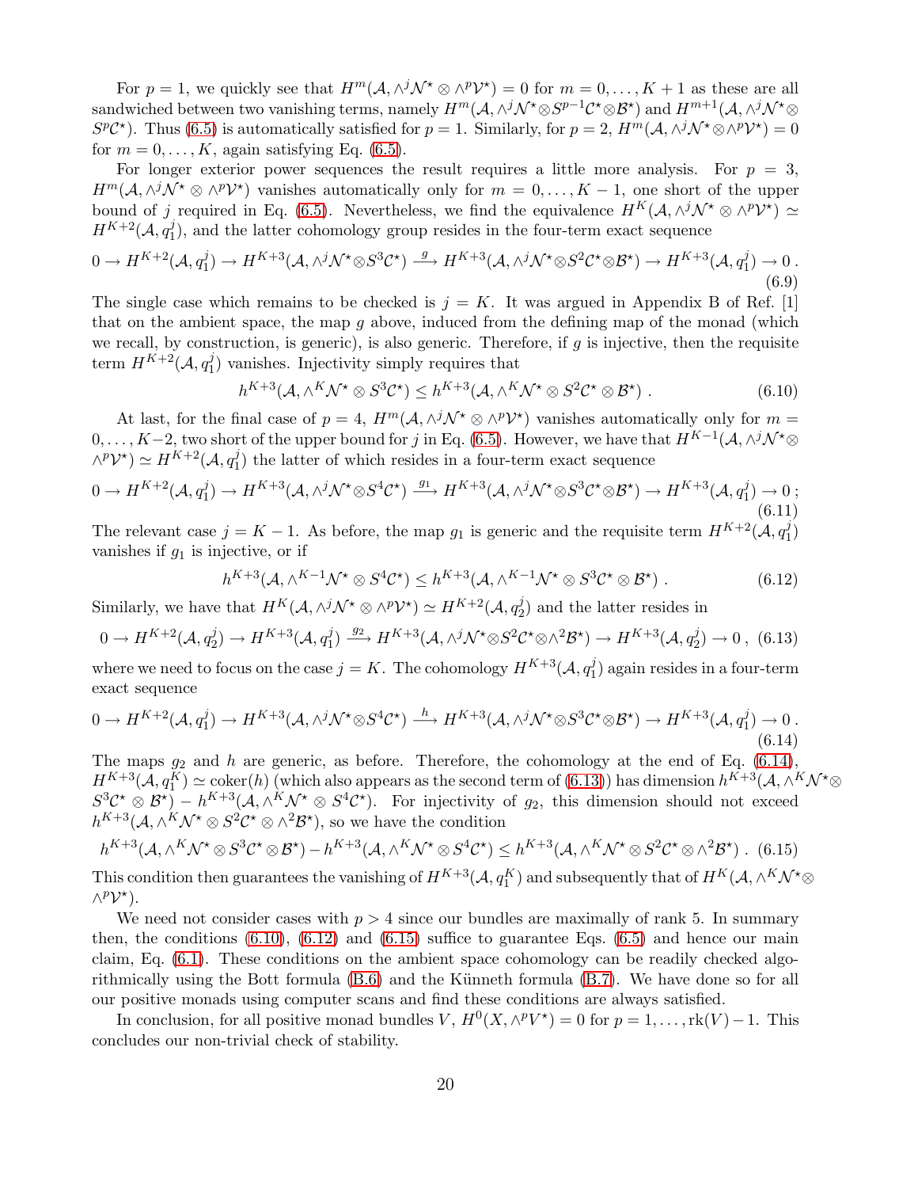For $p = 1$, we quickly see that $H^m(\mathcal{A}, \wedge^j \mathcal{N}^\star \otimes \wedge^p \mathcal{V}^\star) = 0$ for $m = 0, \ldots, K+1$ as these are all sandwiched between two vanishing terms, namely $H^m(\mathcal{A}, \wedge^j \mathcal{N}^\star \otimes S^{p-1}\mathcal{C}^\star \otimes \mathcal{B}^\star)$ and $H^{m+1}(\mathcal{A}, \wedge^j \mathcal{N}^\star \otimes S^p \mathcal{C}^\star)$. Thus (6.5) is automatically satisfied for $p = 1$. Similarly, for $p = 2$, $H^m(\mathcal{A}, \wedge^j \mathcal{N}^\star \otimes \wedge^p \mathcal{V}^\star) = 0$ for $m = 0, \ldots, K$, again satisfying Eq. (6.5).

For longer exterior power sequences the result requires a little more analysis. For $p = 3$, $H^m(\mathcal{A}, \wedge^j \mathcal{N}^\star \otimes \wedge^p \mathcal{V}^\star)$ vanishes automatically only for $m = 0, \ldots, K-1$, one short of the upper bound of $j$ required in Eq. (6.5). Nevertheless, we find the equivalence $H^K(\mathcal{A}, \wedge^j \mathcal{N}^\star \otimes \wedge^p \mathcal{V}^\star) \simeq H^{K+2}(\mathcal{A}, q_1^j)$, and the latter cohomology group resides in the four-term exact sequence

$$0 \to H^{K+2}(\mathcal{A}, q_1^j) \to H^{K+3}(\mathcal{A}, \wedge^j \mathcal{N}^\star \otimes S^3 \mathcal{C}^\star) \xrightarrow{\;g\;} H^{K+3}(\mathcal{A}, \wedge^j \mathcal{N}^\star \otimes S^2 \mathcal{C}^\star \otimes \mathcal{B}^\star) \to H^{K+3}(\mathcal{A}, q_1^j) \to 0 \,. \tag{6.9}$$

The single case which remains to be checked is $j = K$. It was argued in Appendix B of Ref. [1] that on the ambient space, the map $g$ above, induced from the defining map of the monad (which we recall, by construction, is generic), is also generic. Therefore, if $g$ is injective, then the requisite term $H^{K+2}(\mathcal{A}, q_1^j)$ vanishes. Injectivity simply requires that

$$h^{K+3}(\mathcal{A}, \wedge^K \mathcal{N}^\star \otimes S^3 \mathcal{C}^\star) \leq h^{K+3}(\mathcal{A}, \wedge^K \mathcal{N}^\star \otimes S^2 \mathcal{C}^\star \otimes \mathcal{B}^\star) \,. \tag{6.10}$$

At last, for the final case of $p = 4$, $H^m(\mathcal{A}, \wedge^j \mathcal{N}^\star \otimes \wedge^p \mathcal{V}^\star)$ vanishes automatically only for $m = 0, \ldots, K-2$, two short of the upper bound for $j$ in Eq. (6.5). However, we have that $H^{K-1}(\mathcal{A}, \wedge^j \mathcal{N}^\star \otimes \wedge^p \mathcal{V}^\star) \simeq H^{K+2}(\mathcal{A}, q_1^j)$ the latter of which resides in a four-term exact sequence

$$0 \to H^{K+2}(\mathcal{A}, q_1^j) \to H^{K+3}(\mathcal{A}, \wedge^j \mathcal{N}^\star \otimes S^4 \mathcal{C}^\star) \xrightarrow{\;g_1\;} H^{K+3}(\mathcal{A}, \wedge^j \mathcal{N}^\star \otimes S^3 \mathcal{C}^\star \otimes \mathcal{B}^\star) \to H^{K+3}(\mathcal{A}, q_1^j) \to 0 \,; \tag{6.11}$$

The relevant case $j = K-1$. As before, the map $g_1$ is generic and the requisite term $H^{K+2}(\mathcal{A}, q_1^j)$ vanishes if $g_1$ is injective, or if

$$h^{K+3}(\mathcal{A}, \wedge^{K-1} \mathcal{N}^\star \otimes S^4 \mathcal{C}^\star) \leq h^{K+3}(\mathcal{A}, \wedge^{K-1} \mathcal{N}^\star \otimes S^3 \mathcal{C}^\star \otimes \mathcal{B}^\star) \,. \tag{6.12}$$

Similarly, we have that $H^K(\mathcal{A}, \wedge^j \mathcal{N}^\star \otimes \wedge^p \mathcal{V}^\star) \simeq H^{K+2}(\mathcal{A}, q_2^j)$ and the latter resides in

$$0 \to H^{K+2}(\mathcal{A}, q_2^j) \to H^{K+3}(\mathcal{A}, q_1^j) \xrightarrow{\;g_2\;} H^{K+3}(\mathcal{A}, \wedge^j \mathcal{N}^\star \otimes S^2 \mathcal{C}^\star \otimes \wedge^2 \mathcal{B}^\star) \to H^{K+3}(\mathcal{A}, q_2^j) \to 0 \,, \tag{6.13}$$

where we need to focus on the case $j = K$. The cohomology $H^{K+3}(\mathcal{A}, q_1^j)$ again resides in a four-term exact sequence

$$0 \to H^{K+2}(\mathcal{A}, q_1^j) \to H^{K+3}(\mathcal{A}, \wedge^j \mathcal{N}^\star \otimes S^4 \mathcal{C}^\star) \xrightarrow{\;h\;} H^{K+3}(\mathcal{A}, \wedge^j \mathcal{N}^\star \otimes S^3 \mathcal{C}^\star \otimes \mathcal{B}^\star) \to H^{K+3}(\mathcal{A}, q_1^j) \to 0 \,. \tag{6.14}$$

The maps $g_2$ and $h$ are generic, as before. Therefore, the cohomology at the end of Eq. (6.14), $H^{K+3}(\mathcal{A}, q_1^K) \simeq \mathrm{coker}(h)$ (which also appears as the second term of (6.13)) has dimension $h^{K+3}(\mathcal{A}, \wedge^K \mathcal{N}^\star \otimes S^3 \mathcal{C}^\star \otimes \mathcal{B}^\star) - h^{K+3}(\mathcal{A}, \wedge^K \mathcal{N}^\star \otimes S^4 \mathcal{C}^\star)$. For injectivity of $g_2$, this dimension should not exceed $h^{K+3}(\mathcal{A}, \wedge^K \mathcal{N}^\star \otimes S^2 \mathcal{C}^\star \otimes \wedge^2 \mathcal{B}^\star)$, so we have the condition

$$h^{K+3}(\mathcal{A}, \wedge^K \mathcal{N}^\star \otimes S^3 \mathcal{C}^\star \otimes \mathcal{B}^\star) - h^{K+3}(\mathcal{A}, \wedge^K \mathcal{N}^\star \otimes S^4 \mathcal{C}^\star) \leq h^{K+3}(\mathcal{A}, \wedge^K \mathcal{N}^\star \otimes S^2 \mathcal{C}^\star \otimes \wedge^2 \mathcal{B}^\star) \,. \tag{6.15}$$

This condition then guarantees the vanishing of $H^{K+3}(\mathcal{A}, q_1^K)$ and subsequently that of $H^K(\mathcal{A}, \wedge^K \mathcal{N}^\star \otimes \wedge^p \mathcal{V}^\star)$.

We need not consider cases with $p > 4$ since our bundles are maximally of rank 5. In summary then, the conditions (6.10), (6.12) and (6.15) suffice to guarantee Eqs. (6.5) and hence our main claim, Eq. (6.1). These conditions on the ambient space cohomology can be readily checked algorithmically using the Bott formula (B.6) and the Künneth formula (B.7). We have done so for all our positive monads using computer scans and find these conditions are always satisfied.

In conclusion, for all positive monad bundles $V$, $H^0(X, \wedge^p V^\star) = 0$ for $p = 1, \ldots, \mathrm{rk}(V) - 1$. This concludes our non-trivial check of stability.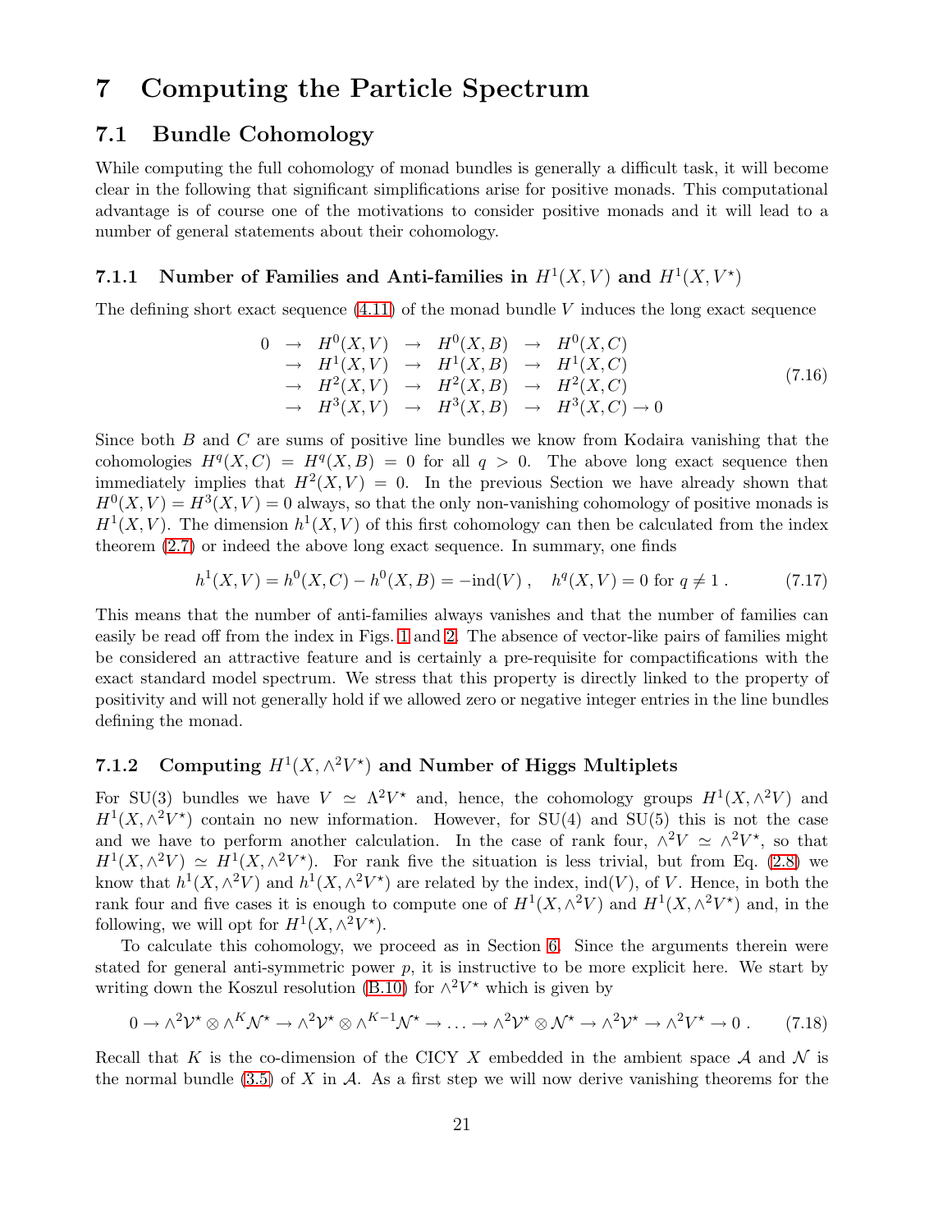# 7 Computing the Particle Spectrum

## 7.1 Bundle Cohomology

While computing the full cohomology of monad bundles is generally a difficult task, it will become clear in the following that significant simplifications arise for positive monads. This computational advantage is of course one of the motivations to consider positive monads and it will lead to a number of general statements about their cohomology.

### 7.1.1 Number of Families and Anti-families in $H^1(X, V)$ and $H^1(X, V^\star)$

The defining short exact sequence (4.11) of the monad bundle $V$ induces the long exact sequence

$$
\begin{array}{rccccc}
0 & \to & H^0(X,V) & \to & H^0(X,B) & \to & H^0(X,C) \\
 & \to & H^1(X,V) & \to & H^1(X,B) & \to & H^1(X,C) \\
 & \to & H^2(X,V) & \to & H^2(X,B) & \to & H^2(X,C) \\
 & \to & H^3(X,V) & \to & H^3(X,B) & \to & H^3(X,C) \to 0
\end{array}
\tag{7.16}
$$

Since both $B$ and $C$ are sums of positive line bundles we know from Kodaira vanishing that the cohomologies $H^q(X, C) = H^q(X, B) = 0$ for all $q > 0$. The above long exact sequence then immediately implies that $H^2(X, V) = 0$. In the previous Section we have already shown that $H^0(X, V) = H^3(X, V) = 0$ always, so that the only non-vanishing cohomology of positive monads is $H^1(X, V)$. The dimension $h^1(X, V)$ of this first cohomology can then be calculated from the index theorem (2.7) or indeed the above long exact sequence. In summary, one finds

$$
h^1(X,V) = h^0(X,C) - h^0(X,B) = -\mathrm{ind}(V)\ , \quad h^q(X,V) = 0 \text{ for } q \neq 1\ . \tag{7.17}
$$

This means that the number of anti-families always vanishes and that the number of families can easily be read off from the index in Figs. 1 and 2. The absence of vector-like pairs of families might be considered an attractive feature and is certainly a pre-requisite for compactifications with the exact standard model spectrum. We stress that this property is directly linked to the property of positivity and will not generally hold if we allowed zero or negative integer entries in the line bundles defining the monad.

### 7.1.2 Computing $H^1(X, \wedge^2 V^\star)$ and Number of Higgs Multiplets

For SU(3) bundles we have $V \simeq \Lambda^2 V^\star$ and, hence, the cohomology groups $H^1(X, \wedge^2 V)$ and $H^1(X, \wedge^2 V^\star)$ contain no new information. However, for SU(4) and SU(5) this is not the case and we have to perform another calculation. In the case of rank four, $\wedge^2 V \simeq \wedge^2 V^\star$, so that $H^1(X, \wedge^2 V) \simeq H^1(X, \wedge^2 V^\star)$. For rank five the situation is less trivial, but from Eq. (2.8) we know that $h^1(X, \wedge^2 V)$ and $h^1(X, \wedge^2 V^\star)$ are related by the index, $\mathrm{ind}(V)$, of $V$. Hence, in both the rank four and five cases it is enough to compute one of $H^1(X, \wedge^2 V)$ and $H^1(X, \wedge^2 V^\star)$ and, in the following, we will opt for $H^1(X, \wedge^2 V^\star)$.

To calculate this cohomology, we proceed as in Section 6. Since the arguments therein were stated for general anti-symmetric power $p$, it is instructive to be more explicit here. We start by writing down the Koszul resolution (B.10) for $\wedge^2 V^\star$ which is given by

$$
0 \to \wedge^2 \mathcal{V}^\star \otimes \wedge^K \mathcal{N}^\star \to \wedge^2 \mathcal{V}^\star \otimes \wedge^{K-1} \mathcal{N}^\star \to \ldots \to \wedge^2 \mathcal{V}^\star \otimes \mathcal{N}^\star \to \wedge^2 \mathcal{V}^\star \to \wedge^2 V^\star \to 0\ . \tag{7.18}
$$

Recall that $K$ is the co-dimension of the CICY $X$ embedded in the ambient space $\mathcal{A}$ and $\mathcal{N}$ is the normal bundle (3.5) of $X$ in $\mathcal{A}$. As a first step we will now derive vanishing theorems for the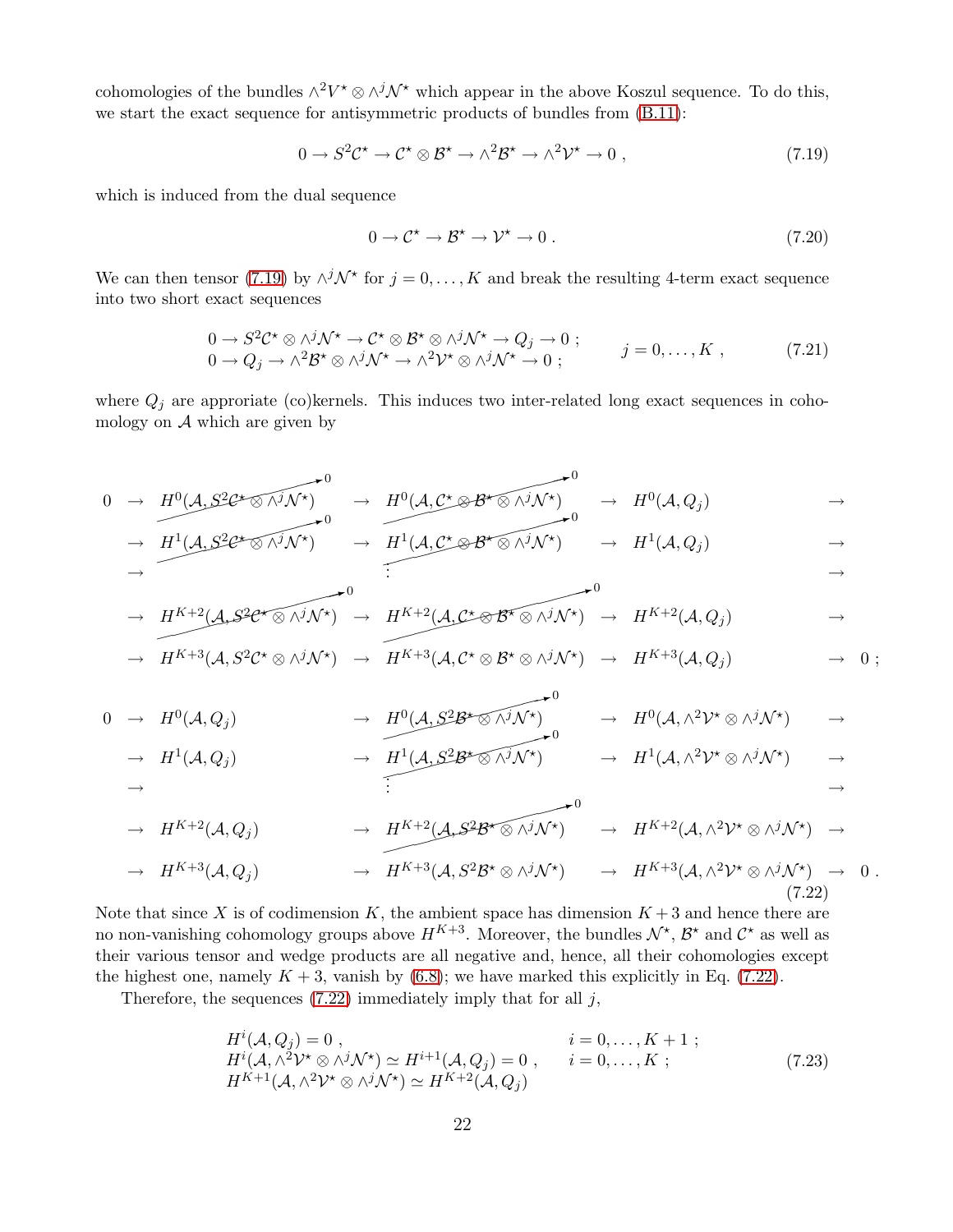cohomologies of the bundles $\wedge^2 V^\star \otimes \wedge^j \mathcal{N}^\star$ which appear in the above Koszul sequence. To do this, we start the exact sequence for antisymmetric products of bundles from (B.11):

$$0 \to S^2\mathcal{C}^\star \to \mathcal{C}^\star \otimes \mathcal{B}^\star \to \wedge^2\mathcal{B}^\star \to \wedge^2\mathcal{V}^\star \to 0 \ , \tag{7.19}$$

which is induced from the dual sequence

$$0 \to \mathcal{C}^\star \to \mathcal{B}^\star \to \mathcal{V}^\star \to 0 \ . \tag{7.20}$$

We can then tensor (7.19) by $\wedge^j\mathcal{N}^\star$ for $j = 0, \ldots, K$ and break the resulting 4-term exact sequence into two short exact sequences

$$\begin{array}{ll} 0 \to S^2\mathcal{C}^\star \otimes \wedge^j\mathcal{N}^\star \to \mathcal{C}^\star \otimes \mathcal{B}^\star \otimes \wedge^j\mathcal{N}^\star \to Q_j \to 0 \ ; & \\ 0 \to Q_j \to \wedge^2\mathcal{B}^\star \otimes \wedge^j\mathcal{N}^\star \to \wedge^2\mathcal{V}^\star \otimes \wedge^j\mathcal{N}^\star \to 0 \ ; & \end{array} \qquad j = 0, \ldots, K \ , \tag{7.21}$$

where $Q_j$ are approriate (co)kernels. This induces two inter-related long exact sequences in cohomology on $\mathcal{A}$ which are given by

$$\begin{array}{llllll}
0 & \to H^0(\mathcal{A}, S^2\mathcal{C}^\star \otimes \wedge^j\mathcal{N}^\star)_{=0} & \to H^0(\mathcal{A}, \mathcal{C}^\star \otimes \mathcal{B}^\star \otimes \wedge^j\mathcal{N}^\star)_{=0} & \to H^0(\mathcal{A}, Q_j) & \to & \\
 & \to H^1(\mathcal{A}, S^2\mathcal{C}^\star \otimes \wedge^j\mathcal{N}^\star)_{=0} & \to H^1(\mathcal{A}, \mathcal{C}^\star \otimes \mathcal{B}^\star \otimes \wedge^j\mathcal{N}^\star)_{=0} & \to H^1(\mathcal{A}, Q_j) & \to & \\
 & \to & \quad \vdots & & \to & \\
 & \to H^{K+2}(\mathcal{A}, S^2\mathcal{C}^\star \otimes \wedge^j\mathcal{N}^\star)_{=0} & \to H^{K+2}(\mathcal{A}, \mathcal{C}^\star \otimes \mathcal{B}^\star \otimes \wedge^j\mathcal{N}^\star)_{=0} & \to H^{K+2}(\mathcal{A}, Q_j) & \to & \\
 & \to H^{K+3}(\mathcal{A}, S^2\mathcal{C}^\star \otimes \wedge^j\mathcal{N}^\star) & \to H^{K+3}(\mathcal{A}, \mathcal{C}^\star \otimes \mathcal{B}^\star \otimes \wedge^j\mathcal{N}^\star) & \to H^{K+3}(\mathcal{A}, Q_j) & \to & 0 \ ; \\
 & & & & & \\
0 & \to H^0(\mathcal{A}, Q_j) & \to H^0(\mathcal{A}, S^2\mathcal{B}^\star \otimes \wedge^j\mathcal{N}^\star)_{=0} & \to H^0(\mathcal{A}, \wedge^2\mathcal{V}^\star \otimes \wedge^j\mathcal{N}^\star) & \to & \\
 & \to H^1(\mathcal{A}, Q_j) & \to H^1(\mathcal{A}, S^2\mathcal{B}^\star \otimes \wedge^j\mathcal{N}^\star)_{=0} & \to H^1(\mathcal{A}, \wedge^2\mathcal{V}^\star \otimes \wedge^j\mathcal{N}^\star) & \to & \\
 & \to & \quad \vdots & & \to & \\
 & \to H^{K+2}(\mathcal{A}, Q_j) & \to H^{K+2}(\mathcal{A}, S^2\mathcal{B}^\star \otimes \wedge^j\mathcal{N}^\star)_{=0} & \to H^{K+2}(\mathcal{A}, \wedge^2\mathcal{V}^\star \otimes \wedge^j\mathcal{N}^\star) & \to & \\
 & \to H^{K+3}(\mathcal{A}, Q_j) & \to H^{K+3}(\mathcal{A}, S^2\mathcal{B}^\star \otimes \wedge^j\mathcal{N}^\star) & \to H^{K+3}(\mathcal{A}, \wedge^2\mathcal{V}^\star \otimes \wedge^j\mathcal{N}^\star) & \to & 0 \ .
\end{array} \tag{7.22}$$

Note that since $X$ is of codimension $K$, the ambient space has dimension $K+3$ and hence there are no non-vanishing cohomology groups above $H^{K+3}$. Moreover, the bundles $\mathcal{N}^\star$, $\mathcal{B}^\star$ and $\mathcal{C}^\star$ as well as their various tensor and wedge products are all negative and, hence, all their cohomologies except the highest one, namely $K+3$, vanish by (6.8); we have marked this explicitly in Eq. (7.22).

Therefore, the sequences (7.22) immediately imply that for all $j$,

$$\begin{array}{ll} H^i(\mathcal{A}, Q_j) = 0 \ , & i = 0, \ldots, K+1 \ ; \\ H^i(\mathcal{A}, \wedge^2\mathcal{V}^\star \otimes \wedge^j\mathcal{N}^\star) \simeq H^{i+1}(\mathcal{A}, Q_j) = 0 \ , & i = 0, \ldots, K \ ; \\ H^{K+1}(\mathcal{A}, \wedge^2\mathcal{V}^\star \otimes \wedge^j\mathcal{N}^\star) \simeq H^{K+2}(\mathcal{A}, Q_j) & \end{array} \tag{7.23}$$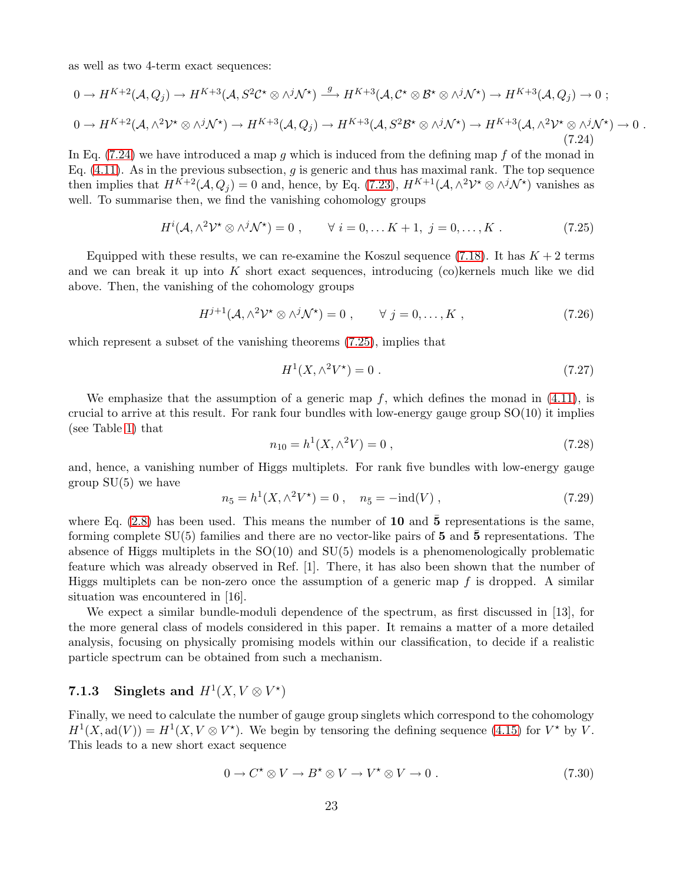as well as two 4-term exact sequences:

$$
\begin{aligned}
&0 \to H^{K+2}(\mathcal{A}, Q_j) \to H^{K+3}(\mathcal{A}, S^2\mathcal{C}^\star \otimes \wedge^j \mathcal{N}^\star) \xrightarrow{g} H^{K+3}(\mathcal{A}, \mathcal{C}^\star \otimes \mathcal{B}^\star \otimes \wedge^j \mathcal{N}^\star) \to H^{K+3}(\mathcal{A}, Q_j) \to 0 \ ; \\
&0 \to H^{K+2}(\mathcal{A}, \wedge^2\mathcal{V}^\star \otimes \wedge^j \mathcal{N}^\star) \to H^{K+3}(\mathcal{A}, Q_j) \to H^{K+3}(\mathcal{A}, S^2\mathcal{B}^\star \otimes \wedge^j \mathcal{N}^\star) \to H^{K+3}(\mathcal{A}, \wedge^2\mathcal{V}^\star \otimes \wedge^j \mathcal{N}^\star) \to 0 \ .
\end{aligned}
\tag{7.24}
$$

In Eq. (7.24) we have introduced a map $g$ which is induced from the defining map $f$ of the monad in Eq. (4.11). As in the previous subsection, $g$ is generic and thus has maximal rank. The top sequence then implies that $H^{K+2}(\mathcal{A}, Q_j) = 0$ and, hence, by Eq. (7.23), $H^{K+1}(\mathcal{A}, \wedge^2\mathcal{V}^\star \otimes \wedge^j \mathcal{N}^\star)$ vanishes as well. To summarise then, we find the vanishing cohomology groups

$$
H^i(\mathcal{A}, \wedge^2\mathcal{V}^\star \otimes \wedge^j \mathcal{N}^\star) = 0 \ , \qquad \forall \ i = 0, \ldots K+1, \ j = 0, \ldots, K \ . \tag{7.25}
$$

Equipped with these results, we can re-examine the Koszul sequence (7.18). It has $K+2$ terms and we can break it up into $K$ short exact sequences, introducing (co)kernels much like we did above. Then, the vanishing of the cohomology groups

$$
H^{j+1}(\mathcal{A}, \wedge^2\mathcal{V}^\star \otimes \wedge^j \mathcal{N}^\star) = 0 \ , \qquad \forall \ j = 0, \ldots, K \ , \tag{7.26}
$$

which represent a subset of the vanishing theorems (7.25), implies that

$$
H^1(X, \wedge^2 V^\star) = 0 \ . \tag{7.27}
$$

We emphasize that the assumption of a generic map $f$, which defines the monad in (4.11), is crucial to arrive at this result. For rank four bundles with low-energy gauge group SO(10) it implies (see Table 1) that

$$
n_{10} = h^1(X, \wedge^2 V) = 0 \ , \tag{7.28}
$$

and, hence, a vanishing number of Higgs multiplets. For rank five bundles with low-energy gauge group SU(5) we have

$$
n_5 = h^1(X, \wedge^2 V^\star) = 0 \ , \quad n_{\bar{5}} = -\mathrm{ind}(V) \ , \tag{7.29}
$$

where Eq. (2.8) has been used. This means the number of **10** and $\bar{\mathbf{5}}$ representations is the same, forming complete SU(5) families and there are no vector-like pairs of **5** and $\bar{\mathbf{5}}$ representations. The absence of Higgs multiplets in the SO(10) and SU(5) models is a phenomenologically problematic feature which was already observed in Ref. [1]. There, it has also been shown that the number of Higgs multiplets can be non-zero once the assumption of a generic map $f$ is dropped. A similar situation was encountered in [16].

We expect a similar bundle-moduli dependence of the spectrum, as first discussed in [13], for the more general class of models considered in this paper. It remains a matter of a more detailed analysis, focusing on physically promising models within our classification, to decide if a realistic particle spectrum can be obtained from such a mechanism.

### 7.1.3 Singlets and $H^1(X, V \otimes V^\star)$

Finally, we need to calculate the number of gauge group singlets which correspond to the cohomology $H^1(X, \mathrm{ad}(V)) = H^1(X, V \otimes V^\star)$. We begin by tensoring the defining sequence (4.15) for $V^\star$ by $V$. This leads to a new short exact sequence

$$
0 \to C^\star \otimes V \to B^\star \otimes V \to V^\star \otimes V \to 0 \ . \tag{7.30}
$$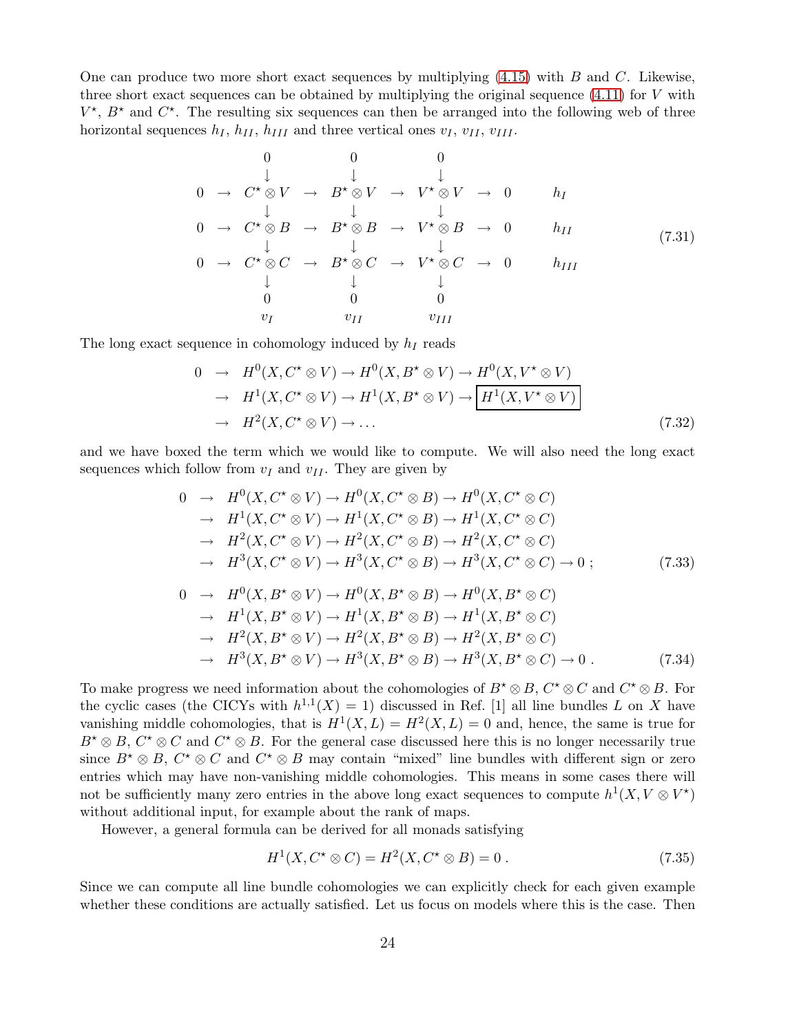One can produce two more short exact sequences by multiplying (4.15) with $B$ and $C$. Likewise, three short exact sequences can be obtained by multiplying the original sequence (4.11) for $V$ with $V^\star$, $B^\star$ and $C^\star$. The resulting six sequences can then be arranged into the following web of three horizontal sequences $h_I$, $h_{II}$, $h_{III}$ and three vertical ones $v_I$, $v_{II}$, $v_{III}$.

$$
\begin{array}{ccccccccccc}
 & & 0 & & 0 & & 0 & & & & \\
 & & \downarrow & & \downarrow & & \downarrow & & & & \\
0 & \to & C^\star \otimes V & \to & B^\star \otimes V & \to & V^\star \otimes V & \to & 0 & & h_I \\
 & & \downarrow & & \downarrow & & \downarrow & & & & \\
0 & \to & C^\star \otimes B & \to & B^\star \otimes B & \to & V^\star \otimes B & \to & 0 & & h_{II} \\
 & & \downarrow & & \downarrow & & \downarrow & & & & \\
0 & \to & C^\star \otimes C & \to & B^\star \otimes C & \to & V^\star \otimes C & \to & 0 & & h_{III} \\
 & & \downarrow & & \downarrow & & \downarrow & & & & \\
 & & 0 & & 0 & & 0 & & & & \\
 & & v_I & & v_{II} & & v_{III} & & & &
\end{array}
\tag{7.31}
$$

The long exact sequence in cohomology induced by $h_I$ reads

$$
\begin{aligned}
0 \;\to\; & H^0(X, C^\star \otimes V) \to H^0(X, B^\star \otimes V) \to H^0(X, V^\star \otimes V) \\
\to\; & H^1(X, C^\star \otimes V) \to H^1(X, B^\star \otimes V) \to \boxed{H^1(X, V^\star \otimes V)} \\
\to\; & H^2(X, C^\star \otimes V) \to \ldots
\end{aligned}
\tag{7.32}
$$

and we have boxed the term which we would like to compute. We will also need the long exact sequences which follow from $v_I$ and $v_{II}$. They are given by

$$
\begin{aligned}
0 \;\to\; & H^0(X, C^\star \otimes V) \to H^0(X, C^\star \otimes B) \to H^0(X, C^\star \otimes C) \\
\to\; & H^1(X, C^\star \otimes V) \to H^1(X, C^\star \otimes B) \to H^1(X, C^\star \otimes C) \\
\to\; & H^2(X, C^\star \otimes V) \to H^2(X, C^\star \otimes B) \to H^2(X, C^\star \otimes C) \\
\to\; & H^3(X, C^\star \otimes V) \to H^3(X, C^\star \otimes B) \to H^3(X, C^\star \otimes C) \to 0 \; ;
\end{aligned}
\tag{7.33}
$$

$$
\begin{aligned}
0 \;\to\; & H^0(X, B^\star \otimes V) \to H^0(X, B^\star \otimes B) \to H^0(X, B^\star \otimes C) \\
\to\; & H^1(X, B^\star \otimes V) \to H^1(X, B^\star \otimes B) \to H^1(X, B^\star \otimes C) \\
\to\; & H^2(X, B^\star \otimes V) \to H^2(X, B^\star \otimes B) \to H^2(X, B^\star \otimes C) \\
\to\; & H^3(X, B^\star \otimes V) \to H^3(X, B^\star \otimes B) \to H^3(X, B^\star \otimes C) \to 0 \; .
\end{aligned}
\tag{7.34}
$$

To make progress we need information about the cohomologies of $B^\star \otimes B$, $C^\star \otimes C$ and $C^\star \otimes B$. For the cyclic cases (the CICYs with $h^{1,1}(X) = 1$) discussed in Ref. [1] all line bundles $L$ on $X$ have vanishing middle cohomologies, that is $H^1(X, L) = H^2(X, L) = 0$ and, hence, the same is true for $B^\star \otimes B$, $C^\star \otimes C$ and $C^\star \otimes B$. For the general case discussed here this is no longer necessarily true since $B^\star \otimes B$, $C^\star \otimes C$ and $C^\star \otimes B$ may contain "mixed" line bundles with different sign or zero entries which may have non-vanishing middle cohomologies. This means in some cases there will not be sufficiently many zero entries in the above long exact sequences to compute $h^1(X, V \otimes V^\star)$ without additional input, for example about the rank of maps.

However, a general formula can be derived for all monads satisfying

$$
H^1(X, C^\star \otimes C) = H^2(X, C^\star \otimes B) = 0 \; . \tag{7.35}
$$

Since we can compute all line bundle cohomologies we can explicitly check for each given example whether these conditions are actually satisfied. Let us focus on models where this is the case. Then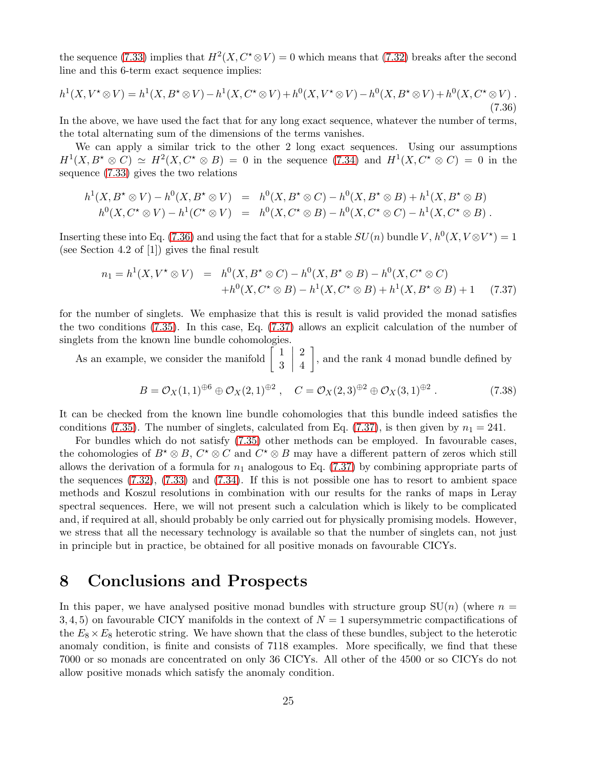the sequence (7.33) implies that $H^2(X, C^\star \otimes V) = 0$ which means that (7.32) breaks after the second line and this 6-term exact sequence implies:

$$h^1(X, V^\star \otimes V) = h^1(X, B^\star \otimes V) - h^1(X, C^\star \otimes V) + h^0(X, V^\star \otimes V) - h^0(X, B^\star \otimes V) + h^0(X, C^\star \otimes V) \; . \tag{7.36}$$

In the above, we have used the fact that for any long exact sequence, whatever the number of terms, the total alternating sum of the dimensions of the terms vanishes.

We can apply a similar trick to the other 2 long exact sequences. Using our assumptions $H^1(X, B^\star \otimes C) \simeq H^2(X, C^\star \otimes B) = 0$ in the sequence (7.34) and $H^1(X, C^\star \otimes C) = 0$ in the sequence (7.33) gives the two relations

$$\begin{aligned} h^1(X, B^\star \otimes V) - h^0(X, B^\star \otimes V) &= h^0(X, B^\star \otimes C) - h^0(X, B^\star \otimes B) + h^1(X, B^\star \otimes B) \\ h^0(X, C^\star \otimes V) - h^1(C^\star \otimes V) &= h^0(X, C^\star \otimes B) - h^0(X, C^\star \otimes C) - h^1(X, C^\star \otimes B) \; . \end{aligned}$$

Inserting these into Eq. (7.36) and using the fact that for a stable $SU(n)$ bundle $V$, $h^0(X, V \otimes V^\star) = 1$ (see Section 4.2 of [1]) gives the final result

$$\begin{aligned} n_1 = h^1(X, V^\star \otimes V) &= h^0(X, B^\star \otimes C) - h^0(X, B^\star \otimes B) - h^0(X, C^\star \otimes C) \\ &\quad + h^0(X, C^\star \otimes B) - h^1(X, C^\star \otimes B) + h^1(X, B^\star \otimes B) + 1 \end{aligned} \tag{7.37}$$

for the number of singlets. We emphasize that this is result is valid provided the monad satisfies the two conditions (7.35). In this case, Eq. (7.37) allows an explicit calculation of the number of singlets from the known line bundle cohomologies.

As an example, we consider the manifold $\left[ \begin{array}{c|c} 1 & 2 \\ 3 & 4 \end{array} \right]$, and the rank 4 monad bundle defined by

$$B = \mathcal{O}_X(1,1)^{\oplus 6} \oplus \mathcal{O}_X(2,1)^{\oplus 2} \; , \quad C = \mathcal{O}_X(2,3)^{\oplus 2} \oplus \mathcal{O}_X(3,1)^{\oplus 2} \; . \tag{7.38}$$

It can be checked from the known line bundle cohomologies that this bundle indeed satisfies the conditions (7.35). The number of singlets, calculated from Eq. (7.37), is then given by $n_1 = 241$.

For bundles which do not satisfy (7.35) other methods can be employed. In favourable cases, the cohomologies of $B^\star \otimes B$, $C^\star \otimes C$ and $C^\star \otimes B$ may have a different pattern of zeros which still allows the derivation of a formula for $n_1$ analogous to Eq. (7.37) by combining appropriate parts of the sequences (7.32), (7.33) and (7.34). If this is not possible one has to resort to ambient space methods and Koszul resolutions in combination with our results for the ranks of maps in Leray spectral sequences. Here, we will not present such a calculation which is likely to be complicated and, if required at all, should probably be only carried out for physically promising models. However, we stress that all the necessary technology is available so that the number of singlets can, not just in principle but in practice, be obtained for all positive monads on favourable CICYs.

# 8 Conclusions and Prospects

In this paper, we have analysed positive monad bundles with structure group SU($n$) (where $n = 3, 4, 5$) on favourable CICY manifolds in the context of $N = 1$ supersymmetric compactifications of the $E_8 \times E_8$ heterotic string. We have shown that the class of these bundles, subject to the heterotic anomaly condition, is finite and consists of 7118 examples. More specifically, we find that these 7000 or so monads are concentrated on only 36 CICYs. All other of the 4500 or so CICYs do not allow positive monads which satisfy the anomaly condition.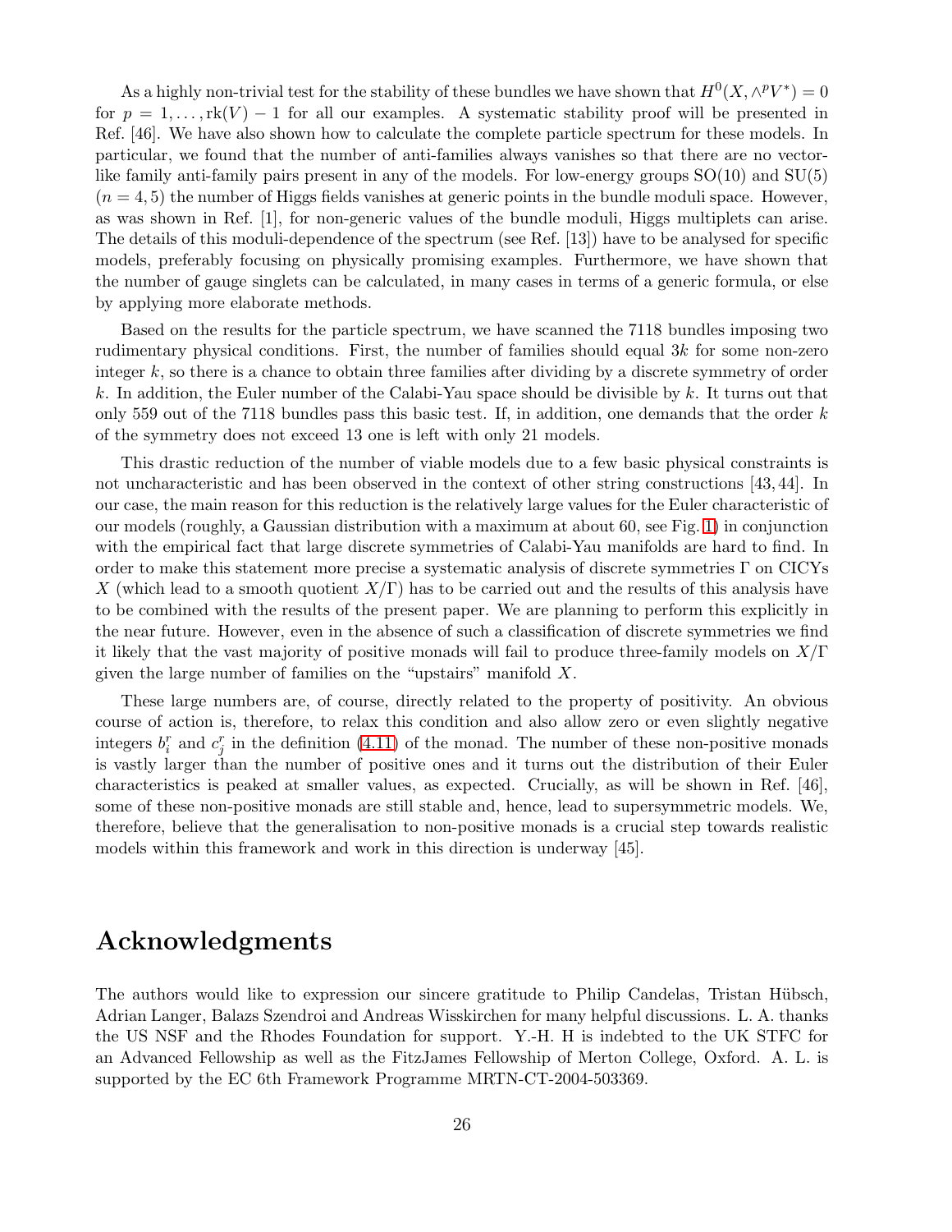As a highly non-trivial test for the stability of these bundles we have shown that $H^0(X, \wedge^p V^*) = 0$ for $p = 1, \ldots, \mathrm{rk}(V) - 1$ for all our examples. A systematic stability proof will be presented in Ref. [46]. We have also shown how to calculate the complete particle spectrum for these models. In particular, we found that the number of anti-families always vanishes so that there are no vector-like family anti-family pairs present in any of the models. For low-energy groups SO(10) and SU(5) ($n = 4, 5$) the number of Higgs fields vanishes at generic points in the bundle moduli space. However, as was shown in Ref. [1], for non-generic values of the bundle moduli, Higgs multiplets can arise. The details of this moduli-dependence of the spectrum (see Ref. [13]) have to be analysed for specific models, preferably focusing on physically promising examples. Furthermore, we have shown that the number of gauge singlets can be calculated, in many cases in terms of a generic formula, or else by applying more elaborate methods.

Based on the results for the particle spectrum, we have scanned the 7118 bundles imposing two rudimentary physical conditions. First, the number of families should equal $3k$ for some non-zero integer $k$, so there is a chance to obtain three families after dividing by a discrete symmetry of order $k$. In addition, the Euler number of the Calabi-Yau space should be divisible by $k$. It turns out that only 559 out of the 7118 bundles pass this basic test. If, in addition, one demands that the order $k$ of the symmetry does not exceed 13 one is left with only 21 models.

This drastic reduction of the number of viable models due to a few basic physical constraints is not uncharacteristic and has been observed in the context of other string constructions [43, 44]. In our case, the main reason for this reduction is the relatively large values for the Euler characteristic of our models (roughly, a Gaussian distribution with a maximum at about 60, see Fig. 1) in conjunction with the empirical fact that large discrete symmetries of Calabi-Yau manifolds are hard to find. In order to make this statement more precise a systematic analysis of discrete symmetries $\Gamma$ on CICYs $X$ (which lead to a smooth quotient $X/\Gamma$) has to be carried out and the results of this analysis have to be combined with the results of the present paper. We are planning to perform this explicitly in the near future. However, even in the absence of such a classification of discrete symmetries we find it likely that the vast majority of positive monads will fail to produce three-family models on $X/\Gamma$ given the large number of families on the "upstairs" manifold $X$.

These large numbers are, of course, directly related to the property of positivity. An obvious course of action is, therefore, to relax this condition and also allow zero or even slightly negative integers $b_i^r$ and $c_j^r$ in the definition (4.11) of the monad. The number of these non-positive monads is vastly larger than the number of positive ones and it turns out the distribution of their Euler characteristics is peaked at smaller values, as expected. Crucially, as will be shown in Ref. [46], some of these non-positive monads are still stable and, hence, lead to supersymmetric models. We, therefore, believe that the generalisation to non-positive monads is a crucial step towards realistic models within this framework and work in this direction is underway [45].

# Acknowledgments

The authors would like to expression our sincere gratitude to Philip Candelas, Tristan Hübsch, Adrian Langer, Balazs Szendroi and Andreas Wisskirchen for many helpful discussions. L. A. thanks the US NSF and the Rhodes Foundation for support. Y.-H. H is indebted to the UK STFC for an Advanced Fellowship as well as the FitzJames Fellowship of Merton College, Oxford. A. L. is supported by the EC 6th Framework Programme MRTN-CT-2004-503369.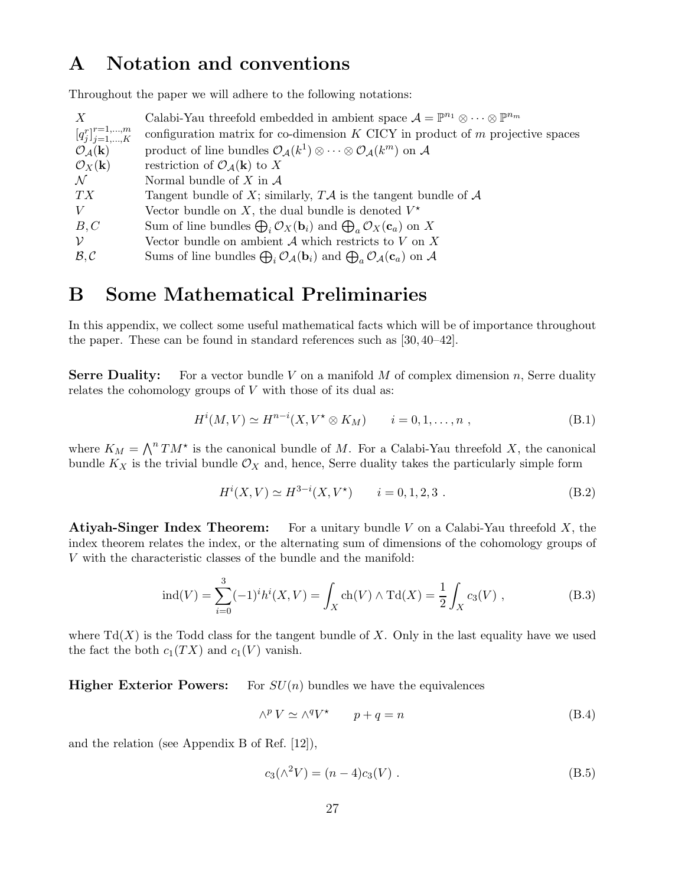# A Notation and conventions

Throughout the paper we will adhere to the following notations:

| | |
|---|---|
| $X$ | Calabi-Yau threefold embedded in ambient space $\mathcal{A} = \mathbb{P}^{n_1} \otimes \cdots \otimes \mathbb{P}^{n_m}$ |
| $[q_j^r]_{j=1,\ldots,K}^{r=1,\ldots,m}$ | configuration matrix for co-dimension $K$ CICY in product of $m$ projective spaces |
| $\mathcal{O}_{\mathcal{A}}(\mathbf{k})$ | product of line bundles $\mathcal{O}_{\mathcal{A}}(k^1) \otimes \cdots \otimes \mathcal{O}_{\mathcal{A}}(k^m)$ on $\mathcal{A}$ |
| $\mathcal{O}_X(\mathbf{k})$ | restriction of $\mathcal{O}_{\mathcal{A}}(\mathbf{k})$ to $X$ |
| $\mathcal{N}$ | Normal bundle of $X$ in $\mathcal{A}$ |
| $TX$ | Tangent bundle of $X$; similarly, $T\mathcal{A}$ is the tangent bundle of $\mathcal{A}$ |
| $V$ | Vector bundle on $X$, the dual bundle is denoted $V^\star$ |
| $B, C$ | Sum of line bundles $\bigoplus_i \mathcal{O}_X(\mathbf{b}_i)$ and $\bigoplus_a \mathcal{O}_X(\mathbf{c}_a)$ on $X$ |
| $\mathcal{V}$ | Vector bundle on ambient $\mathcal{A}$ which restricts to $V$ on $X$ |
| $\mathcal{B}, \mathcal{C}$ | Sums of line bundles $\bigoplus_i \mathcal{O}_{\mathcal{A}}(\mathbf{b}_i)$ and $\bigoplus_a \mathcal{O}_{\mathcal{A}}(\mathbf{c}_a)$ on $\mathcal{A}$ |

# B Some Mathematical Preliminaries

In this appendix, we collect some useful mathematical facts which will be of importance throughout the paper. These can be found in standard references such as [30, 40–42].

**Serre Duality:** For a vector bundle $V$ on a manifold $M$ of complex dimension $n$, Serre duality relates the cohomology groups of $V$ with those of its dual as:

$$H^i(M, V) \simeq H^{n-i}(X, V^\star \otimes K_M) \qquad i = 0, 1, \ldots, n \ , \tag{B.1}$$

where $K_M = \bigwedge^n TM^\star$ is the canonical bundle of $M$. For a Calabi-Yau threefold $X$, the canonical bundle $K_X$ is the trivial bundle $\mathcal{O}_X$ and, hence, Serre duality takes the particularly simple form

$$H^i(X, V) \simeq H^{3-i}(X, V^\star) \qquad i = 0, 1, 2, 3 \ . \tag{B.2}$$

**Atiyah-Singer Index Theorem:** For a unitary bundle $V$ on a Calabi-Yau threefold $X$, the index theorem relates the index, or the alternating sum of dimensions of the cohomology groups of $V$ with the characteristic classes of the bundle and the manifold:

$$\mathrm{ind}(V) = \sum_{i=0}^{3} (-1)^i h^i(X, V) = \int_X \mathrm{ch}(V) \wedge \mathrm{Td}(X) = \frac{1}{2} \int_X c_3(V) \ , \tag{B.3}$$

where $\mathrm{Td}(X)$ is the Todd class for the tangent bundle of $X$. Only in the last equality have we used the fact the both $c_1(TX)$ and $c_1(V)$ vanish.

**Higher Exterior Powers:** For $SU(n)$ bundles we have the equivalences

$$\wedge^p V \simeq \wedge^q V^\star \qquad p + q = n \tag{B.4}$$

and the relation (see Appendix B of Ref. [12]),

$$c_3(\wedge^2 V) = (n - 4) c_3(V) \ . \tag{B.5}$$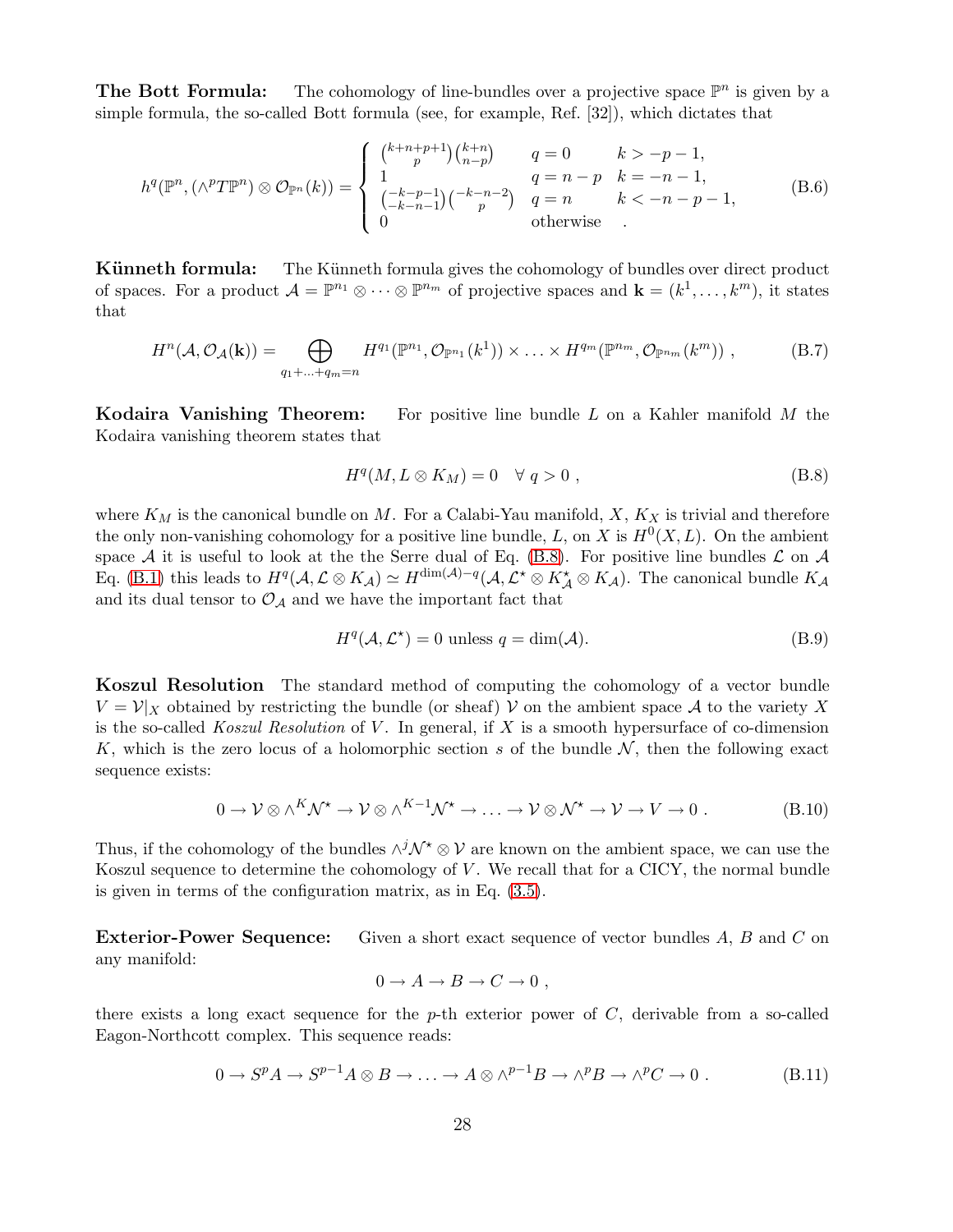**The Bott Formula:** The cohomology of line-bundles over a projective space $\mathbb{P}^n$ is given by a simple formula, the so-called Bott formula (see, for example, Ref. [32]), which dictates that

$$h^q(\mathbb{P}^n, (\wedge^p T\mathbb{P}^n) \otimes \mathcal{O}_{\mathbb{P}^n}(k)) = \begin{cases} \binom{k+n+p+1}{p}\binom{k+n}{n-p} & q=0 \quad k > -p-1, \\ 1 & q = n-p \quad k = -n-1, \\ \binom{-k-p-1}{-k-n-1}\binom{-k-n-2}{p} & q = n \quad k < -n-p-1, \\ 0 & \text{otherwise} \quad . \end{cases} \tag{B.6}$$

**Künneth formula:** The Künneth formula gives the cohomology of bundles over direct product of spaces. For a product $\mathcal{A} = \mathbb{P}^{n_1} \otimes \cdots \otimes \mathbb{P}^{n_m}$ of projective spaces and $\mathbf{k} = (k^1, \ldots, k^m)$, it states that

$$H^n(\mathcal{A}, \mathcal{O}_{\mathcal{A}}(\mathbf{k})) = \bigoplus_{q_1+\ldots+q_m=n} H^{q_1}(\mathbb{P}^{n_1}, \mathcal{O}_{\mathbb{P}^{n_1}}(k^1)) \times \ldots \times H^{q_m}(\mathbb{P}^{n_m}, \mathcal{O}_{\mathbb{P}^{n_m}}(k^m)) \,, \tag{B.7}$$

**Kodaira Vanishing Theorem:** For positive line bundle $L$ on a Kahler manifold $M$ the Kodaira vanishing theorem states that

$$H^q(M, L \otimes K_M) = 0 \quad \forall\, q > 0 \,, \tag{B.8}$$

where $K_M$ is the canonical bundle on $M$. For a Calabi-Yau manifold, $X$, $K_X$ is trivial and therefore the only non-vanishing cohomology for a positive line bundle, $L$, on $X$ is $H^0(X, L)$. On the ambient space $\mathcal{A}$ it is useful to look at the the Serre dual of Eq. (B.8). For positive line bundles $\mathcal{L}$ on $\mathcal{A}$ Eq. (B.1) this leads to $H^q(\mathcal{A}, \mathcal{L} \otimes K_{\mathcal{A}}) \simeq H^{\dim(\mathcal{A})-q}(\mathcal{A}, \mathcal{L}^\star \otimes K_{\mathcal{A}}^\star \otimes K_{\mathcal{A}})$. The canonical bundle $K_{\mathcal{A}}$ and its dual tensor to $\mathcal{O}_{\mathcal{A}}$ and we have the important fact that

$$H^q(\mathcal{A}, \mathcal{L}^\star) = 0 \text{ unless } q = \dim(\mathcal{A}). \tag{B.9}$$

**Koszul Resolution** The standard method of computing the cohomology of a vector bundle $V = \mathcal{V}|_X$ obtained by restricting the bundle (or sheaf) $\mathcal{V}$ on the ambient space $\mathcal{A}$ to the variety $X$ is the so-called *Koszul Resolution* of $V$. In general, if $X$ is a smooth hypersurface of co-dimension $K$, which is the zero locus of a holomorphic section $s$ of the bundle $\mathcal{N}$, then the following exact sequence exists:

$$0 \to \mathcal{V} \otimes \wedge^K \mathcal{N}^\star \to \mathcal{V} \otimes \wedge^{K-1}\mathcal{N}^\star \to \ldots \to \mathcal{V} \otimes \mathcal{N}^\star \to \mathcal{V} \to V \to 0 \,. \tag{B.10}$$

Thus, if the cohomology of the bundles $\wedge^j \mathcal{N}^\star \otimes \mathcal{V}$ are known on the ambient space, we can use the Koszul sequence to determine the cohomology of $V$. We recall that for a CICY, the normal bundle is given in terms of the configuration matrix, as in Eq. (3.5).

**Exterior-Power Sequence:** Given a short exact sequence of vector bundles $A$, $B$ and $C$ on any manifold:

$$0 \to A \to B \to C \to 0 \,,$$

there exists a long exact sequence for the $p$-th exterior power of $C$, derivable from a so-called Eagon-Northcott complex. This sequence reads:

$$0 \to S^p A \to S^{p-1}A \otimes B \to \ldots \to A \otimes \wedge^{p-1} B \to \wedge^p B \to \wedge^p C \to 0 \,. \tag{B.11}$$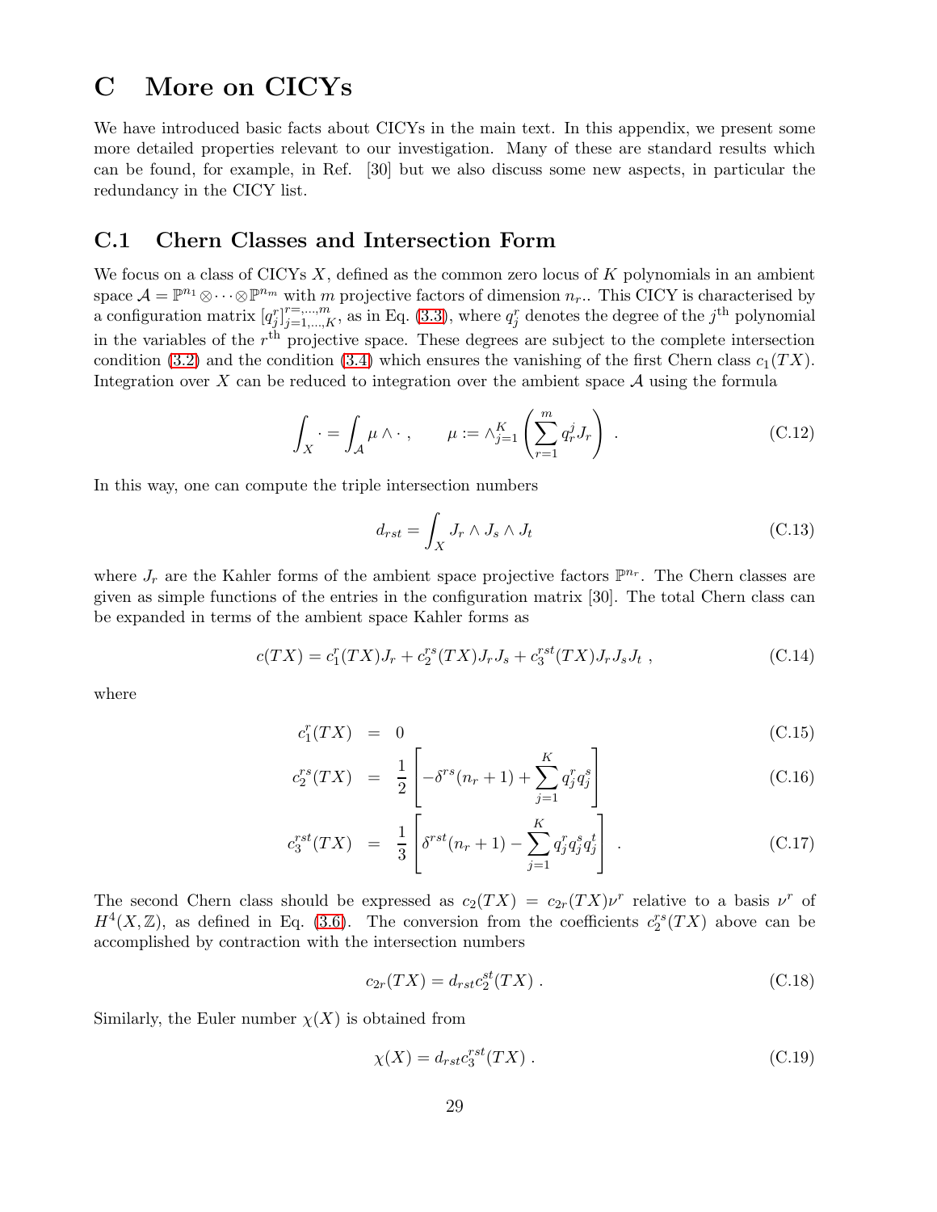# C More on CICYs

We have introduced basic facts about CICYs in the main text. In this appendix, we present some more detailed properties relevant to our investigation. Many of these are standard results which can be found, for example, in Ref. [30] but we also discuss some new aspects, in particular the redundancy in the CICY list.

## C.1 Chern Classes and Intersection Form

We focus on a class of CICYs $X$, defined as the common zero locus of $K$ polynomials in an ambient space $\mathcal{A} = \mathbb{P}^{n_1} \otimes \cdots \otimes \mathbb{P}^{n_m}$ with $m$ projective factors of dimension $n_r$.. This CICY is characterised by a configuration matrix $[q_j^r]_{j=1,\ldots,K}^{r=,\ldots,m}$, as in Eq. (3.3), where $q_j^r$ denotes the degree of the $j^{\text{th}}$ polynomial in the variables of the $r^{\text{th}}$ projective space. These degrees are subject to the complete intersection condition (3.2) and the condition (3.4) which ensures the vanishing of the first Chern class $c_1(TX)$. Integration over $X$ can be reduced to integration over the ambient space $\mathcal{A}$ using the formula

$$\int_X \cdot = \int_{\mathcal{A}} \mu \wedge \cdot \;, \qquad \mu := \wedge_{j=1}^K \left( \sum_{r=1}^m q_r^j J_r \right) \;. \tag{C.12}$$

In this way, one can compute the triple intersection numbers

$$d_{rst} = \int_X J_r \wedge J_s \wedge J_t \tag{C.13}$$

where $J_r$ are the Kahler forms of the ambient space projective factors $\mathbb{P}^{n_r}$. The Chern classes are given as simple functions of the entries in the configuration matrix [30]. The total Chern class can be expanded in terms of the ambient space Kahler forms as

$$c(TX) = c_1^r(TX) J_r + c_2^{rs}(TX) J_r J_s + c_3^{rst}(TX) J_r J_s J_t \;, \tag{C.14}$$

where

$$c_1^r(TX) \;=\; 0 \tag{C.15}$$

$$c_2^{rs}(TX) \;=\; \frac{1}{2}\left[ -\delta^{rs}(n_r+1) + \sum_{j=1}^K q_j^r q_j^s \right] \tag{C.16}$$

$$c_3^{rst}(TX) \;=\; \frac{1}{3}\left[ \delta^{rst}(n_r+1) - \sum_{j=1}^K q_j^r q_j^s q_j^t \right] \;. \tag{C.17}$$

The second Chern class should be expressed as $c_2(TX) = c_{2r}(TX)\nu^r$ relative to a basis $\nu^r$ of $H^4(X,\mathbb{Z})$, as defined in Eq. (3.6). The conversion from the coefficients $c_2^{rs}(TX)$ above can be accomplished by contraction with the intersection numbers

$$c_{2r}(TX) = d_{rst} c_2^{st}(TX) \;. \tag{C.18}$$

Similarly, the Euler number $\chi(X)$ is obtained from

$$\chi(X) = d_{rst} c_3^{rst}(TX) \;. \tag{C.19}$$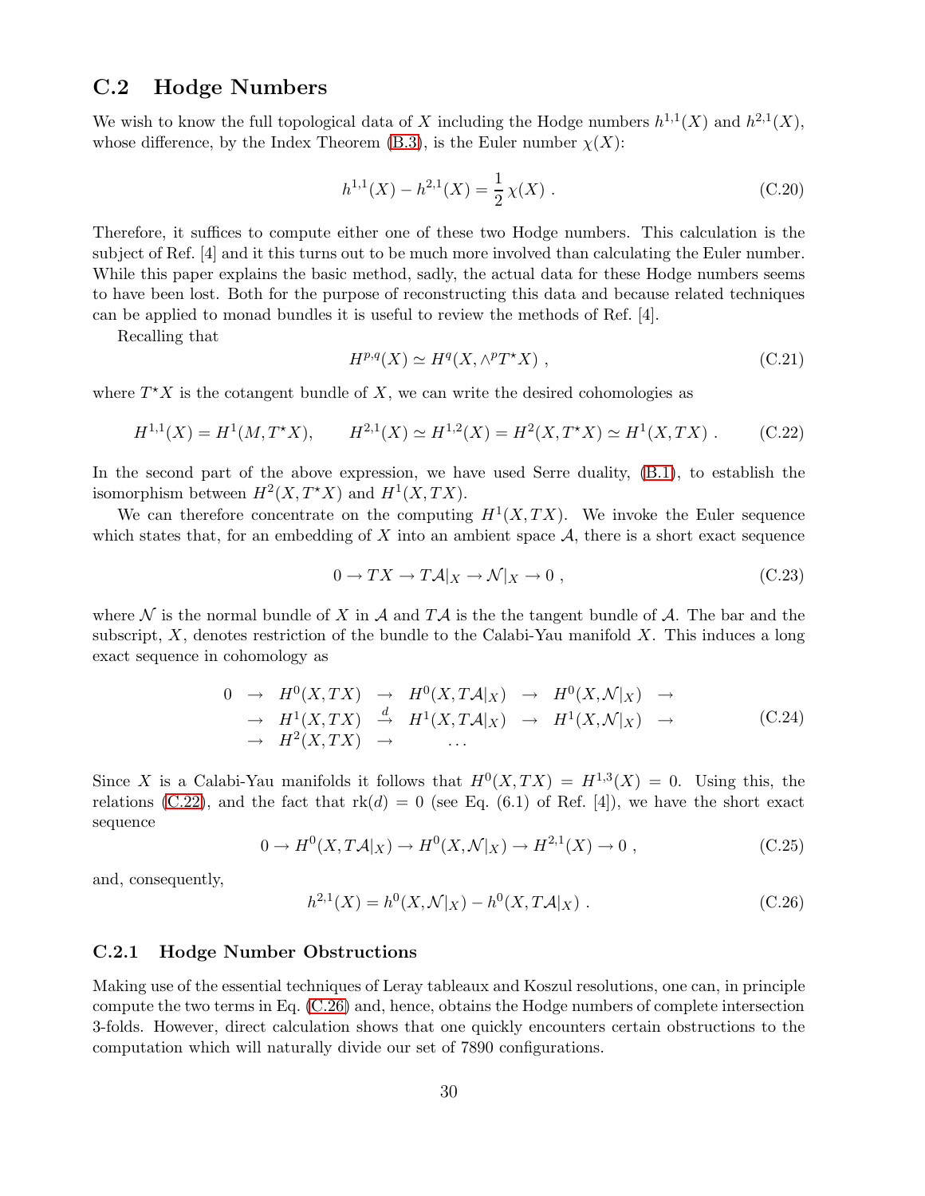## C.2 Hodge Numbers

We wish to know the full topological data of $X$ including the Hodge numbers $h^{1,1}(X)$ and $h^{2,1}(X)$, whose difference, by the Index Theorem (B.3), is the Euler number $\chi(X)$:

$$h^{1,1}(X) - h^{2,1}(X) = \frac{1}{2}\,\chi(X)\ . \tag{C.20}$$

Therefore, it suffices to compute either one of these two Hodge numbers. This calculation is the subject of Ref. [4] and it this turns out to be much more involved than calculating the Euler number. While this paper explains the basic method, sadly, the actual data for these Hodge numbers seems to have been lost. Both for the purpose of reconstructing this data and because related techniques can be applied to monad bundles it is useful to review the methods of Ref. [4].

Recalling that

$$H^{p,q}(X) \simeq H^q(X, \wedge^p T^\star X)\ , \tag{C.21}$$

where $T^\star X$ is the cotangent bundle of $X$, we can write the desired cohomologies as

$$H^{1,1}(X) = H^1(M, T^\star X), \qquad H^{2,1}(X) \simeq H^{1,2}(X) = H^2(X, T^\star X) \simeq H^1(X, TX)\ . \tag{C.22}$$

In the second part of the above expression, we have used Serre duality, (B.1), to establish the isomorphism between $H^2(X, T^\star X)$ and $H^1(X, TX)$.

We can therefore concentrate on the computing $H^1(X, TX)$. We invoke the Euler sequence which states that, for an embedding of $X$ into an ambient space $\mathcal{A}$, there is a short exact sequence

$$0 \to TX \to T\mathcal{A}|_X \to \mathcal{N}|_X \to 0\ , \tag{C.23}$$

where $\mathcal{N}$ is the normal bundle of $X$ in $\mathcal{A}$ and $T\mathcal{A}$ is the the tangent bundle of $\mathcal{A}$. The bar and the subscript, $X$, denotes restriction of the bundle to the Calabi-Yau manifold $X$. This induces a long exact sequence in cohomology as

$$\begin{array}{cccccccc} 0 & \to & H^0(X,TX) & \to & H^0(X,T\mathcal{A}|_X) & \to & H^0(X,\mathcal{N}|_X) & \to \\ & \to & H^1(X,TX) & \stackrel{d}{\to} & H^1(X,T\mathcal{A}|_X) & \to & H^1(X,\mathcal{N}|_X) & \to \\ & \to & H^2(X,TX) & \to & \ldots & & & \end{array} \tag{C.24}$$

Since $X$ is a Calabi-Yau manifolds it follows that $H^0(X, TX) = H^{1,3}(X) = 0$. Using this, the relations (C.22), and the fact that $\mathrm{rk}(d) = 0$ (see Eq. (6.1) of Ref. [4]), we have the short exact sequence

$$0 \to H^0(X, T\mathcal{A}|_X) \to H^0(X, \mathcal{N}|_X) \to H^{2,1}(X) \to 0\ , \tag{C.25}$$

and, consequently,

$$h^{2,1}(X) = h^0(X, \mathcal{N}|_X) - h^0(X, T\mathcal{A}|_X)\ . \tag{C.26}$$

### C.2.1 Hodge Number Obstructions

Making use of the essential techniques of Leray tableaux and Koszul resolutions, one can, in principle compute the two terms in Eq. (C.26) and, hence, obtains the Hodge numbers of complete intersection 3-folds. However, direct calculation shows that one quickly encounters certain obstructions to the computation which will naturally divide our set of 7890 configurations.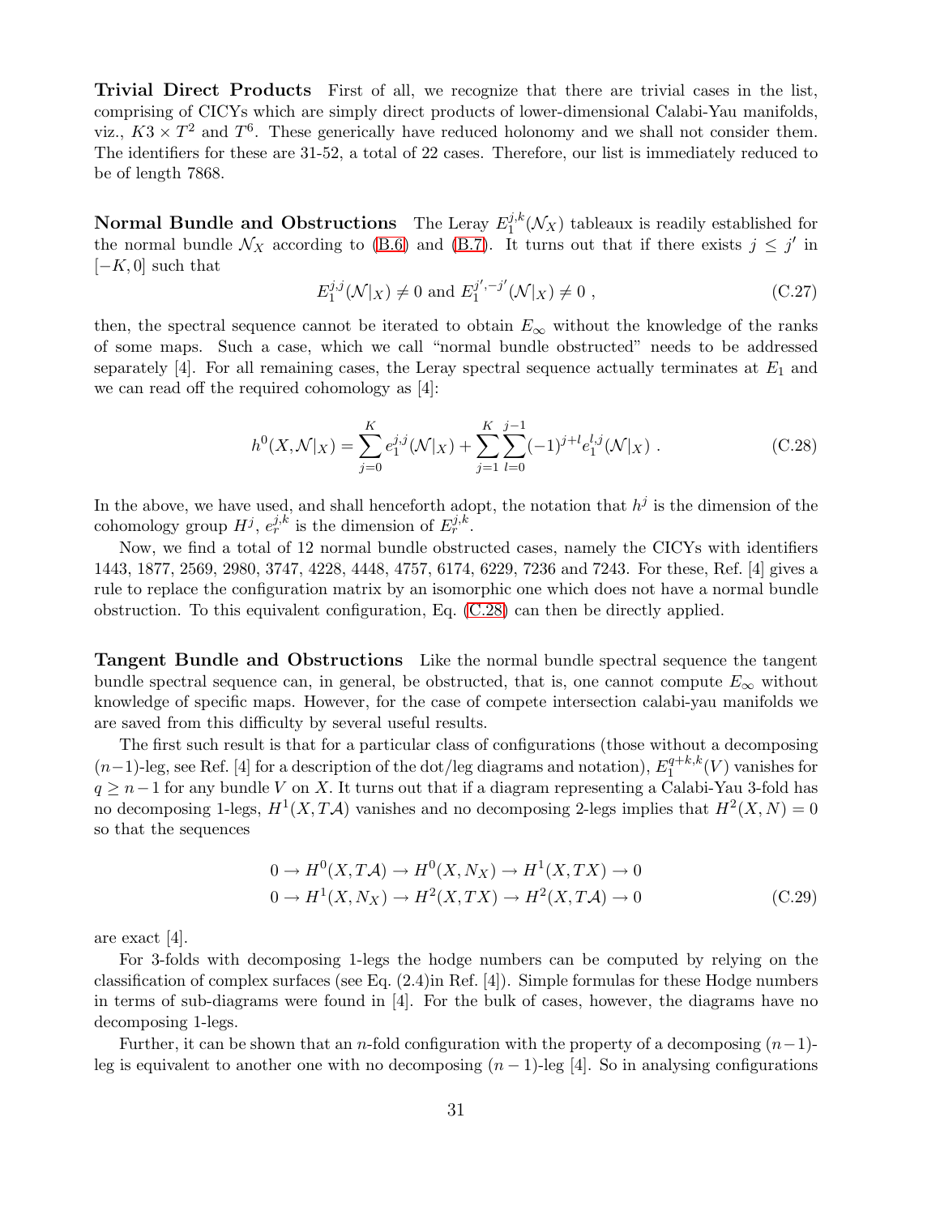**Trivial Direct Products** First of all, we recognize that there are trivial cases in the list, comprising of CICYs which are simply direct products of lower-dimensional Calabi-Yau manifolds, viz., $K3 \times T^2$ and $T^6$. These generically have reduced holonomy and we shall not consider them. The identifiers for these are 31-52, a total of 22 cases. Therefore, our list is immediately reduced to be of length 7868.

**Normal Bundle and Obstructions** The Leray $E_1^{j,k}(\mathcal{N}_X)$ tableaux is readily established for the normal bundle $\mathcal{N}_X$ according to (B.6) and (B.7). It turns out that if there exists $j \le j'$ in $[-K, 0]$ such that

$$E_1^{j,j}(\mathcal{N}|_X) \neq 0 \text{ and } E_1^{j',-j'}(\mathcal{N}|_X) \neq 0 \ , \tag{C.27}$$

then, the spectral sequence cannot be iterated to obtain $E_\infty$ without the knowledge of the ranks of some maps. Such a case, which we call "normal bundle obstructed" needs to be addressed separately [4]. For all remaining cases, the Leray spectral sequence actually terminates at $E_1$ and we can read off the required cohomology as [4]:

$$h^0(X, \mathcal{N}|_X) = \sum_{j=0}^{K} e_1^{j,j}(\mathcal{N}|_X) + \sum_{j=1}^{K} \sum_{l=0}^{j-1} (-1)^{j+l} e_1^{l,j}(\mathcal{N}|_X) \ . \tag{C.28}$$

In the above, we have used, and shall henceforth adopt, the notation that $h^j$ is the dimension of the cohomology group $H^j$, $e_r^{j,k}$ is the dimension of $E_r^{j,k}$.

Now, we find a total of 12 normal bundle obstructed cases, namely the CICYs with identifiers 1443, 1877, 2569, 2980, 3747, 4228, 4448, 4757, 6174, 6229, 7236 and 7243. For these, Ref. [4] gives a rule to replace the configuration matrix by an isomorphic one which does not have a normal bundle obstruction. To this equivalent configuration, Eq. (C.28) can then be directly applied.

**Tangent Bundle and Obstructions** Like the normal bundle spectral sequence the tangent bundle spectral sequence can, in general, be obstructed, that is, one cannot compute $E_\infty$ without knowledge of specific maps. However, for the case of compete intersection calabi-yau manifolds we are saved from this difficulty by several useful results.

The first such result is that for a particular class of configurations (those without a decomposing $(n-1)$-leg, see Ref. [4] for a description of the dot/leg diagrams and notation), $E_1^{q+k,k}(V)$ vanishes for $q \ge n-1$ for any bundle $V$ on $X$. It turns out that if a diagram representing a Calabi-Yau 3-fold has no decomposing 1-legs, $H^1(X, T\mathcal{A})$ vanishes and no decomposing 2-legs implies that $H^2(X, N) = 0$ so that the sequences

$$\begin{aligned}
0 \to H^0(X, T\mathcal{A}) \to H^0(X, N_X) \to H^1(X, TX) \to 0 \\
0 \to H^1(X, N_X) \to H^2(X, TX) \to H^2(X, T\mathcal{A}) \to 0
\end{aligned} \tag{C.29}$$

are exact [4].

For 3-folds with decomposing 1-legs the hodge numbers can be computed by relying on the classification of complex surfaces (see Eq. (2.4)in Ref. [4]). Simple formulas for these Hodge numbers in terms of sub-diagrams were found in [4]. For the bulk of cases, however, the diagrams have no decomposing 1-legs.

Further, it can be shown that an $n$-fold configuration with the property of a decomposing $(n-1)$-leg is equivalent to another one with no decomposing $(n-1)$-leg [4]. So in analysing configurations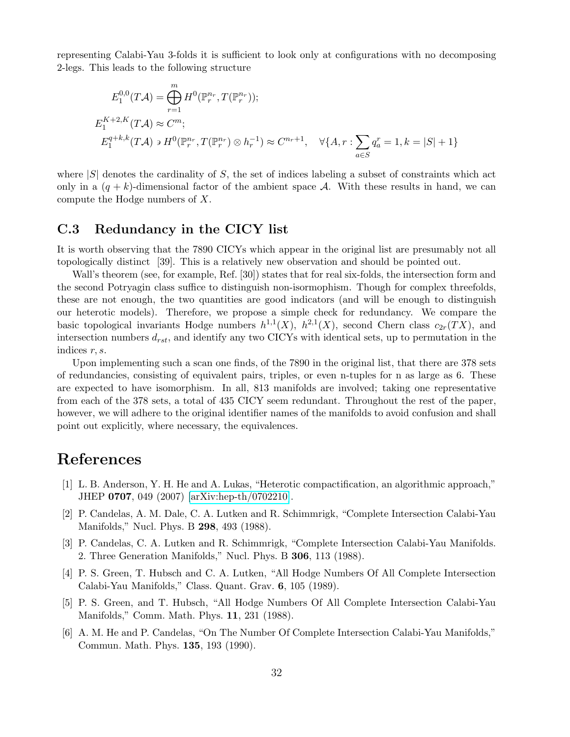representing Calabi-Yau 3-folds it is sufficient to look only at configurations with no decomposing 2-legs. This leads to the following structure

$$
\begin{aligned}
E_1^{0,0}(T\mathcal{A}) &= \bigoplus_{r=1}^{m} H^0(\mathbb{P}_r^{n_r}, T(\mathbb{P}_r^{n_r}));\\
E_1^{K+2,K}(T\mathcal{A}) &\approx C^m;\\
E_1^{q+k,k}(T\mathcal{A}) &\ni H^0(\mathbb{P}_r^{n_r}, T(\mathbb{P}_r^{n_r}) \otimes h_r^{-1}) \approx C^{n_r+1}, \quad \forall \{A, r : \sum_{a \in S} q_a^r = 1, k = |S| + 1\}
\end{aligned}
$$

where $|S|$ denotes the cardinality of $S$, the set of indices labeling a subset of constraints which act only in a $(q+k)$-dimensional factor of the ambient space $\mathcal{A}$. With these results in hand, we can compute the Hodge numbers of $X$.

## C.3 Redundancy in the CICY list

It is worth observing that the 7890 CICYs which appear in the original list are presumably not all topologically distinct [39]. This is a relatively new observation and should be pointed out.

Wall's theorem (see, for example, Ref. [30]) states that for real six-folds, the intersection form and the second Potryagin class suffice to distinguish non-isormophism. Though for complex threefolds, these are not enough, the two quantities are good indicators (and will be enough to distinguish our heterotic models). Therefore, we propose a simple check for redundancy. We compare the basic topological invariants Hodge numbers $h^{1,1}(X)$, $h^{2,1}(X)$, second Chern class $c_{2r}(TX)$, and intersection numbers $d_{rst}$, and identify any two CICYs with identical sets, up to permutation in the indices $r, s$.

Upon implementing such a scan one finds, of the 7890 in the original list, that there are 378 sets of redundancies, consisting of equivalent pairs, triples, or even n-tuples for n as large as 6. These are expected to have isomorphism. In all, 813 manifolds are involved; taking one representative from each of the 378 sets, a total of 435 CICY seem redundant. Throughout the rest of the paper, however, we will adhere to the original identifier names of the manifolds to avoid confusion and shall point out explicitly, where necessary, the equivalences.

# References

[1] L. B. Anderson, Y. H. He and A. Lukas, "Heterotic compactification, an algorithmic approach," JHEP **0707**, 049 (2007) [arXiv:hep-th/0702210].

[2] P. Candelas, A. M. Dale, C. A. Lutken and R. Schimmrigk, "Complete Intersection Calabi-Yau Manifolds," Nucl. Phys. B **298**, 493 (1988).

[3] P. Candelas, C. A. Lutken and R. Schimmrigk, "Complete Intersection Calabi-Yau Manifolds. 2. Three Generation Manifolds," Nucl. Phys. B **306**, 113 (1988).

[4] P. S. Green, T. Hubsch and C. A. Lutken, "All Hodge Numbers Of All Complete Intersection Calabi-Yau Manifolds," Class. Quant. Grav. **6**, 105 (1989).

[5] P. S. Green, and T. Hubsch, "All Hodge Numbers Of All Complete Intersection Calabi-Yau Manifolds," Comm. Math. Phys. **11**, 231 (1988).

[6] A. M. He and P. Candelas, "On The Number Of Complete Intersection Calabi-Yau Manifolds," Commun. Math. Phys. **135**, 193 (1990).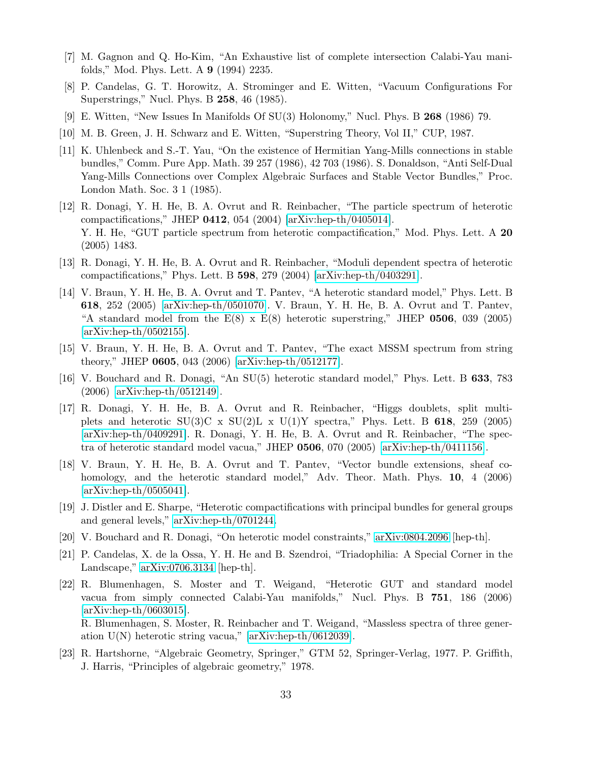- [7] M. Gagnon and Q. Ho-Kim, "An Exhaustive list of complete intersection Calabi-Yau manifolds," Mod. Phys. Lett. A **9** (1994) 2235.
- [8] P. Candelas, G. T. Horowitz, A. Strominger and E. Witten, "Vacuum Configurations For Superstrings," Nucl. Phys. B **258**, 46 (1985).
- [9] E. Witten, "New Issues In Manifolds Of SU(3) Holonomy," Nucl. Phys. B **268** (1986) 79.
- [10] M. B. Green, J. H. Schwarz and E. Witten, "Superstring Theory, Vol II," CUP, 1987.
- [11] K. Uhlenbeck and S.-T. Yau, "On the existence of Hermitian Yang-Mills connections in stable bundles," Comm. Pure App. Math. 39 257 (1986), 42 703 (1986). S. Donaldson, "Anti Self-Dual Yang-Mills Connections over Complex Algebraic Surfaces and Stable Vector Bundles," Proc. London Math. Soc. 3 1 (1985).
- [12] R. Donagi, Y. H. He, B. A. Ovrut and R. Reinbacher, "The particle spectrum of heterotic compactifications," JHEP **0412**, 054 (2004) [arXiv:hep-th/0405014].
  Y. H. He, "GUT particle spectrum from heterotic compactification," Mod. Phys. Lett. A **20** (2005) 1483.
- [13] R. Donagi, Y. H. He, B. A. Ovrut and R. Reinbacher, "Moduli dependent spectra of heterotic compactifications," Phys. Lett. B **598**, 279 (2004) [arXiv:hep-th/0403291].
- [14] V. Braun, Y. H. He, B. A. Ovrut and T. Pantev, "A heterotic standard model," Phys. Lett. B **618**, 252 (2005) [arXiv:hep-th/0501070]. V. Braun, Y. H. He, B. A. Ovrut and T. Pantev, "A standard model from the E(8) x E(8) heterotic superstring," JHEP **0506**, 039 (2005) [arXiv:hep-th/0502155].
- [15] V. Braun, Y. H. He, B. A. Ovrut and T. Pantev, "The exact MSSM spectrum from string theory," JHEP **0605**, 043 (2006) [arXiv:hep-th/0512177].
- [16] V. Bouchard and R. Donagi, "An SU(5) heterotic standard model," Phys. Lett. B **633**, 783 (2006) [arXiv:hep-th/0512149].
- [17] R. Donagi, Y. H. He, B. A. Ovrut and R. Reinbacher, "Higgs doublets, split multiplets and heterotic SU(3)C x SU(2)L x U(1)Y spectra," Phys. Lett. B **618**, 259 (2005) [arXiv:hep-th/0409291]. R. Donagi, Y. H. He, B. A. Ovrut and R. Reinbacher, "The spectra of heterotic standard model vacua," JHEP **0506**, 070 (2005) [arXiv:hep-th/0411156].
- [18] V. Braun, Y. H. He, B. A. Ovrut and T. Pantev, "Vector bundle extensions, sheaf cohomology, and the heterotic standard model," Adv. Theor. Math. Phys. **10**, 4 (2006) [arXiv:hep-th/0505041].
- [19] J. Distler and E. Sharpe, "Heterotic compactifications with principal bundles for general groups and general levels," arXiv:hep-th/0701244.
- [20] V. Bouchard and R. Donagi, "On heterotic model constraints," arXiv:0804.2096 [hep-th].
- [21] P. Candelas, X. de la Ossa, Y. H. He and B. Szendroi, "Triadophilia: A Special Corner in the Landscape," arXiv:0706.3134 [hep-th].
- [22] R. Blumenhagen, S. Moster and T. Weigand, "Heterotic GUT and standard model vacua from simply connected Calabi-Yau manifolds," Nucl. Phys. B **751**, 186 (2006) [arXiv:hep-th/0603015].
  R. Blumenhagen, S. Moster, R. Reinbacher and T. Weigand, "Massless spectra of three generation U(N) heterotic string vacua," [arXiv:hep-th/0612039].
- [23] R. Hartshorne, "Algebraic Geometry, Springer," GTM 52, Springer-Verlag, 1977. P. Griffith, J. Harris, "Principles of algebraic geometry," 1978.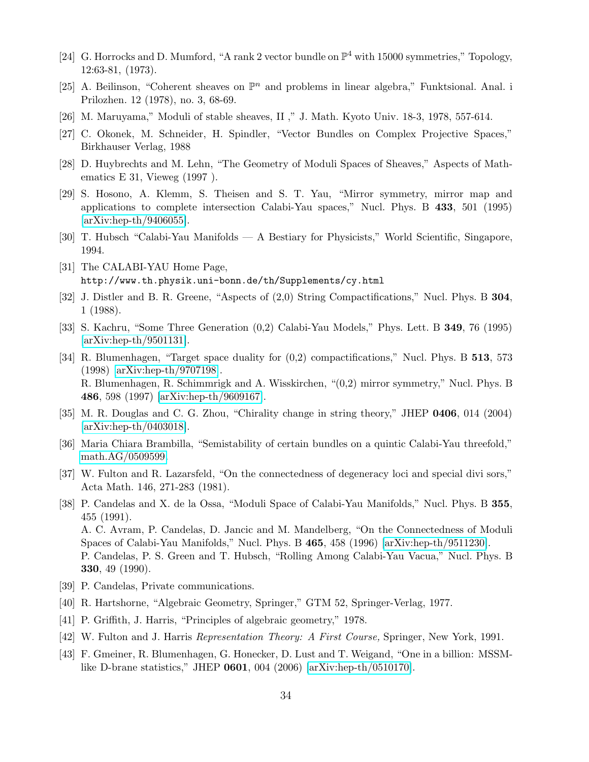- [24] G. Horrocks and D. Mumford, “A rank 2 vector bundle on $\mathbb{P}^4$ with 15000 symmetries,” Topology, 12:63-81, (1973).
- [25] A. Beilinson, “Coherent sheaves on $\mathbb{P}^n$ and problems in linear algebra,” Funktsional. Anal. i Prilozhen. 12 (1978), no. 3, 68-69.
- [26] M. Maruyama,” Moduli of stable sheaves, II ,” J. Math. Kyoto Univ. 18-3, 1978, 557-614.
- [27] C. Okonek, M. Schneider, H. Spindler, “Vector Bundles on Complex Projective Spaces,” Birkhauser Verlag, 1988
- [28] D. Huybrechts and M. Lehn, “The Geometry of Moduli Spaces of Sheaves,” Aspects of Mathematics E 31, Vieweg (1997 ).
- [29] S. Hosono, A. Klemm, S. Theisen and S. T. Yau, “Mirror symmetry, mirror map and applications to complete intersection Calabi-Yau spaces,” Nucl. Phys. B **433**, 501 (1995) [arXiv:hep-th/9406055].
- [30] T. Hubsch “Calabi-Yau Manifolds — A Bestiary for Physicists,” World Scientific, Singapore, 1994.
- [31] The CALABI-YAU Home Page, `http://www.th.physik.uni-bonn.de/th/Supplements/cy.html`
- [32] J. Distler and B. R. Greene, “Aspects of (2,0) String Compactifications,” Nucl. Phys. B **304**, 1 (1988).
- [33] S. Kachru, “Some Three Generation (0,2) Calabi-Yau Models,” Phys. Lett. B **349**, 76 (1995) [arXiv:hep-th/9501131].
- [34] R. Blumenhagen, “Target space duality for (0,2) compactifications,” Nucl. Phys. B **513**, 573 (1998) [arXiv:hep-th/9707198].
  R. Blumenhagen, R. Schimmrigk and A. Wisskirchen, “(0,2) mirror symmetry,” Nucl. Phys. B **486**, 598 (1997) [arXiv:hep-th/9609167].
- [35] M. R. Douglas and C. G. Zhou, “Chirality change in string theory,” JHEP **0406**, 014 (2004) [arXiv:hep-th/0403018].
- [36] Maria Chiara Brambilla, “Semistability of certain bundles on a quintic Calabi-Yau threefold,” math.AG/0509599.
- [37] W. Fulton and R. Lazarsfeld, “On the connectedness of degeneracy loci and special divi sors,” Acta Math. 146, 271-283 (1981).
- [38] P. Candelas and X. de la Ossa, “Moduli Space of Calabi-Yau Manifolds,” Nucl. Phys. B **355**, 455 (1991).
  A. C. Avram, P. Candelas, D. Jancic and M. Mandelberg, “On the Connectedness of Moduli Spaces of Calabi-Yau Manifolds,” Nucl. Phys. B **465**, 458 (1996) [arXiv:hep-th/9511230].
  P. Candelas, P. S. Green and T. Hubsch, “Rolling Among Calabi-Yau Vacua,” Nucl. Phys. B **330**, 49 (1990).
- [39] P. Candelas, Private communications.
- [40] R. Hartshorne, “Algebraic Geometry, Springer,” GTM 52, Springer-Verlag, 1977.
- [41] P. Griffith, J. Harris, “Principles of algebraic geometry,” 1978.
- [42] W. Fulton and J. Harris *Representation Theory: A First Course,* Springer, New York, 1991.
- [43] F. Gmeiner, R. Blumenhagen, G. Honecker, D. Lust and T. Weigand, “One in a billion: MSSM-like D-brane statistics,” JHEP **0601**, 004 (2006) [arXiv:hep-th/0510170].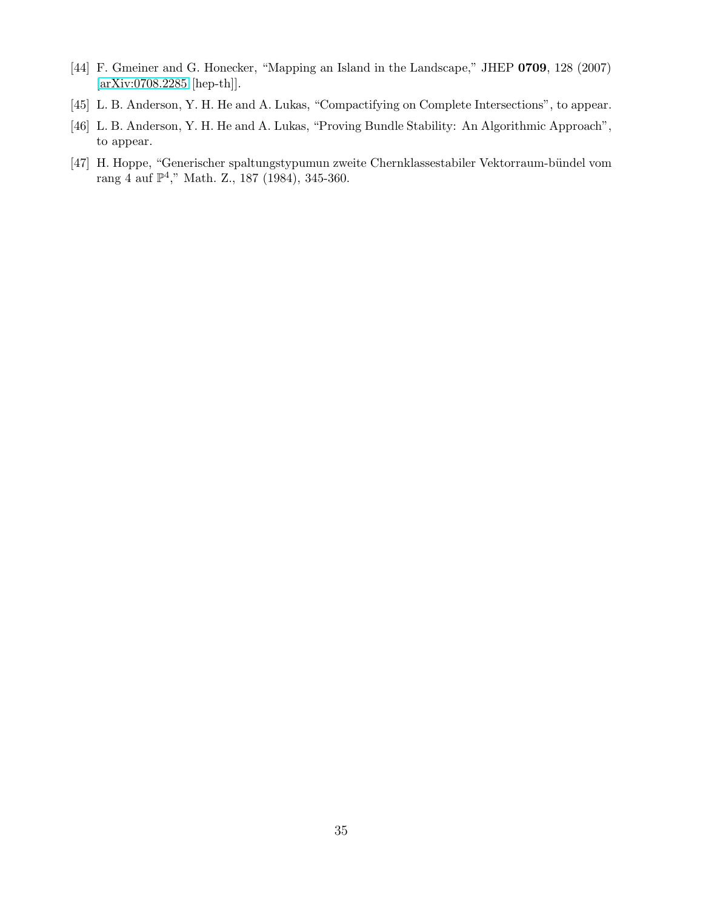[44] F. Gmeiner and G. Honecker, “Mapping an Island in the Landscape,” JHEP **0709**, 128 (2007) [arXiv:0708.2285 [hep-th]].

[45] L. B. Anderson, Y. H. He and A. Lukas, “Compactifying on Complete Intersections”, to appear.

[46] L. B. Anderson, Y. H. He and A. Lukas, “Proving Bundle Stability: An Algorithmic Approach”, to appear.

[47] H. Hoppe, “Generischer spaltungstypumun zweite Chernklassestabiler Vektorraum-bündel vom rang 4 auf $\mathbb{P}^4$,” Math. Z., 187 (1984), 345-360.